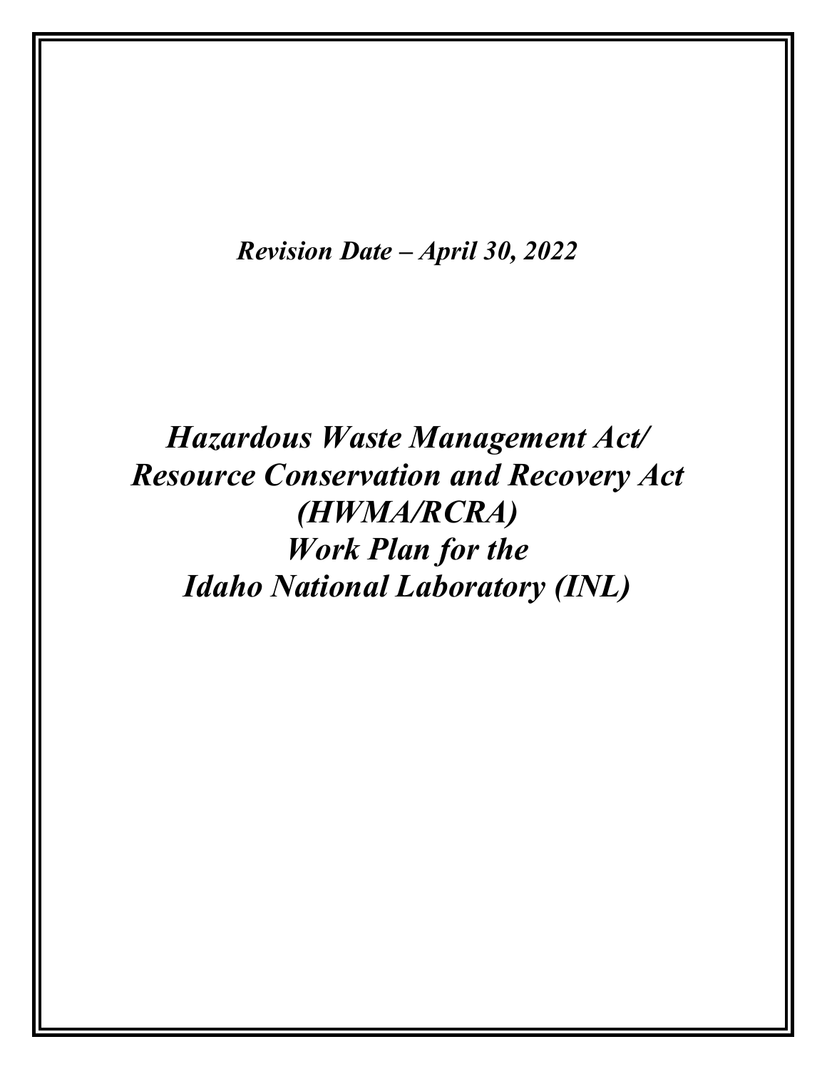***Revision Date – April 30, 2022***

# *Hazardous Waste Management Act/ Resource Conservation and Recovery Act (HWMA/RCRA) Work Plan for the Idaho National Laboratory (INL)*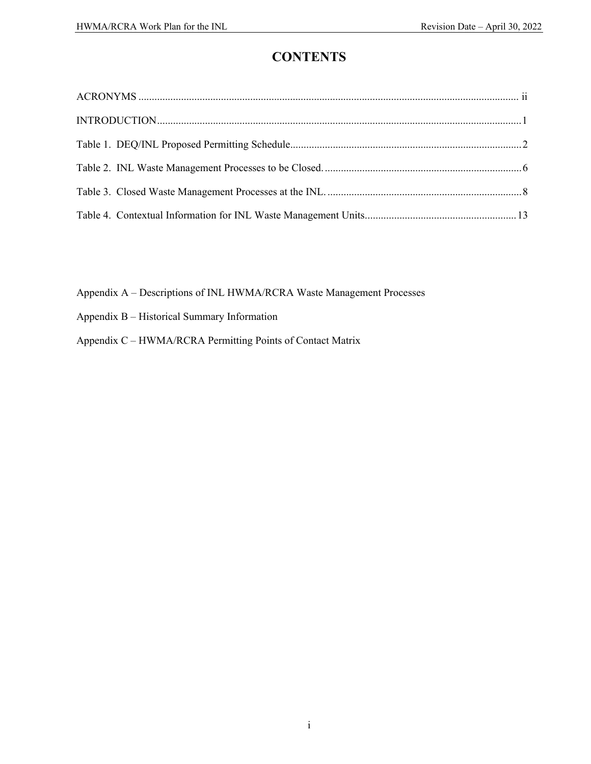# CONTENTS

ACRONYMS ..... ii

INTRODUCTION ..... 1

Table 1. DEQ/INL Proposed Permitting Schedule ..... 2

Table 2. INL Waste Management Processes to be Closed. ..... 6

Table 3. Closed Waste Management Processes at the INL. ..... 8

Table 4. Contextual Information for INL Waste Management Units ..... 13

Appendix A – Descriptions of INL HWMA/RCRA Waste Management Processes

Appendix B – Historical Summary Information

Appendix C – HWMA/RCRA Permitting Points of Contact Matrix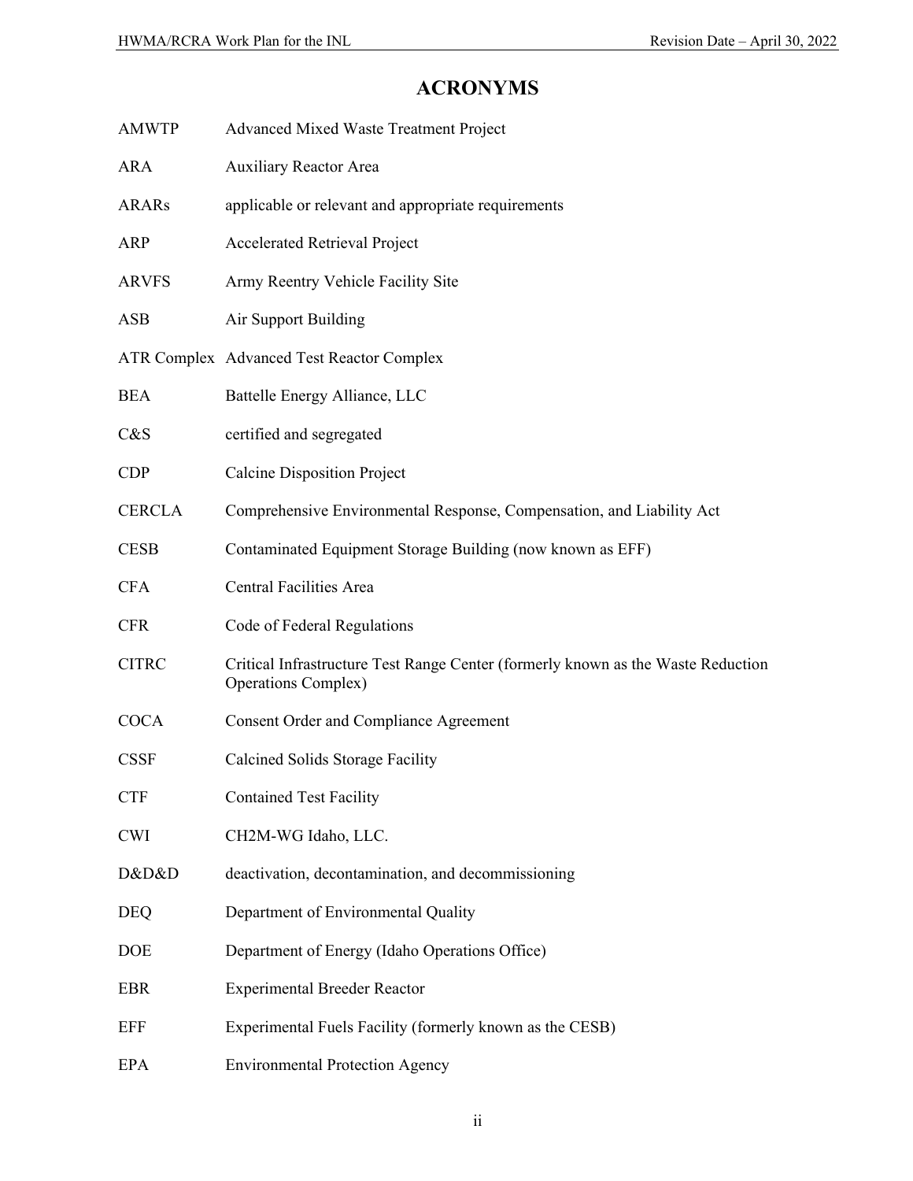# ACRONYMS

| | |
|---|---|
| AMWTP | Advanced Mixed Waste Treatment Project |
| ARA | Auxiliary Reactor Area |
| ARARs | applicable or relevant and appropriate requirements |
| ARP | Accelerated Retrieval Project |
| ARVFS | Army Reentry Vehicle Facility Site |
| ASB | Air Support Building |
| ATR Complex | Advanced Test Reactor Complex |
| BEA | Battelle Energy Alliance, LLC |
| C&S | certified and segregated |
| CDP | Calcine Disposition Project |
| CERCLA | Comprehensive Environmental Response, Compensation, and Liability Act |
| CESB | Contaminated Equipment Storage Building (now known as EFF) |
| CFA | Central Facilities Area |
| CFR | Code of Federal Regulations |
| CITRC | Critical Infrastructure Test Range Center (formerly known as the Waste Reduction Operations Complex) |
| COCA | Consent Order and Compliance Agreement |
| CSSF | Calcined Solids Storage Facility |
| CTF | Contained Test Facility |
| CWI | CH2M-WG Idaho, LLC. |
| D&D&D | deactivation, decontamination, and decommissioning |
| DEQ | Department of Environmental Quality |
| DOE | Department of Energy (Idaho Operations Office) |
| EBR | Experimental Breeder Reactor |
| EFF | Experimental Fuels Facility (formerly known as the CESB) |
| EPA | Environmental Protection Agency |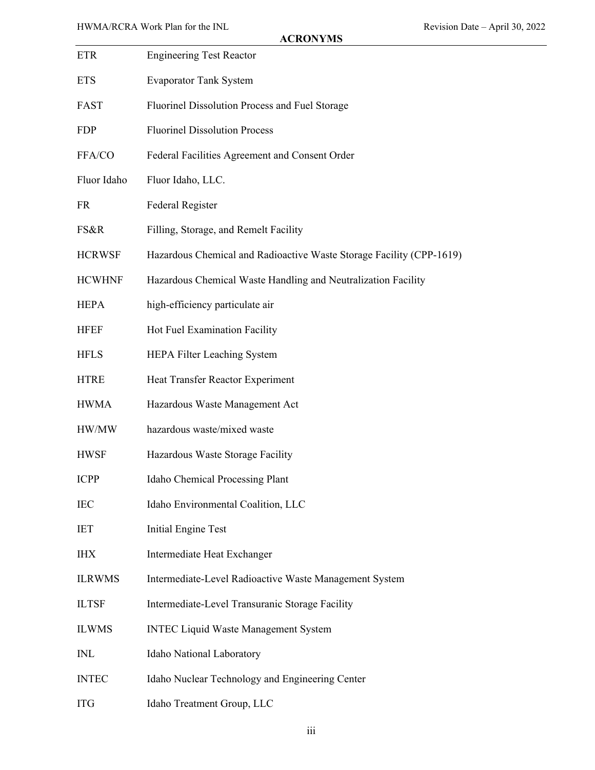## ACRONYMS

| | |
|---|---|
| ETR | Engineering Test Reactor |
| ETS | Evaporator Tank System |
| FAST | Fluorinel Dissolution Process and Fuel Storage |
| FDP | Fluorinel Dissolution Process |
| FFA/CO | Federal Facilities Agreement and Consent Order |
| Fluor Idaho | Fluor Idaho, LLC. |
| FR | Federal Register |
| FS&R | Filling, Storage, and Remelt Facility |
| HCRWSF | Hazardous Chemical and Radioactive Waste Storage Facility (CPP-1619) |
| HCWHNF | Hazardous Chemical Waste Handling and Neutralization Facility |
| HEPA | high-efficiency particulate air |
| HFEF | Hot Fuel Examination Facility |
| HFLS | HEPA Filter Leaching System |
| HTRE | Heat Transfer Reactor Experiment |
| HWMA | Hazardous Waste Management Act |
| HW/MW | hazardous waste/mixed waste |
| HWSF | Hazardous Waste Storage Facility |
| ICPP | Idaho Chemical Processing Plant |
| IEC | Idaho Environmental Coalition, LLC |
| IET | Initial Engine Test |
| IHX | Intermediate Heat Exchanger |
| ILRWMS | Intermediate-Level Radioactive Waste Management System |
| ILTSF | Intermediate-Level Transuranic Storage Facility |
| ILWMS | INTEC Liquid Waste Management System |
| INL | Idaho National Laboratory |
| INTEC | Idaho Nuclear Technology and Engineering Center |
| ITG | Idaho Treatment Group, LLC |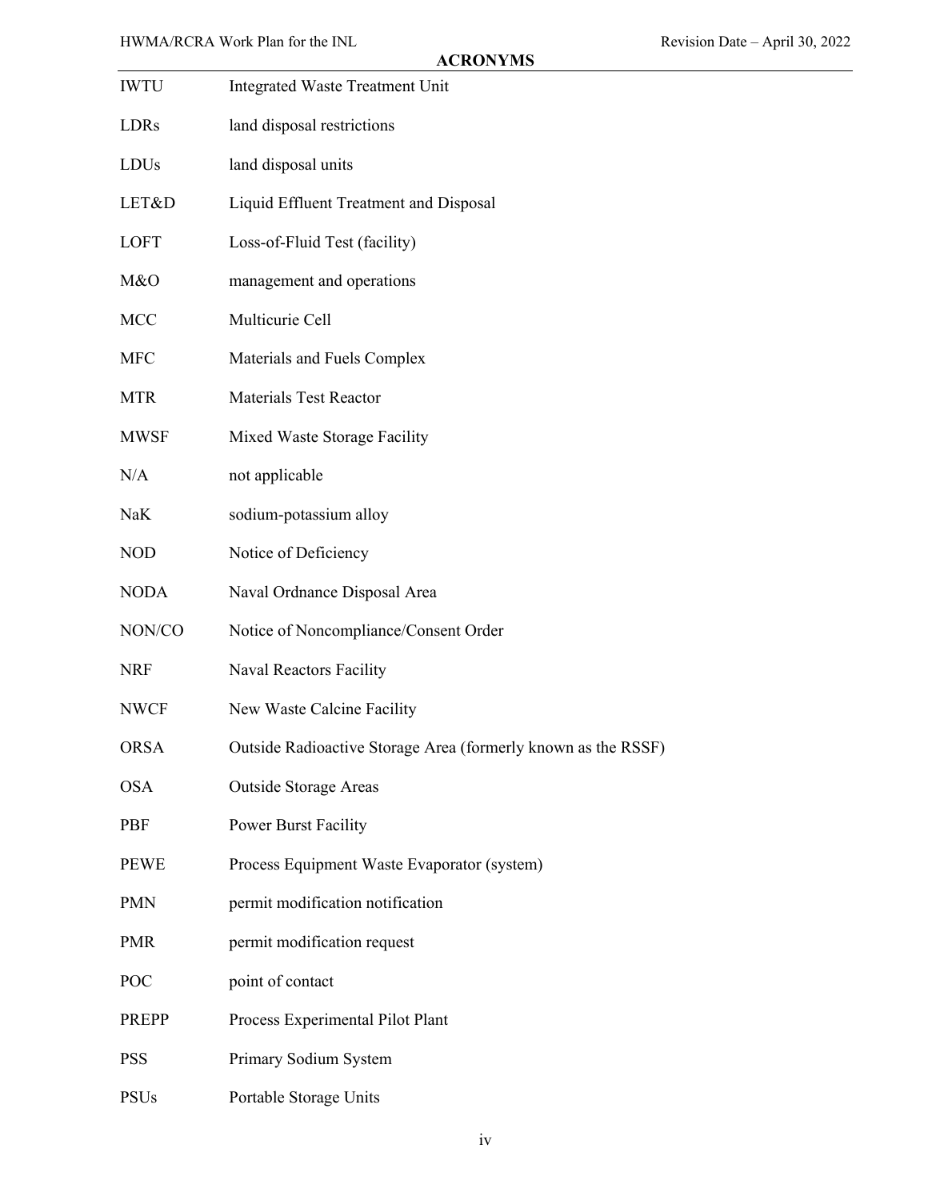## ACRONYMS

| | |
|---|---|
| IWTU | Integrated Waste Treatment Unit |
| LDRs | land disposal restrictions |
| LDUs | land disposal units |
| LET&D | Liquid Effluent Treatment and Disposal |
| LOFT | Loss-of-Fluid Test (facility) |
| M&O | management and operations |
| MCC | Multicurie Cell |
| MFC | Materials and Fuels Complex |
| MTR | Materials Test Reactor |
| MWSF | Mixed Waste Storage Facility |
| N/A | not applicable |
| NaK | sodium-potassium alloy |
| NOD | Notice of Deficiency |
| NODA | Naval Ordnance Disposal Area |
| NON/CO | Notice of Noncompliance/Consent Order |
| NRF | Naval Reactors Facility |
| NWCF | New Waste Calcine Facility |
| ORSA | Outside Radioactive Storage Area (formerly known as the RSSF) |
| OSA | Outside Storage Areas |
| PBF | Power Burst Facility |
| PEWE | Process Equipment Waste Evaporator (system) |
| PMN | permit modification notification |
| PMR | permit modification request |
| POC | point of contact |
| PREPP | Process Experimental Pilot Plant |
| PSS | Primary Sodium System |
| PSUs | Portable Storage Units |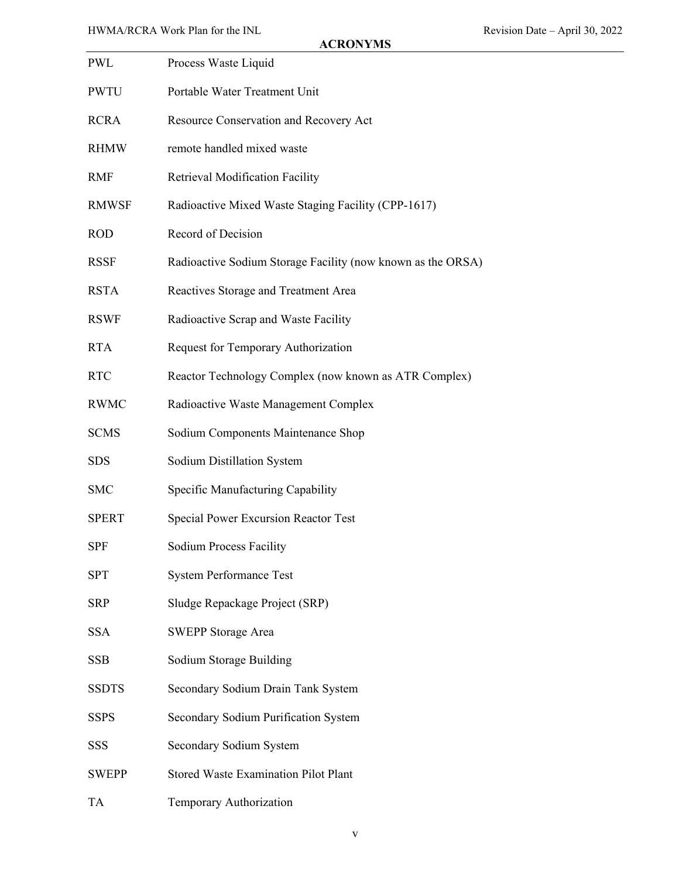## ACRONYMS

| | |
|---|---|
| PWL | Process Waste Liquid |
| PWTU | Portable Water Treatment Unit |
| RCRA | Resource Conservation and Recovery Act |
| RHMW | remote handled mixed waste |
| RMF | Retrieval Modification Facility |
| RMWSF | Radioactive Mixed Waste Staging Facility (CPP-1617) |
| ROD | Record of Decision |
| RSSF | Radioactive Sodium Storage Facility (now known as the ORSA) |
| RSTA | Reactives Storage and Treatment Area |
| RSWF | Radioactive Scrap and Waste Facility |
| RTA | Request for Temporary Authorization |
| RTC | Reactor Technology Complex (now known as ATR Complex) |
| RWMC | Radioactive Waste Management Complex |
| SCMS | Sodium Components Maintenance Shop |
| SDS | Sodium Distillation System |
| SMC | Specific Manufacturing Capability |
| SPERT | Special Power Excursion Reactor Test |
| SPF | Sodium Process Facility |
| SPT | System Performance Test |
| SRP | Sludge Repackage Project (SRP) |
| SSA | SWEPP Storage Area |
| SSB | Sodium Storage Building |
| SSDTS | Secondary Sodium Drain Tank System |
| SSPS | Secondary Sodium Purification System |
| SSS | Secondary Sodium System |
| SWEPP | Stored Waste Examination Pilot Plant |
| TA | Temporary Authorization |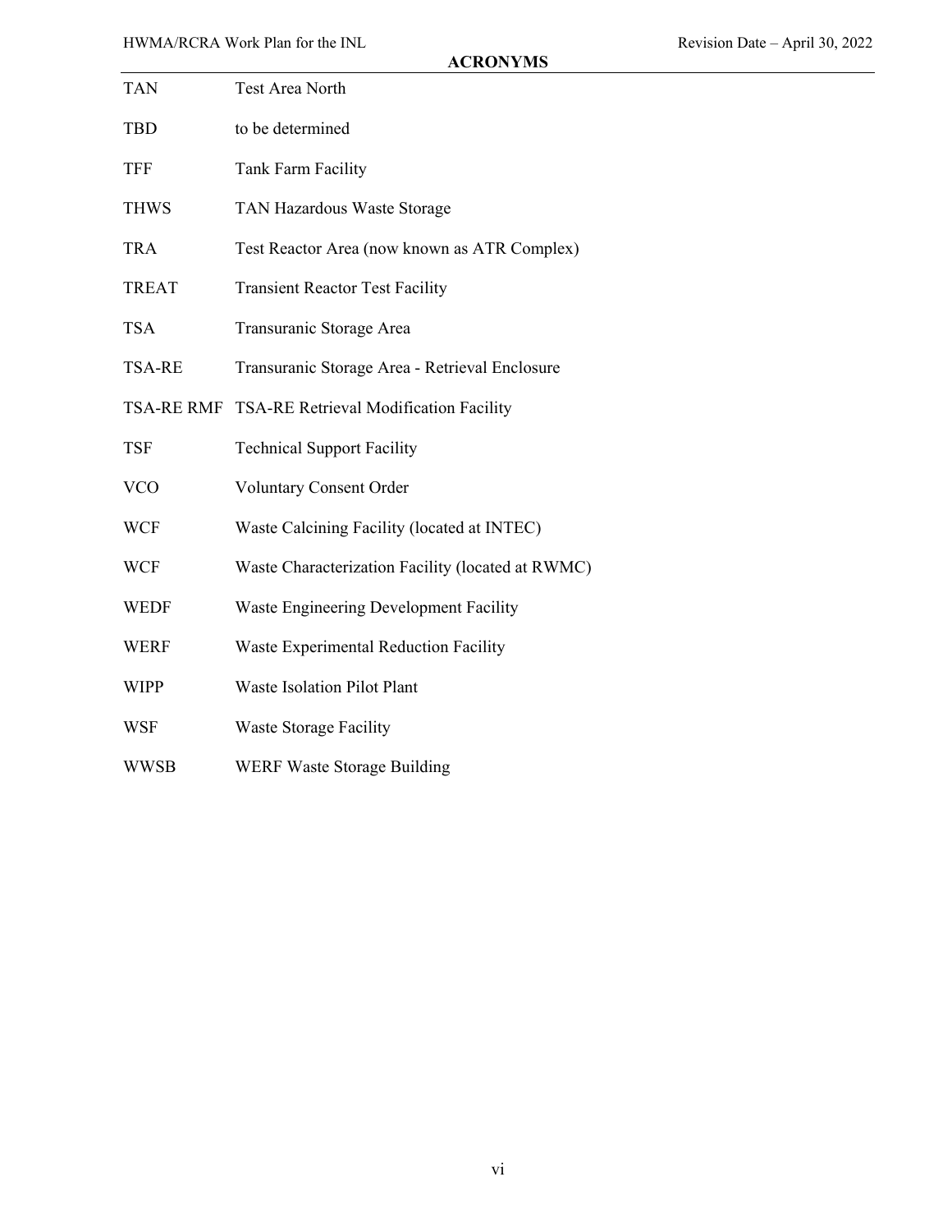## ACRONYMS

| | |
|---|---|
| TAN | Test Area North |
| TBD | to be determined |
| TFF | Tank Farm Facility |
| THWS | TAN Hazardous Waste Storage |
| TRA | Test Reactor Area (now known as ATR Complex) |
| TREAT | Transient Reactor Test Facility |
| TSA | Transuranic Storage Area |
| TSA-RE | Transuranic Storage Area - Retrieval Enclosure |
| TSA-RE RMF | TSA-RE Retrieval Modification Facility |
| TSF | Technical Support Facility |
| VCO | Voluntary Consent Order |
| WCF | Waste Calcining Facility (located at INTEC) |
| WCF | Waste Characterization Facility (located at RWMC) |
| WEDF | Waste Engineering Development Facility |
| WERF | Waste Experimental Reduction Facility |
| WIPP | Waste Isolation Pilot Plant |
| WSF | Waste Storage Facility |
| WWSB | WERF Waste Storage Building |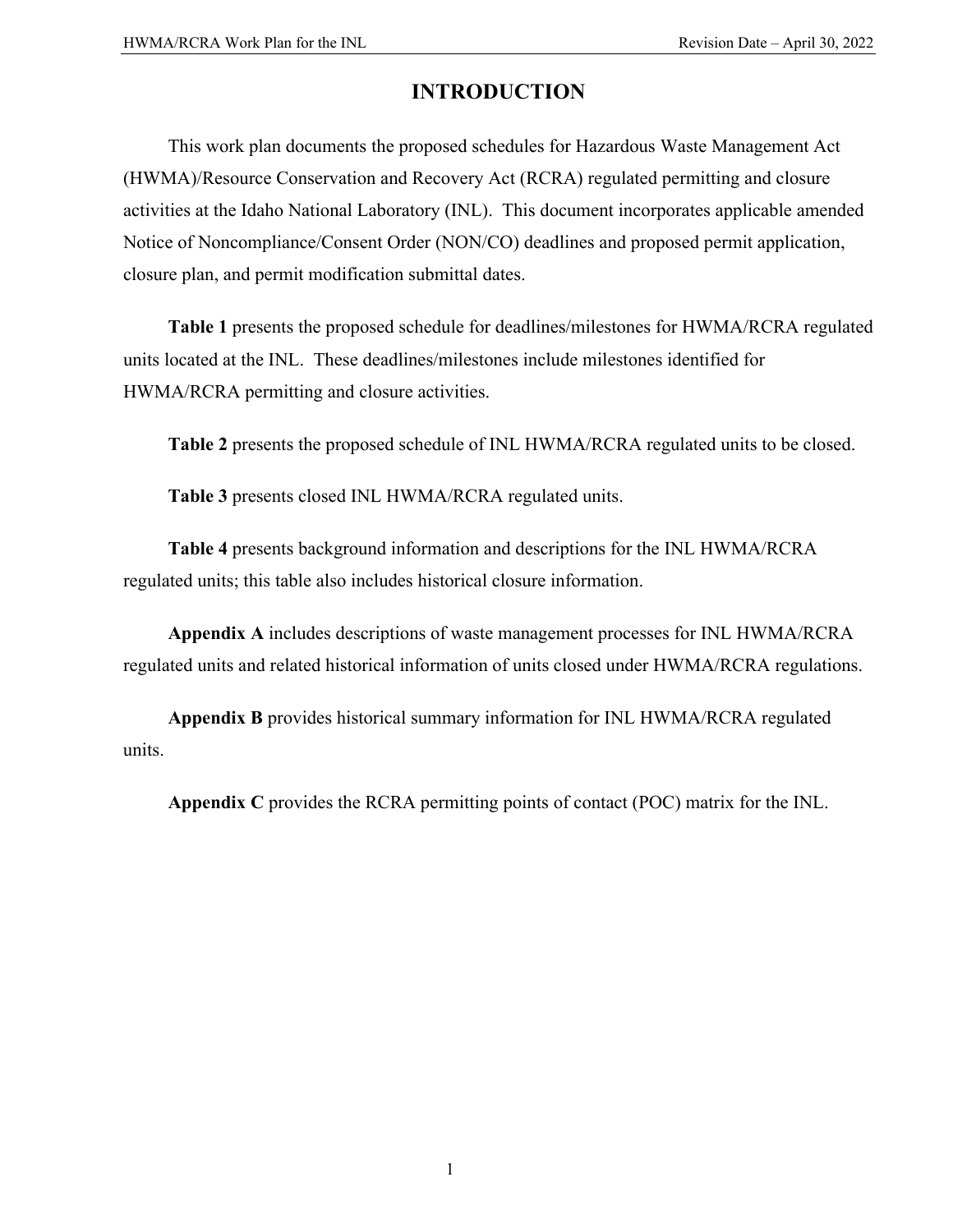# INTRODUCTION

This work plan documents the proposed schedules for Hazardous Waste Management Act (HWMA)/Resource Conservation and Recovery Act (RCRA) regulated permitting and closure activities at the Idaho National Laboratory (INL). This document incorporates applicable amended Notice of Noncompliance/Consent Order (NON/CO) deadlines and proposed permit application, closure plan, and permit modification submittal dates.

**Table 1** presents the proposed schedule for deadlines/milestones for HWMA/RCRA regulated units located at the INL. These deadlines/milestones include milestones identified for HWMA/RCRA permitting and closure activities.

**Table 2** presents the proposed schedule of INL HWMA/RCRA regulated units to be closed.

**Table 3** presents closed INL HWMA/RCRA regulated units.

**Table 4** presents background information and descriptions for the INL HWMA/RCRA regulated units; this table also includes historical closure information.

**Appendix A** includes descriptions of waste management processes for INL HWMA/RCRA regulated units and related historical information of units closed under HWMA/RCRA regulations.

**Appendix B** provides historical summary information for INL HWMA/RCRA regulated units.

**Appendix C** provides the RCRA permitting points of contact (POC) matrix for the INL.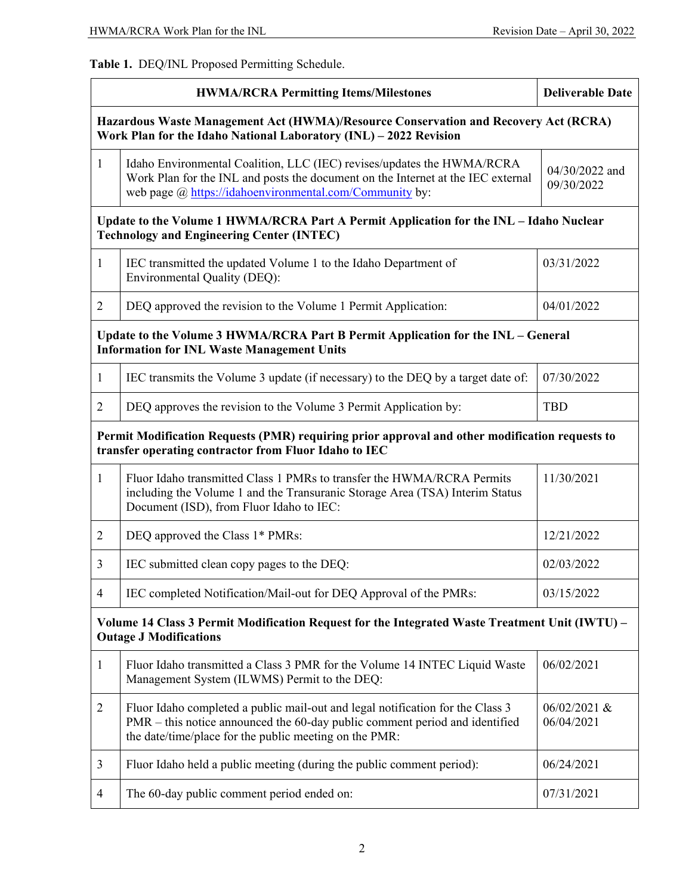**Table 1.** DEQ/INL Proposed Permitting Schedule.

| | HWMA/RCRA Permitting Items/Milestones | Deliverable Date |
|---|---|---|
| **Hazardous Waste Management Act (HWMA)/Resource Conservation and Recovery Act (RCRA) Work Plan for the Idaho National Laboratory (INL) – 2022 Revision** | | |
| 1 | Idaho Environmental Coalition, LLC (IEC) revises/updates the HWMA/RCRA Work Plan for the INL and posts the document on the Internet at the IEC external web page @ https://idahoenvironmental.com/Community by: | 04/30/2022 and 09/30/2022 |
| **Update to the Volume 1 HWMA/RCRA Part A Permit Application for the INL – Idaho Nuclear Technology and Engineering Center (INTEC)** | | |
| 1 | IEC transmitted the updated Volume 1 to the Idaho Department of Environmental Quality (DEQ): | 03/31/2022 |
| 2 | DEQ approved the revision to the Volume 1 Permit Application: | 04/01/2022 |
| **Update to the Volume 3 HWMA/RCRA Part B Permit Application for the INL – General Information for INL Waste Management Units** | | |
| 1 | IEC transmits the Volume 3 update (if necessary) to the DEQ by a target date of: | 07/30/2022 |
| 2 | DEQ approves the revision to the Volume 3 Permit Application by: | TBD |
| **Permit Modification Requests (PMR) requiring prior approval and other modification requests to transfer operating contractor from Fluor Idaho to IEC** | | |
| 1 | Fluor Idaho transmitted Class 1 PMRs to transfer the HWMA/RCRA Permits including the Volume 1 and the Transuranic Storage Area (TSA) Interim Status Document (ISD), from Fluor Idaho to IEC: | 11/30/2021 |
| 2 | DEQ approved the Class 1* PMRs: | 12/21/2022 |
| 3 | IEC submitted clean copy pages to the DEQ: | 02/03/2022 |
| 4 | IEC completed Notification/Mail-out for DEQ Approval of the PMRs: | 03/15/2022 |
| **Volume 14 Class 3 Permit Modification Request for the Integrated Waste Treatment Unit (IWTU) – Outage J Modifications** | | |
| 1 | Fluor Idaho transmitted a Class 3 PMR for the Volume 14 INTEC Liquid Waste Management System (ILWMS) Permit to the DEQ: | 06/02/2021 |
| 2 | Fluor Idaho completed a public mail-out and legal notification for the Class 3 PMR – this notice announced the 60-day public comment period and identified the date/time/place for the public meeting on the PMR: | 06/02/2021 & 06/04/2021 |
| 3 | Fluor Idaho held a public meeting (during the public comment period): | 06/24/2021 |
| 4 | The 60-day public comment period ended on: | 07/31/2021 |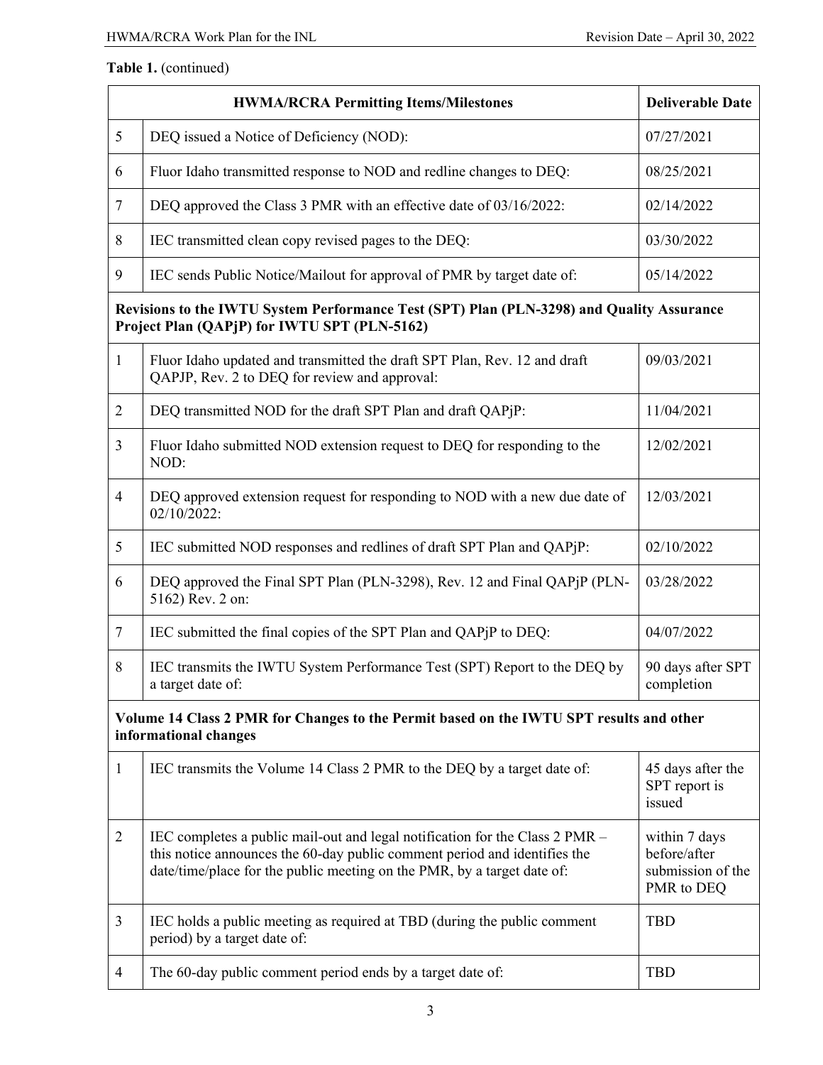**Table 1.** (continued)

| | HWMA/RCRA Permitting Items/Milestones | Deliverable Date |
|---|---|---|
| 5 | DEQ issued a Notice of Deficiency (NOD): | 07/27/2021 |
| 6 | Fluor Idaho transmitted response to NOD and redline changes to DEQ: | 08/25/2021 |
| 7 | DEQ approved the Class 3 PMR with an effective date of 03/16/2022: | 02/14/2022 |
| 8 | IEC transmitted clean copy revised pages to the DEQ: | 03/30/2022 |
| 9 | IEC sends Public Notice/Mailout for approval of PMR by target date of: | 05/14/2022 |
| **Revisions to the IWTU System Performance Test (SPT) Plan (PLN-3298) and Quality Assurance Project Plan (QAPjP) for IWTU SPT (PLN-5162)** | | |
| 1 | Fluor Idaho updated and transmitted the draft SPT Plan, Rev. 12 and draft QAPJP, Rev. 2 to DEQ for review and approval: | 09/03/2021 |
| 2 | DEQ transmitted NOD for the draft SPT Plan and draft QAPjP: | 11/04/2021 |
| 3 | Fluor Idaho submitted NOD extension request to DEQ for responding to the NOD: | 12/02/2021 |
| 4 | DEQ approved extension request for responding to NOD with a new due date of 02/10/2022: | 12/03/2021 |
| 5 | IEC submitted NOD responses and redlines of draft SPT Plan and QAPjP: | 02/10/2022 |
| 6 | DEQ approved the Final SPT Plan (PLN-3298), Rev. 12 and Final QAPjP (PLN-5162) Rev. 2 on: | 03/28/2022 |
| 7 | IEC submitted the final copies of the SPT Plan and QAPjP to DEQ: | 04/07/2022 |
| 8 | IEC transmits the IWTU System Performance Test (SPT) Report to the DEQ by a target date of: | 90 days after SPT completion |
| **Volume 14 Class 2 PMR for Changes to the Permit based on the IWTU SPT results and other informational changes** | | |
| 1 | IEC transmits the Volume 14 Class 2 PMR to the DEQ by a target date of: | 45 days after the SPT report is issued |
| 2 | IEC completes a public mail-out and legal notification for the Class 2 PMR – this notice announces the 60-day public comment period and identifies the date/time/place for the public meeting on the PMR, by a target date of: | within 7 days before/after submission of the PMR to DEQ |
| 3 | IEC holds a public meeting as required at TBD (during the public comment period) by a target date of: | TBD |
| 4 | The 60-day public comment period ends by a target date of: | TBD |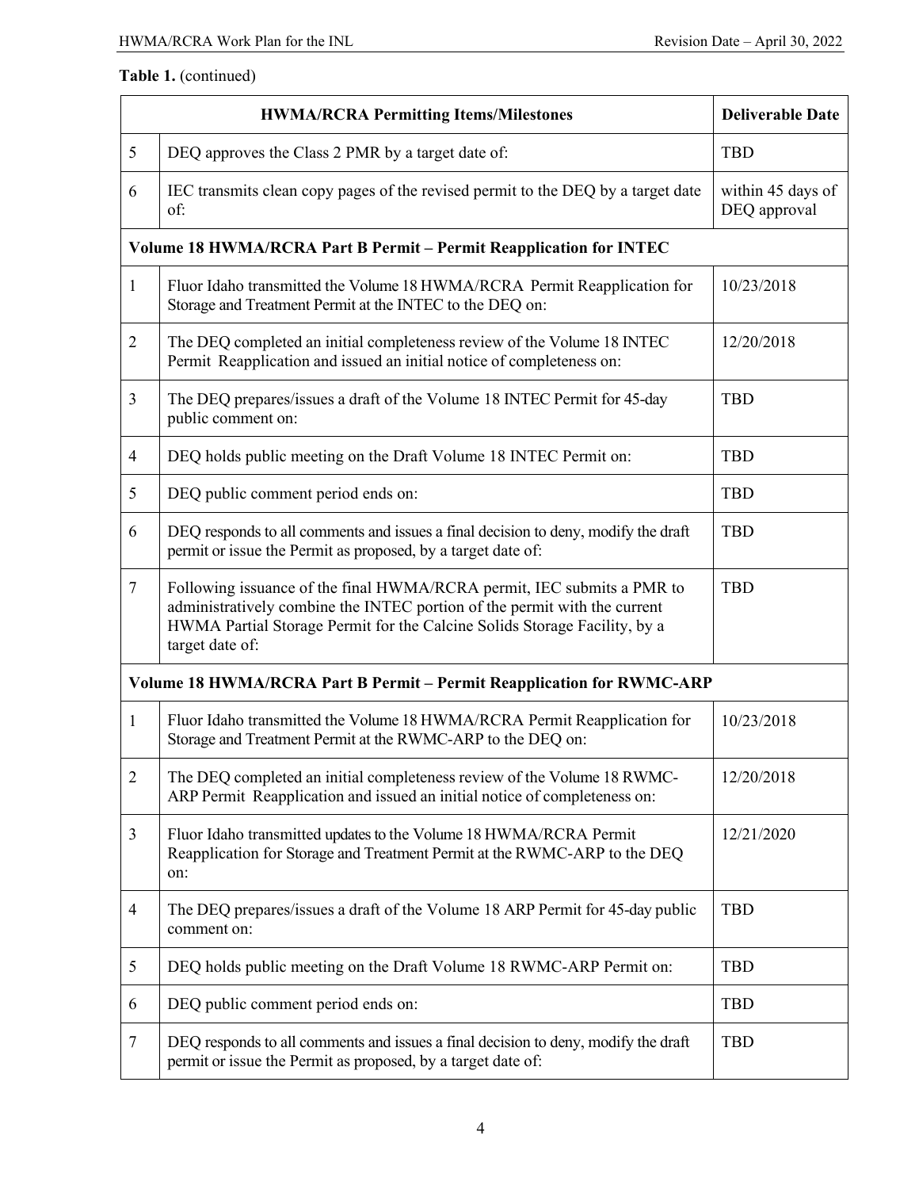**Table 1.** (continued)

| | HWMA/RCRA Permitting Items/Milestones | Deliverable Date |
|---|---|---|
| 5 | DEQ approves the Class 2 PMR by a target date of: | TBD |
| 6 | IEC transmits clean copy pages of the revised permit to the DEQ by a target date of: | within 45 days of DEQ approval |
| **Volume 18 HWMA/RCRA Part B Permit – Permit Reapplication for INTEC** | | |
| 1 | Fluor Idaho transmitted the Volume 18 HWMA/RCRA Permit Reapplication for Storage and Treatment Permit at the INTEC to the DEQ on: | 10/23/2018 |
| 2 | The DEQ completed an initial completeness review of the Volume 18 INTEC Permit Reapplication and issued an initial notice of completeness on: | 12/20/2018 |
| 3 | The DEQ prepares/issues a draft of the Volume 18 INTEC Permit for 45-day public comment on: | TBD |
| 4 | DEQ holds public meeting on the Draft Volume 18 INTEC Permit on: | TBD |
| 5 | DEQ public comment period ends on: | TBD |
| 6 | DEQ responds to all comments and issues a final decision to deny, modify the draft permit or issue the Permit as proposed, by a target date of: | TBD |
| 7 | Following issuance of the final HWMA/RCRA permit, IEC submits a PMR to administratively combine the INTEC portion of the permit with the current HWMA Partial Storage Permit for the Calcine Solids Storage Facility, by a target date of: | TBD |
| **Volume 18 HWMA/RCRA Part B Permit – Permit Reapplication for RWMC-ARP** | | |
| 1 | Fluor Idaho transmitted the Volume 18 HWMA/RCRA Permit Reapplication for Storage and Treatment Permit at the RWMC-ARP to the DEQ on: | 10/23/2018 |
| 2 | The DEQ completed an initial completeness review of the Volume 18 RWMC-ARP Permit Reapplication and issued an initial notice of completeness on: | 12/20/2018 |
| 3 | Fluor Idaho transmitted updates to the Volume 18 HWMA/RCRA Permit Reapplication for Storage and Treatment Permit at the RWMC-ARP to the DEQ on: | 12/21/2020 |
| 4 | The DEQ prepares/issues a draft of the Volume 18 ARP Permit for 45-day public comment on: | TBD |
| 5 | DEQ holds public meeting on the Draft Volume 18 RWMC-ARP Permit on: | TBD |
| 6 | DEQ public comment period ends on: | TBD |
| 7 | DEQ responds to all comments and issues a final decision to deny, modify the draft permit or issue the Permit as proposed, by a target date of: | TBD |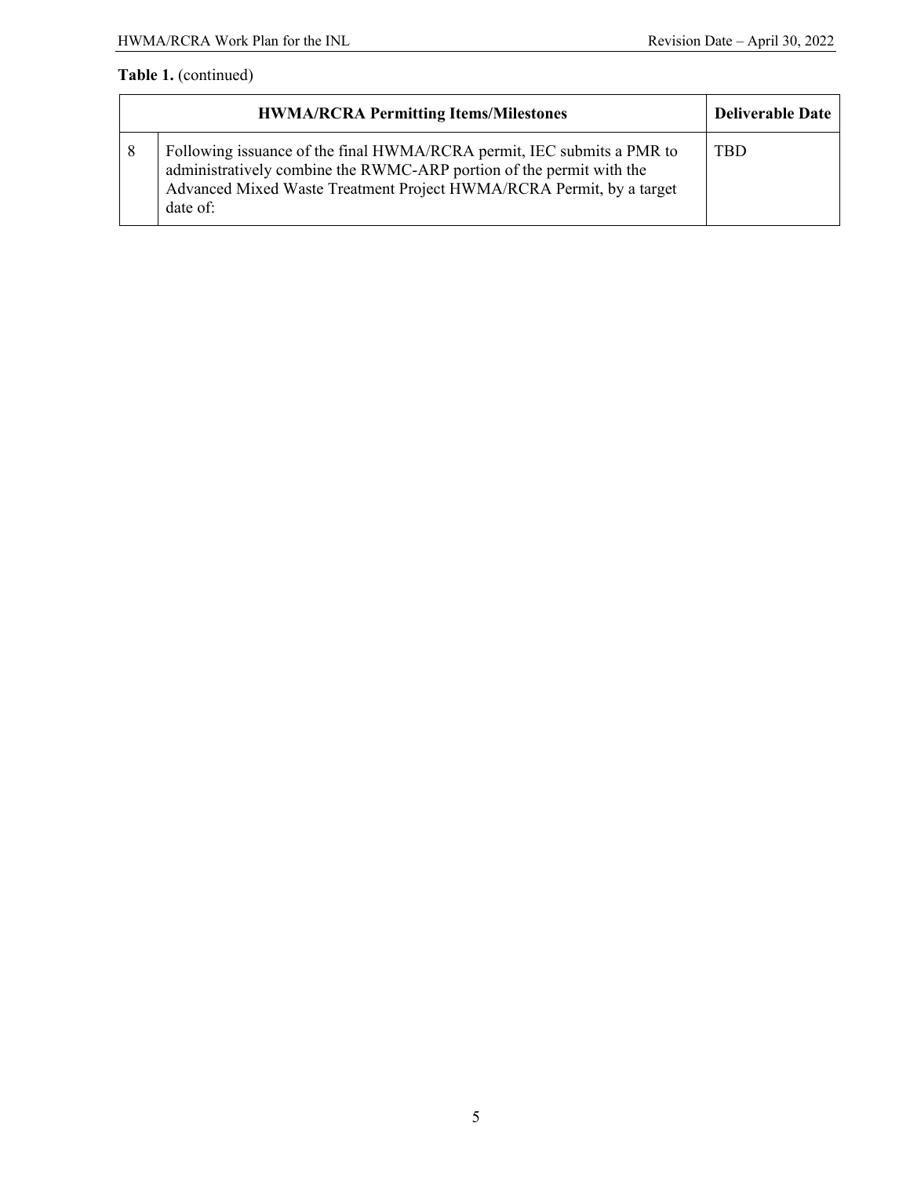**Table 1.** (continued)

| | HWMA/RCRA Permitting Items/Milestones | Deliverable Date |
|---|---|---|
| 8 | Following issuance of the final HWMA/RCRA permit, IEC submits a PMR to administratively combine the RWMC-ARP portion of the permit with the Advanced Mixed Waste Treatment Project HWMA/RCRA Permit, by a target date of: | TBD |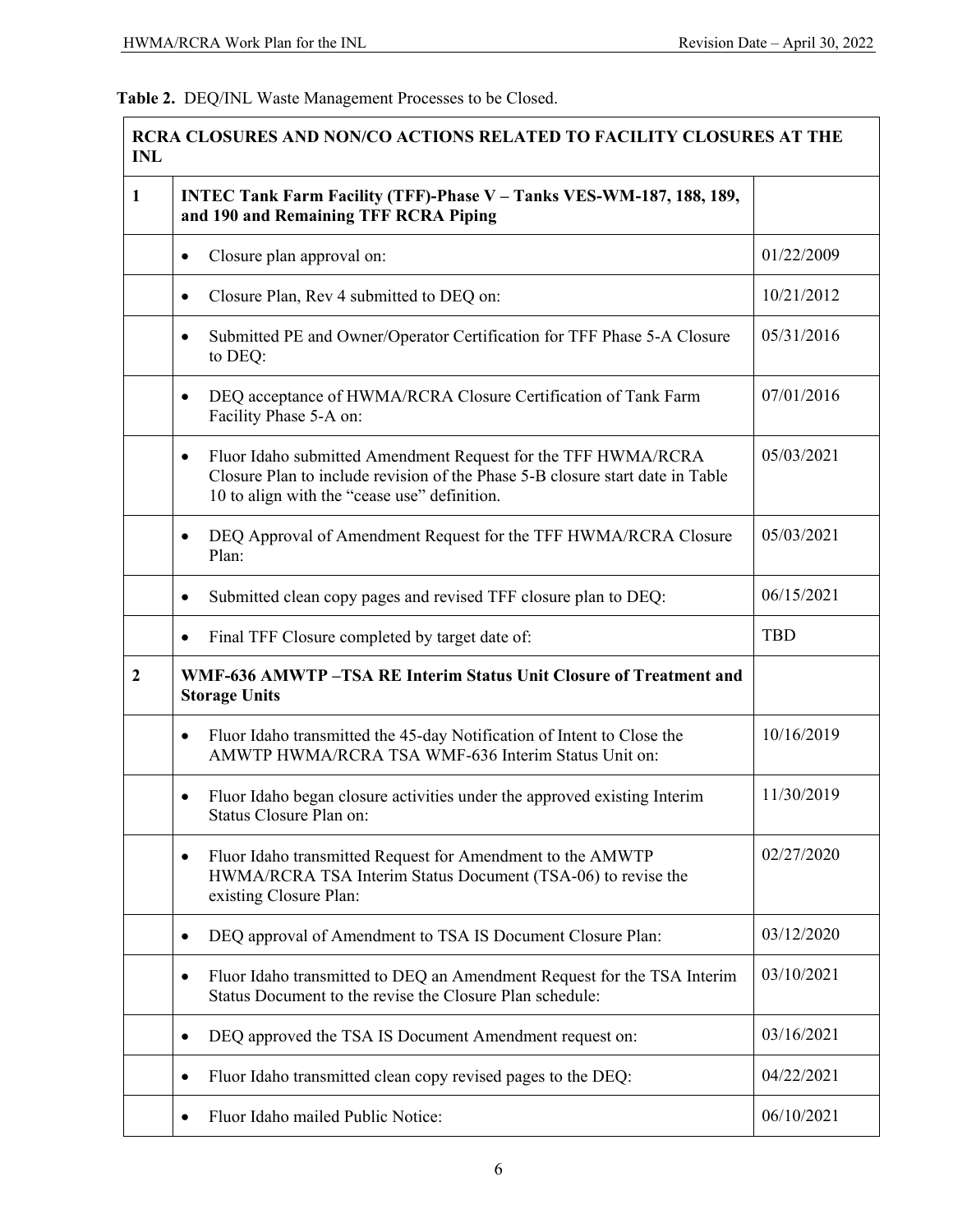**Table 2.** DEQ/INL Waste Management Processes to be Closed.

| RCRA CLOSURES AND NON/CO ACTIONS RELATED TO FACILITY CLOSURES AT THE INL | | |
|---|---|---|
| **1** | **INTEC Tank Farm Facility (TFF)-Phase V – Tanks VES-WM-187, 188, 189, and 190 and Remaining TFF RCRA Piping** | |
| | • Closure plan approval on: | 01/22/2009 |
| | • Closure Plan, Rev 4 submitted to DEQ on: | 10/21/2012 |
| | • Submitted PE and Owner/Operator Certification for TFF Phase 5-A Closure to DEQ: | 05/31/2016 |
| | • DEQ acceptance of HWMA/RCRA Closure Certification of Tank Farm Facility Phase 5-A on: | 07/01/2016 |
| | • Fluor Idaho submitted Amendment Request for the TFF HWMA/RCRA Closure Plan to include revision of the Phase 5-B closure start date in Table 10 to align with the "cease use" definition. | 05/03/2021 |
| | • DEQ Approval of Amendment Request for the TFF HWMA/RCRA Closure Plan: | 05/03/2021 |
| | • Submitted clean copy pages and revised TFF closure plan to DEQ: | 06/15/2021 |
| | • Final TFF Closure completed by target date of: | TBD |
| **2** | **WMF-636 AMWTP –TSA RE Interim Status Unit Closure of Treatment and Storage Units** | |
| | • Fluor Idaho transmitted the 45-day Notification of Intent to Close the AMWTP HWMA/RCRA TSA WMF-636 Interim Status Unit on: | 10/16/2019 |
| | • Fluor Idaho began closure activities under the approved existing Interim Status Closure Plan on: | 11/30/2019 |
| | • Fluor Idaho transmitted Request for Amendment to the AMWTP HWMA/RCRA TSA Interim Status Document (TSA-06) to revise the existing Closure Plan: | 02/27/2020 |
| | • DEQ approval of Amendment to TSA IS Document Closure Plan: | 03/12/2020 |
| | • Fluor Idaho transmitted to DEQ an Amendment Request for the TSA Interim Status Document to the revise the Closure Plan schedule: | 03/10/2021 |
| | • DEQ approved the TSA IS Document Amendment request on: | 03/16/2021 |
| | • Fluor Idaho transmitted clean copy revised pages to the DEQ: | 04/22/2021 |
| | • Fluor Idaho mailed Public Notice: | 06/10/2021 |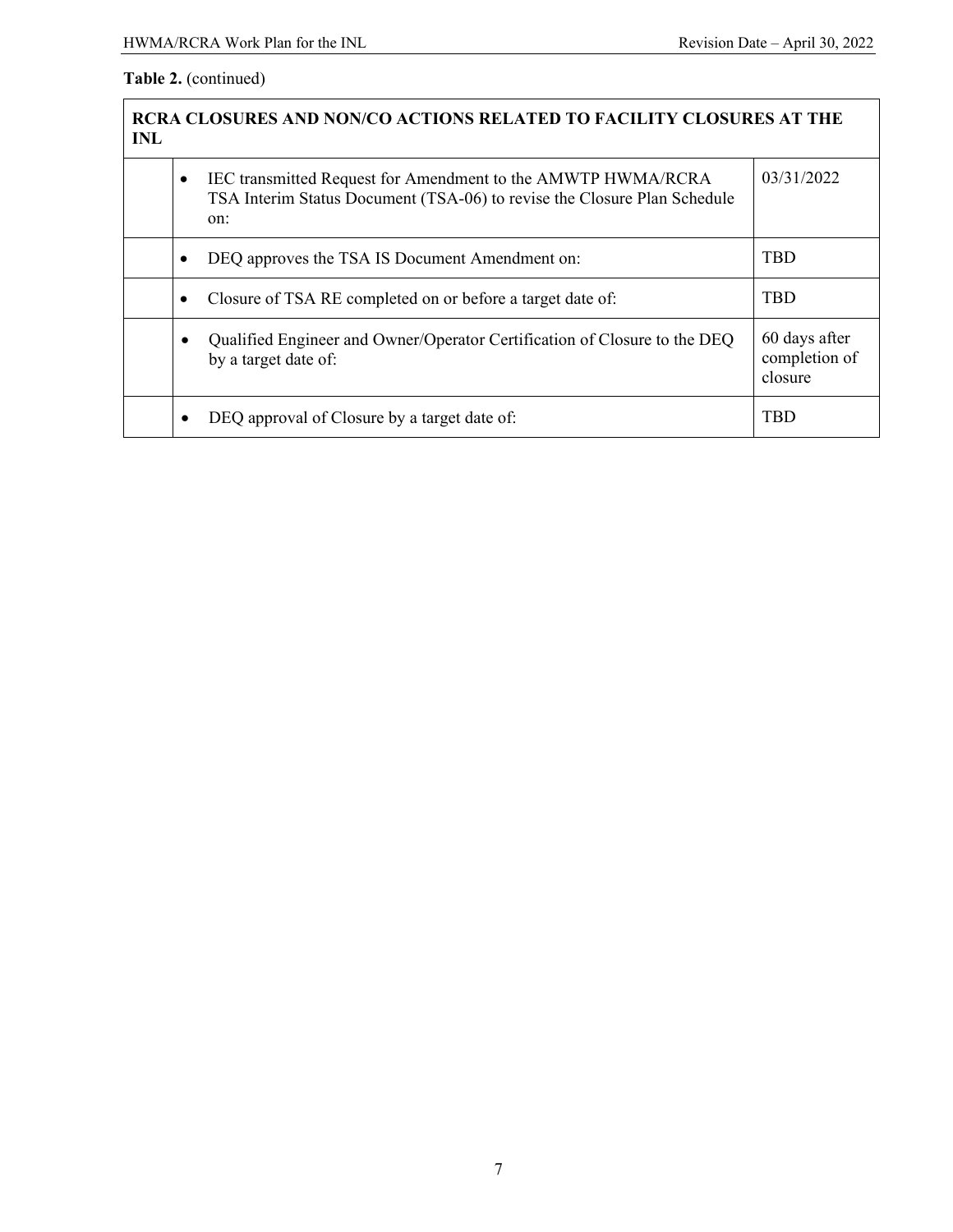**Table 2.** (continued)

| RCRA CLOSURES AND NON/CO ACTIONS RELATED TO FACILITY CLOSURES AT THE INL | | |
|---|---|---|
| | • IEC transmitted Request for Amendment to the AMWTP HWMA/RCRA TSA Interim Status Document (TSA-06) to revise the Closure Plan Schedule on: | 03/31/2022 |
| | • DEQ approves the TSA IS Document Amendment on: | TBD |
| | • Closure of TSA RE completed on or before a target date of: | TBD |
| | • Qualified Engineer and Owner/Operator Certification of Closure to the DEQ by a target date of: | 60 days after completion of closure |
| | • DEQ approval of Closure by a target date of: | TBD |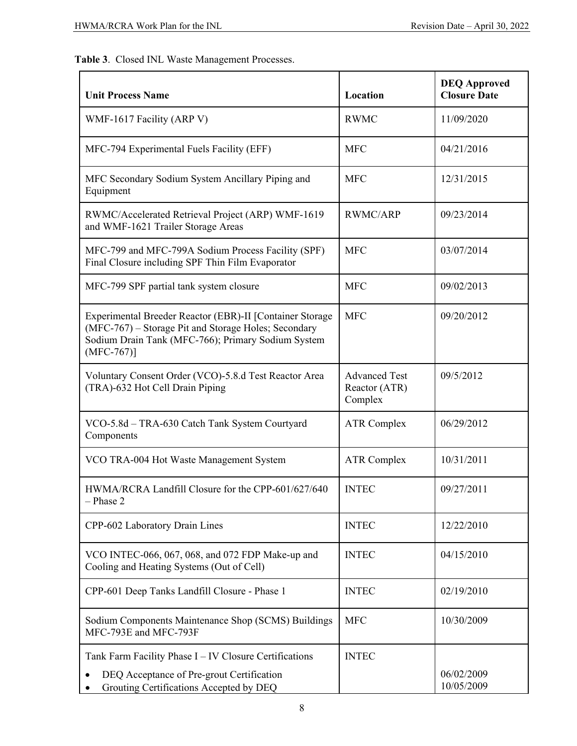**Table 3**. Closed INL Waste Management Processes.

| Unit Process Name | Location | DEQ Approved Closure Date |
|---|---|---|
| WMF-1617 Facility (ARP V) | RWMC | 11/09/2020 |
| MFC-794 Experimental Fuels Facility (EFF) | MFC | 04/21/2016 |
| MFC Secondary Sodium System Ancillary Piping and Equipment | MFC | 12/31/2015 |
| RWMC/Accelerated Retrieval Project (ARP) WMF-1619 and WMF-1621 Trailer Storage Areas | RWMC/ARP | 09/23/2014 |
| MFC-799 and MFC-799A Sodium Process Facility (SPF) Final Closure including SPF Thin Film Evaporator | MFC | 03/07/2014 |
| MFC-799 SPF partial tank system closure | MFC | 09/02/2013 |
| Experimental Breeder Reactor (EBR)-II [Container Storage (MFC-767) – Storage Pit and Storage Holes; Secondary Sodium Drain Tank (MFC-766); Primary Sodium System (MFC-767)] | MFC | 09/20/2012 |
| Voluntary Consent Order (VCO)-5.8.d Test Reactor Area (TRA)-632 Hot Cell Drain Piping | Advanced Test Reactor (ATR) Complex | 09/5/2012 |
| VCO-5.8d – TRA-630 Catch Tank System Courtyard Components | ATR Complex | 06/29/2012 |
| VCO TRA-004 Hot Waste Management System | ATR Complex | 10/31/2011 |
| HWMA/RCRA Landfill Closure for the CPP-601/627/640 – Phase 2 | INTEC | 09/27/2011 |
| CPP-602 Laboratory Drain Lines | INTEC | 12/22/2010 |
| VCO INTEC-066, 067, 068, and 072 FDP Make-up and Cooling and Heating Systems (Out of Cell) | INTEC | 04/15/2010 |
| CPP-601 Deep Tanks Landfill Closure - Phase 1 | INTEC | 02/19/2010 |
| Sodium Components Maintenance Shop (SCMS) Buildings MFC-793E and MFC-793F | MFC | 10/30/2009 |
| Tank Farm Facility Phase I – IV Closure Certifications<br>• DEQ Acceptance of Pre-grout Certification<br>• Grouting Certifications Accepted by DEQ | INTEC | <br>06/02/2009<br>10/05/2009 |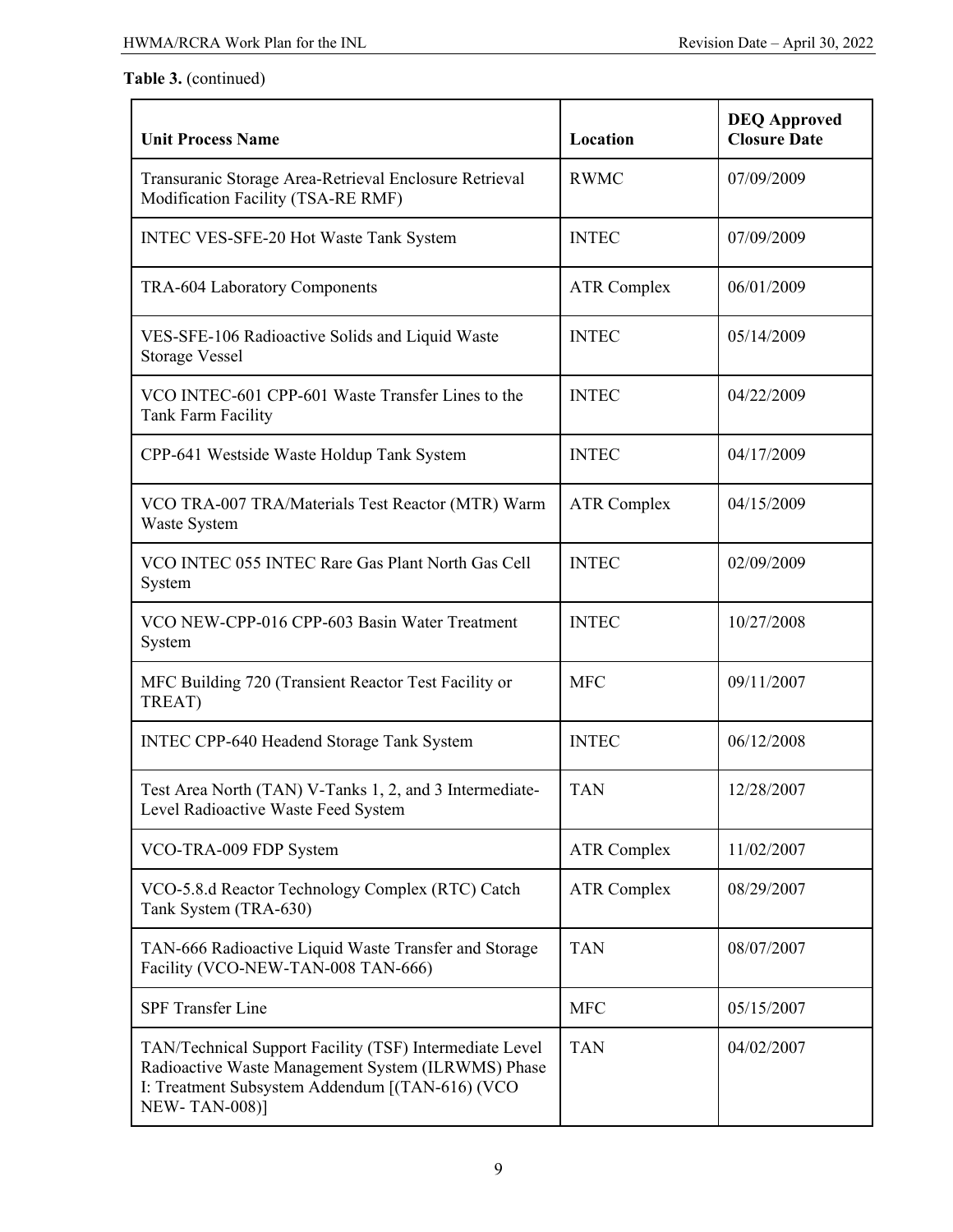**Table 3.** (continued)

| Unit Process Name | Location | DEQ Approved Closure Date |
|---|---|---|
| Transuranic Storage Area-Retrieval Enclosure Retrieval Modification Facility (TSA-RE RMF) | RWMC | 07/09/2009 |
| INTEC VES-SFE-20 Hot Waste Tank System | INTEC | 07/09/2009 |
| TRA-604 Laboratory Components | ATR Complex | 06/01/2009 |
| VES-SFE-106 Radioactive Solids and Liquid Waste Storage Vessel | INTEC | 05/14/2009 |
| VCO INTEC-601 CPP-601 Waste Transfer Lines to the Tank Farm Facility | INTEC | 04/22/2009 |
| CPP-641 Westside Waste Holdup Tank System | INTEC | 04/17/2009 |
| VCO TRA-007 TRA/Materials Test Reactor (MTR) Warm Waste System | ATR Complex | 04/15/2009 |
| VCO INTEC 055 INTEC Rare Gas Plant North Gas Cell System | INTEC | 02/09/2009 |
| VCO NEW-CPP-016 CPP-603 Basin Water Treatment System | INTEC | 10/27/2008 |
| MFC Building 720 (Transient Reactor Test Facility or TREAT) | MFC | 09/11/2007 |
| INTEC CPP-640 Headend Storage Tank System | INTEC | 06/12/2008 |
| Test Area North (TAN) V-Tanks 1, 2, and 3 Intermediate-Level Radioactive Waste Feed System | TAN | 12/28/2007 |
| VCO-TRA-009 FDP System | ATR Complex | 11/02/2007 |
| VCO-5.8.d Reactor Technology Complex (RTC) Catch Tank System (TRA-630) | ATR Complex | 08/29/2007 |
| TAN-666 Radioactive Liquid Waste Transfer and Storage Facility (VCO-NEW-TAN-008 TAN-666) | TAN | 08/07/2007 |
| SPF Transfer Line | MFC | 05/15/2007 |
| TAN/Technical Support Facility (TSF) Intermediate Level Radioactive Waste Management System (ILRWMS) Phase I: Treatment Subsystem Addendum [(TAN-616) (VCO NEW- TAN-008)] | TAN | 04/02/2007 |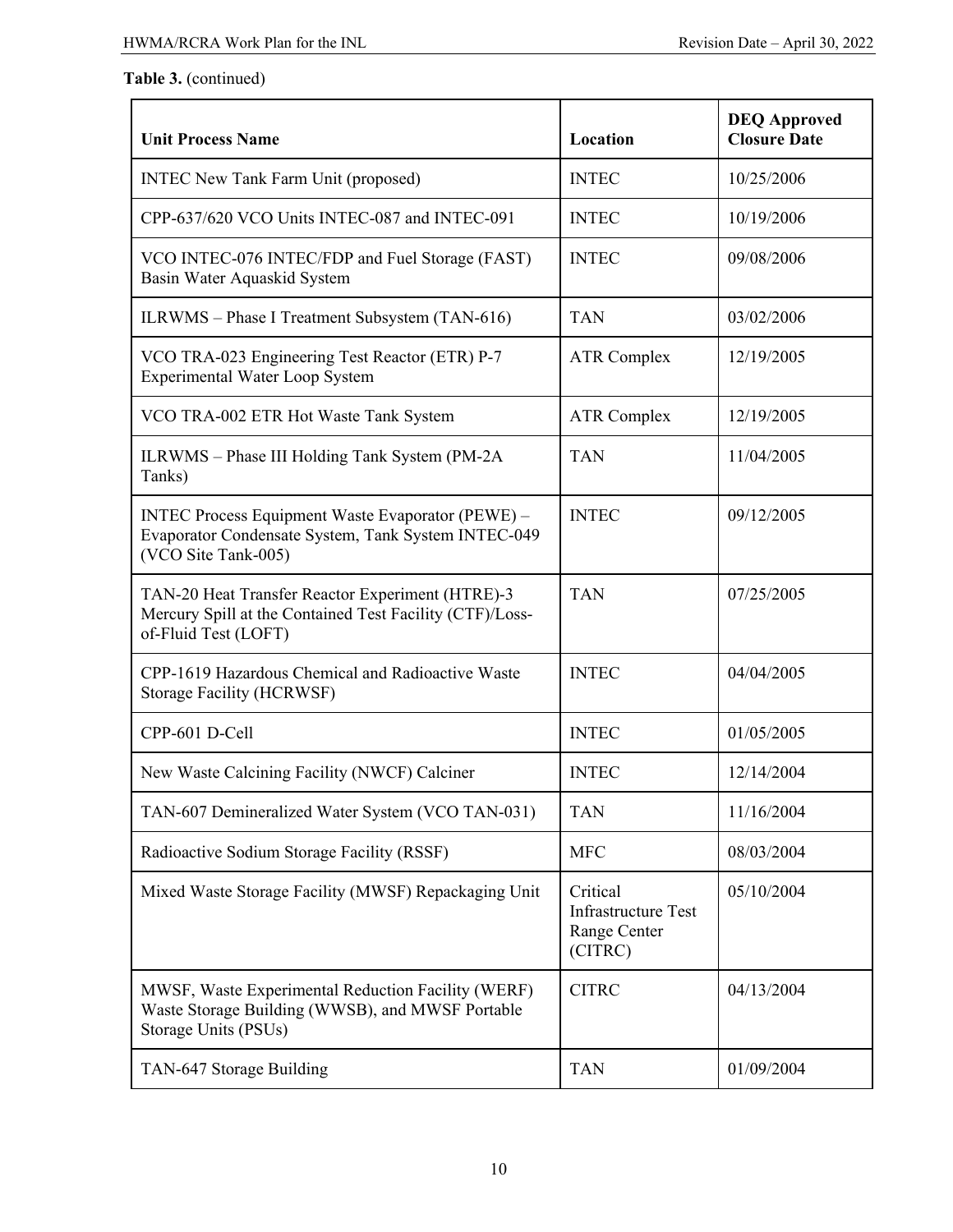**Table 3.** (continued)

| Unit Process Name | Location | DEQ Approved Closure Date |
|---|---|---|
| INTEC New Tank Farm Unit (proposed) | INTEC | 10/25/2006 |
| CPP-637/620 VCO Units INTEC-087 and INTEC-091 | INTEC | 10/19/2006 |
| VCO INTEC-076 INTEC/FDP and Fuel Storage (FAST) Basin Water Aquaskid System | INTEC | 09/08/2006 |
| ILRWMS – Phase I Treatment Subsystem (TAN-616) | TAN | 03/02/2006 |
| VCO TRA-023 Engineering Test Reactor (ETR) P-7 Experimental Water Loop System | ATR Complex | 12/19/2005 |
| VCO TRA-002 ETR Hot Waste Tank System | ATR Complex | 12/19/2005 |
| ILRWMS – Phase III Holding Tank System (PM-2A Tanks) | TAN | 11/04/2005 |
| INTEC Process Equipment Waste Evaporator (PEWE) – Evaporator Condensate System, Tank System INTEC-049 (VCO Site Tank-005) | INTEC | 09/12/2005 |
| TAN-20 Heat Transfer Reactor Experiment (HTRE)-3 Mercury Spill at the Contained Test Facility (CTF)/Loss-of-Fluid Test (LOFT) | TAN | 07/25/2005 |
| CPP-1619 Hazardous Chemical and Radioactive Waste Storage Facility (HCRWSF) | INTEC | 04/04/2005 |
| CPP-601 D-Cell | INTEC | 01/05/2005 |
| New Waste Calcining Facility (NWCF) Calciner | INTEC | 12/14/2004 |
| TAN-607 Demineralized Water System (VCO TAN-031) | TAN | 11/16/2004 |
| Radioactive Sodium Storage Facility (RSSF) | MFC | 08/03/2004 |
| Mixed Waste Storage Facility (MWSF) Repackaging Unit | Critical Infrastructure Test Range Center (CITRC) | 05/10/2004 |
| MWSF, Waste Experimental Reduction Facility (WERF) Waste Storage Building (WWSB), and MWSF Portable Storage Units (PSUs) | CITRC | 04/13/2004 |
| TAN-647 Storage Building | TAN | 01/09/2004 |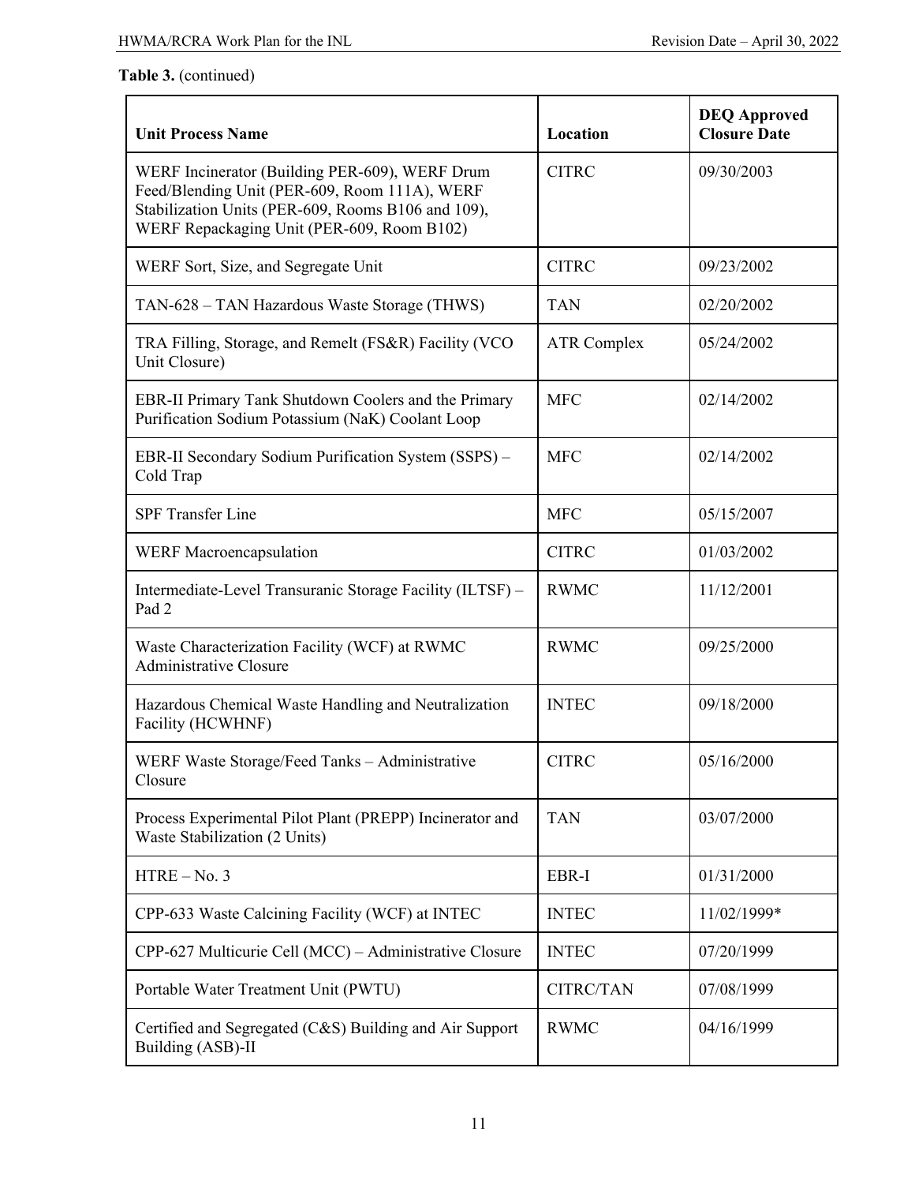**Table 3.** (continued)

| Unit Process Name | Location | DEQ Approved Closure Date |
|---|---|---|
| WERF Incinerator (Building PER-609), WERF Drum Feed/Blending Unit (PER-609, Room 111A), WERF Stabilization Units (PER-609, Rooms B106 and 109), WERF Repackaging Unit (PER-609, Room B102) | CITRC | 09/30/2003 |
| WERF Sort, Size, and Segregate Unit | CITRC | 09/23/2002 |
| TAN-628 – TAN Hazardous Waste Storage (THWS) | TAN | 02/20/2002 |
| TRA Filling, Storage, and Remelt (FS&R) Facility (VCO Unit Closure) | ATR Complex | 05/24/2002 |
| EBR-II Primary Tank Shutdown Coolers and the Primary Purification Sodium Potassium (NaK) Coolant Loop | MFC | 02/14/2002 |
| EBR-II Secondary Sodium Purification System (SSPS) – Cold Trap | MFC | 02/14/2002 |
| SPF Transfer Line | MFC | 05/15/2007 |
| WERF Macroencapsulation | CITRC | 01/03/2002 |
| Intermediate-Level Transuranic Storage Facility (ILTSF) – Pad 2 | RWMC | 11/12/2001 |
| Waste Characterization Facility (WCF) at RWMC Administrative Closure | RWMC | 09/25/2000 |
| Hazardous Chemical Waste Handling and Neutralization Facility (HCWHNF) | INTEC | 09/18/2000 |
| WERF Waste Storage/Feed Tanks – Administrative Closure | CITRC | 05/16/2000 |
| Process Experimental Pilot Plant (PREPP) Incinerator and Waste Stabilization (2 Units) | TAN | 03/07/2000 |
| HTRE – No. 3 | EBR-I | 01/31/2000 |
| CPP-633 Waste Calcining Facility (WCF) at INTEC | INTEC | 11/02/1999* |
| CPP-627 Multicurie Cell (MCC) – Administrative Closure | INTEC | 07/20/1999 |
| Portable Water Treatment Unit (PWTU) | CITRC/TAN | 07/08/1999 |
| Certified and Segregated (C&S) Building and Air Support Building (ASB)-II | RWMC | 04/16/1999 |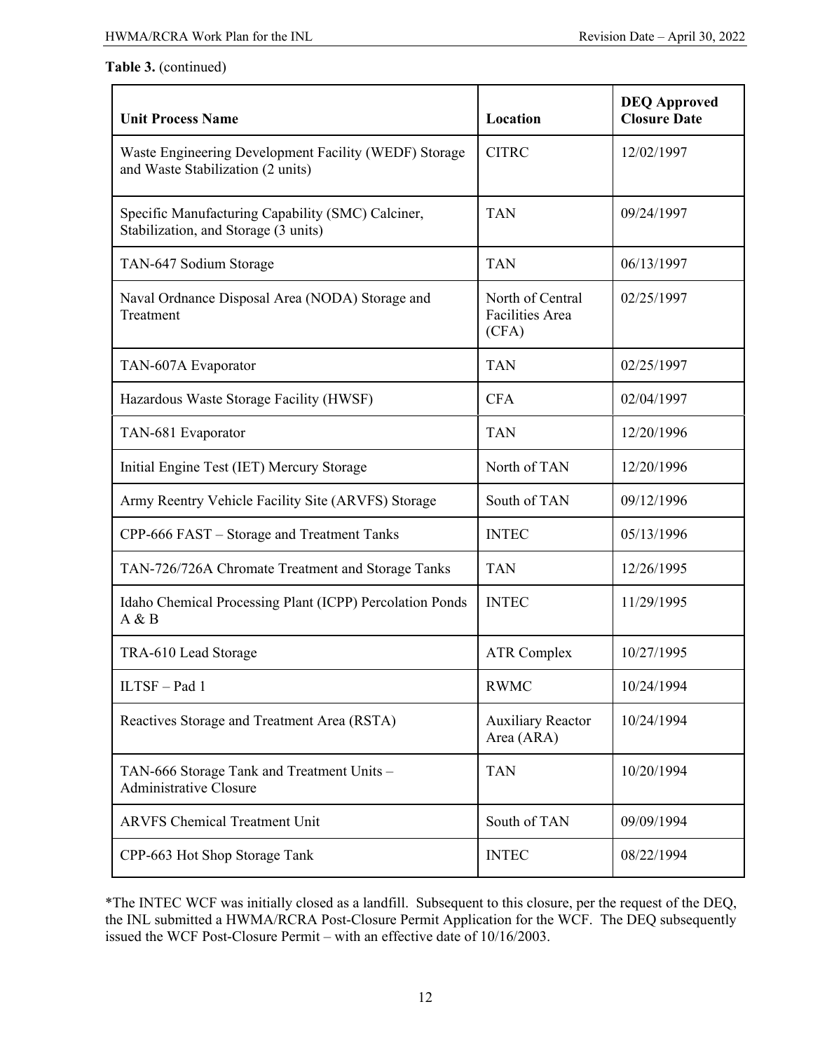**Table 3.** (continued)

| Unit Process Name | Location | DEQ Approved Closure Date |
| --- | --- | --- |
| Waste Engineering Development Facility (WEDF) Storage and Waste Stabilization (2 units) | CITRC | 12/02/1997 |
| Specific Manufacturing Capability (SMC) Calciner, Stabilization, and Storage (3 units) | TAN | 09/24/1997 |
| TAN-647 Sodium Storage | TAN | 06/13/1997 |
| Naval Ordnance Disposal Area (NODA) Storage and Treatment | North of Central Facilities Area (CFA) | 02/25/1997 |
| TAN-607A Evaporator | TAN | 02/25/1997 |
| Hazardous Waste Storage Facility (HWSF) | CFA | 02/04/1997 |
| TAN-681 Evaporator | TAN | 12/20/1996 |
| Initial Engine Test (IET) Mercury Storage | North of TAN | 12/20/1996 |
| Army Reentry Vehicle Facility Site (ARVFS) Storage | South of TAN | 09/12/1996 |
| CPP-666 FAST – Storage and Treatment Tanks | INTEC | 05/13/1996 |
| TAN-726/726A Chromate Treatment and Storage Tanks | TAN | 12/26/1995 |
| Idaho Chemical Processing Plant (ICPP) Percolation Ponds A & B | INTEC | 11/29/1995 |
| TRA-610 Lead Storage | ATR Complex | 10/27/1995 |
| ILTSF – Pad 1 | RWMC | 10/24/1994 |
| Reactives Storage and Treatment Area (RSTA) | Auxiliary Reactor Area (ARA) | 10/24/1994 |
| TAN-666 Storage Tank and Treatment Units – Administrative Closure | TAN | 10/20/1994 |
| ARVFS Chemical Treatment Unit | South of TAN | 09/09/1994 |
| CPP-663 Hot Shop Storage Tank | INTEC | 08/22/1994 |

*The INTEC WCF was initially closed as a landfill. Subsequent to this closure, per the request of the DEQ, the INL submitted a HWMA/RCRA Post-Closure Permit Application for the WCF. The DEQ subsequently issued the WCF Post-Closure Permit – with an effective date of 10/16/2003.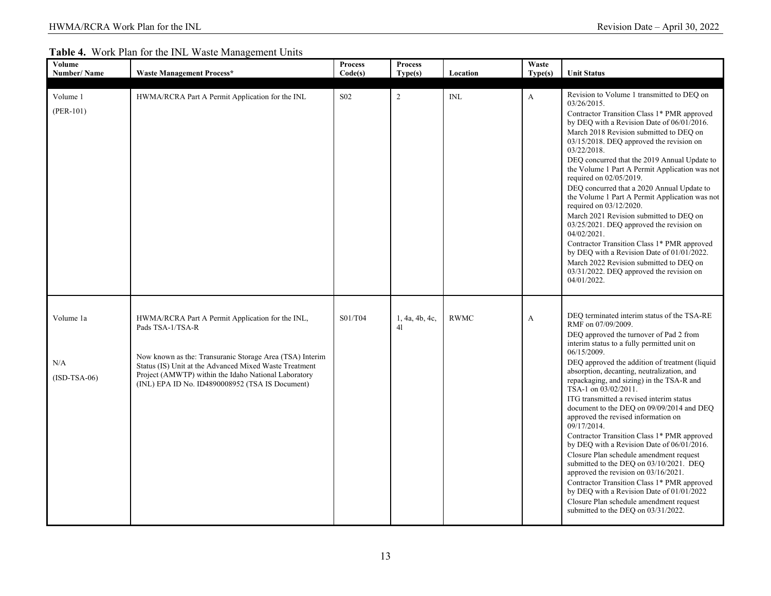**Table 4.** Work Plan for the INL Waste Management Units

| Volume Number/ Name | Waste Management Process* | Process Code(s) | Process Type(s) | Location | Waste Type(s) | Unit Status |
|---|---|---|---|---|---|---|
| Volume 1<br>(PER-101) | HWMA/RCRA Part A Permit Application for the INL | S02 | 2 | INL | A | Revision to Volume 1 transmitted to DEQ on 03/26/2015.<br>Contractor Transition Class 1* PMR approved by DEQ with a Revision Date of 06/01/2016.<br>March 2018 Revision submitted to DEQ on 03/15/2018. DEQ approved the revision on 03/22/2018.<br>DEQ concurred that the 2019 Annual Update to the Volume 1 Part A Permit Application was not required on 02/05/2019.<br>DEQ concurred that a 2020 Annual Update to the Volume 1 Part A Permit Application was not required on 03/12/2020.<br>March 2021 Revision submitted to DEQ on 03/25/2021. DEQ approved the revision on 04/02/2021.<br>Contractor Transition Class 1* PMR approved by DEQ with a Revision Date of 01/01/2022.<br>March 2022 Revision submitted to DEQ on 03/31/2022. DEQ approved the revision on 04/01/2022. |
| Volume 1a<br>N/A<br>(ISD-TSA-06) | HWMA/RCRA Part A Permit Application for the INL, Pads TSA-1/TSA-R<br>Now known as the: Transuranic Storage Area (TSA) Interim Status (IS) Unit at the Advanced Mixed Waste Treatment Project (AMWTP) within the Idaho National Laboratory (INL) EPA ID No. ID4890008952 (TSA IS Document) | S01/T04 | 1, 4a, 4b, 4c, 4l | RWMC | A | DEQ terminated interim status of the TSA-RE RMF on 07/09/2009.<br>DEQ approved the turnover of Pad 2 from interim status to a fully permitted unit on 06/15/2009.<br>DEQ approved the addition of treatment (liquid absorption, decanting, neutralization, and repackaging, and sizing) in the TSA-R and TSA-1 on 03/02/2011.<br>ITG transmitted a revised interim status document to the DEQ on 09/09/2014 and DEQ approved the revised information on 09/17/2014.<br>Contractor Transition Class 1* PMR approved by DEQ with a Revision Date of 06/01/2016.<br>Closure Plan schedule amendment request submitted to the DEQ on 03/10/2021. DEQ approved the revision on 03/16/2021.<br>Contractor Transition Class 1* PMR approved by DEQ with a Revision Date of 01/01/2022<br>Closure Plan schedule amendment request submitted to the DEQ on 03/31/2022. |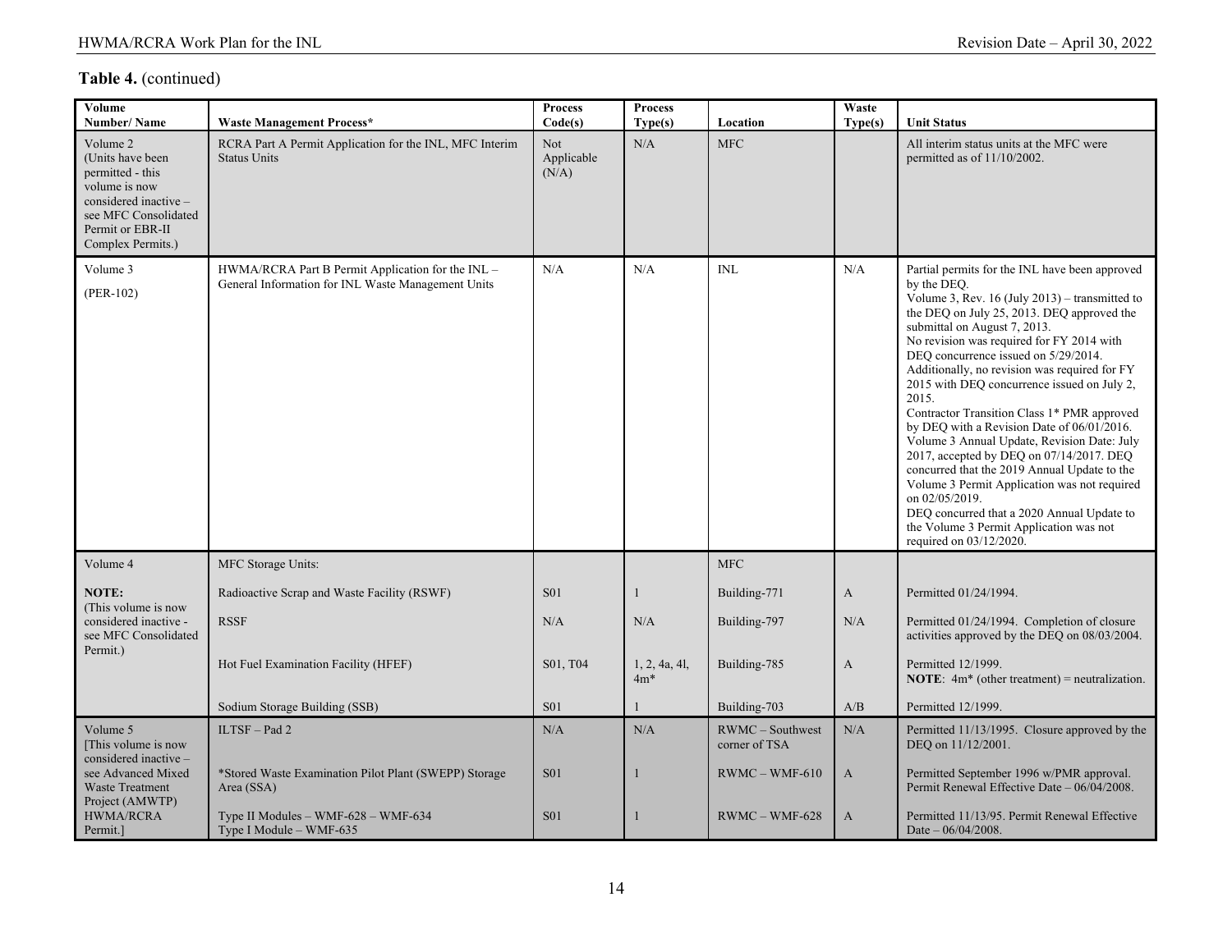**Table 4.** (continued)

| Volume Number/ Name | Waste Management Process* | Process Code(s) | Process Type(s) | Location | Waste Type(s) | Unit Status |
|---|---|---|---|---|---|---|
| Volume 2 (Units have been permitted - this volume is now considered inactive – see MFC Consolidated Permit or EBR-II Complex Permits.) | RCRA Part A Permit Application for the INL, MFC Interim Status Units | Not Applicable (N/A) | N/A | MFC | | All interim status units at the MFC were permitted as of 11/10/2002. |
| Volume 3 (PER-102) | HWMA/RCRA Part B Permit Application for the INL – General Information for INL Waste Management Units | N/A | N/A | INL | N/A | Partial permits for the INL have been approved by the DEQ. Volume 3, Rev. 16 (July 2013) – transmitted to the DEQ on July 25, 2013. DEQ approved the submittal on August 7, 2013. No revision was required for FY 2014 with DEQ concurrence issued on 5/29/2014. Additionally, no revision was required for FY 2015 with DEQ concurrence issued on July 2, 2015. Contractor Transition Class 1* PMR approved by DEQ with a Revision Date of 06/01/2016. Volume 3 Annual Update, Revision Date: July 2017, accepted by DEQ on 07/14/2017. DEQ concurred that the 2019 Annual Update to the Volume 3 Permit Application was not required on 02/05/2019. DEQ concurred that a 2020 Annual Update to the Volume 3 Permit Application was not required on 03/12/2020. |
| Volume 4 | MFC Storage Units: | | | MFC | | |
| **NOTE:** (This volume is now considered inactive - see MFC Consolidated Permit.) | Radioactive Scrap and Waste Facility (RSWF) | S01 | 1 | Building-771 | A | Permitted 01/24/1994. |
| | RSSF | N/A | N/A | Building-797 | N/A | Permitted 01/24/1994. Completion of closure activities approved by the DEQ on 08/03/2004. |
| | Hot Fuel Examination Facility (HFEF) | S01, T04 | 1, 2, 4a, 4l, 4m* | Building-785 | A | Permitted 12/1999. **NOTE**: 4m* (other treatment) = neutralization. |
| | Sodium Storage Building (SSB) | S01 | 1 | Building-703 | A/B | Permitted 12/1999. |
| Volume 5 [This volume is now considered inactive – see Advanced Mixed Waste Treatment Project (AMWTP) HWMA/RCRA Permit.] | ILTSF – Pad 2 | N/A | N/A | RWMC – Southwest corner of TSA | N/A | Permitted 11/13/1995. Closure approved by the DEQ on 11/12/2001. |
| | *Stored Waste Examination Pilot Plant (SWEPP) Storage Area (SSA) | S01 | 1 | RWMC – WMF-610 | A | Permitted September 1996 w/PMR approval. Permit Renewal Effective Date – 06/04/2008. |
| | Type II Modules – WMF-628 – WMF-634 Type I Module – WMF-635 | S01 | 1 | RWMC – WMF-628 | A | Permitted 11/13/95. Permit Renewal Effective Date – 06/04/2008. |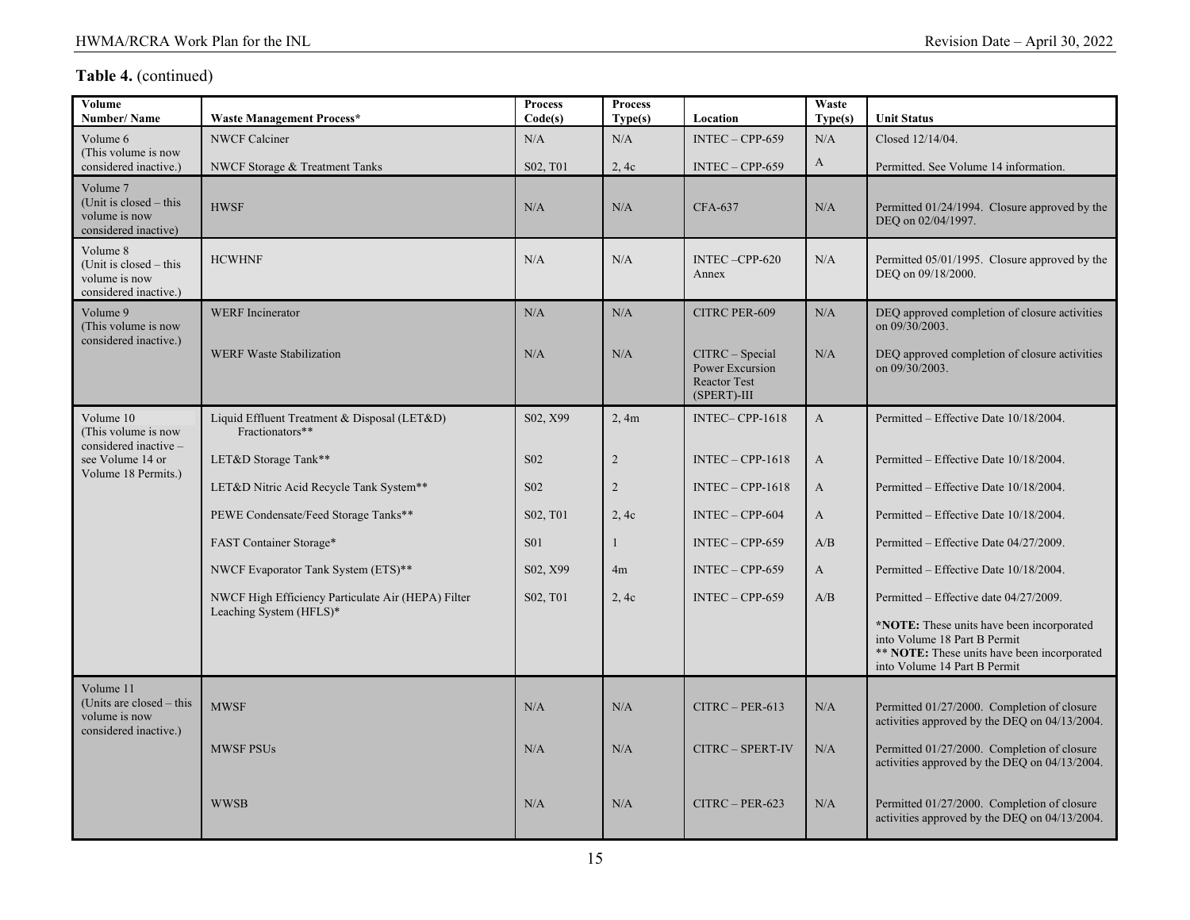**Table 4.** (continued)

| Volume Number/ Name | Waste Management Process* | Process Code(s) | Process Type(s) | Location | Waste Type(s) | Unit Status |
|---|---|---|---|---|---|---|
| Volume 6 (This volume is now considered inactive.) | NWCF Calciner | N/A | N/A | INTEC – CPP-659 | N/A | Closed 12/14/04. |
| | NWCF Storage & Treatment Tanks | S02, T01 | 2, 4c | INTEC – CPP-659 | A | Permitted. See Volume 14 information. |
| Volume 7 (Unit is closed – this volume is now considered inactive) | HWSF | N/A | N/A | CFA-637 | N/A | Permitted 01/24/1994. Closure approved by the DEQ on 02/04/1997. |
| Volume 8 (Unit is closed – this volume is now considered inactive.) | HCWHNF | N/A | N/A | INTEC –CPP-620 Annex | N/A | Permitted 05/01/1995. Closure approved by the DEQ on 09/18/2000. |
| Volume 9 (This volume is now considered inactive.) | WERF Incinerator | N/A | N/A | CITRC PER-609 | N/A | DEQ approved completion of closure activities on 09/30/2003. |
| | WERF Waste Stabilization | N/A | N/A | CITRC – Special Power Excursion Reactor Test (SPERT)-III | N/A | DEQ approved completion of closure activities on 09/30/2003. |
| Volume 10 (This volume is now considered inactive – see Volume 14 or Volume 18 Permits.) | Liquid Effluent Treatment & Disposal (LET&D) Fractionators** | S02, X99 | 2, 4m | INTEC– CPP-1618 | A | Permitted – Effective Date 10/18/2004. |
| | LET&D Storage Tank** | S02 | 2 | INTEC – CPP-1618 | A | Permitted – Effective Date 10/18/2004. |
| | LET&D Nitric Acid Recycle Tank System** | S02 | 2 | INTEC – CPP-1618 | A | Permitted – Effective Date 10/18/2004. |
| | PEWE Condensate/Feed Storage Tanks** | S02, T01 | 2, 4c | INTEC – CPP-604 | A | Permitted – Effective Date 10/18/2004. |
| | FAST Container Storage* | S01 | 1 | INTEC – CPP-659 | A/B | Permitted – Effective Date 04/27/2009. |
| | NWCF Evaporator Tank System (ETS)** | S02, X99 | 4m | INTEC – CPP-659 | A | Permitted – Effective Date 10/18/2004. |
| | NWCF High Efficiency Particulate Air (HEPA) Filter Leaching System (HFLS)* | S02, T01 | 2, 4c | INTEC – CPP-659 | A/B | Permitted – Effective date 04/27/2009. *NOTE: These units have been incorporated into Volume 18 Part B Permit ** NOTE: These units have been incorporated into Volume 14 Part B Permit |
| Volume 11 (Units are closed – this volume is now considered inactive.) | MWSF | N/A | N/A | CITRC – PER-613 | N/A | Permitted 01/27/2000. Completion of closure activities approved by the DEQ on 04/13/2004. |
| | MWSF PSUs | N/A | N/A | CITRC – SPERT-IV | N/A | Permitted 01/27/2000. Completion of closure activities approved by the DEQ on 04/13/2004. |
| | WWSB | N/A | N/A | CITRC – PER-623 | N/A | Permitted 01/27/2000. Completion of closure activities approved by the DEQ on 04/13/2004. |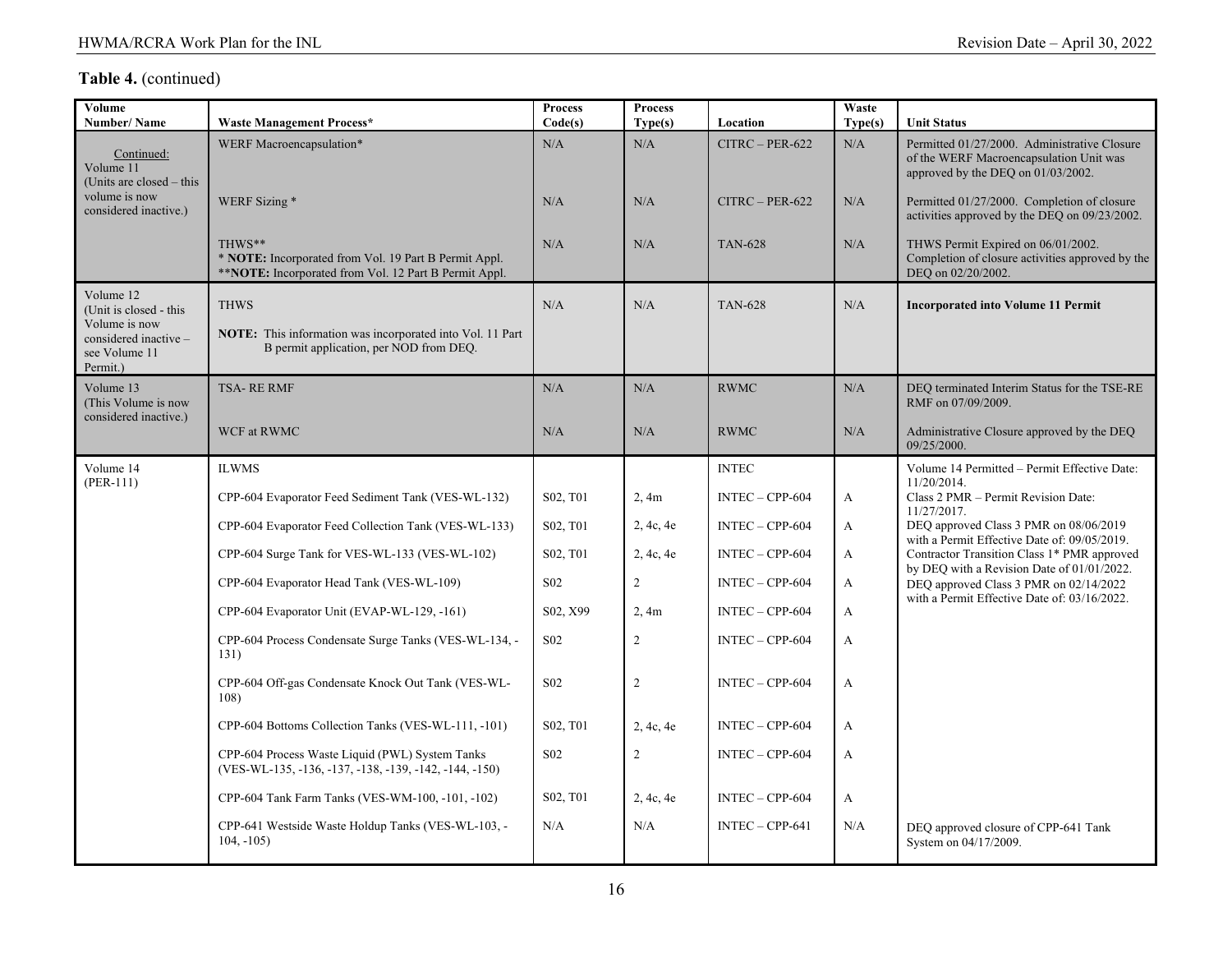**Table 4.** (continued)

| Volume Number/ Name | Waste Management Process* | Process Code(s) | Process Type(s) | Location | Waste Type(s) | Unit Status |
|---|---|---|---|---|---|---|
| Continued: Volume 11 (Units are closed – this volume is now considered inactive.) | WERF Macroencapsulation* | N/A | N/A | CITRC – PER-622 | N/A | Permitted 01/27/2000. Administrative Closure of the WERF Macroencapsulation Unit was approved by the DEQ on 01/03/2002. |
| | WERF Sizing * | N/A | N/A | CITRC – PER-622 | N/A | Permitted 01/27/2000. Completion of closure activities approved by the DEQ on 09/23/2002. |
| | THWS** <br> * **NOTE:** Incorporated from Vol. 19 Part B Permit Appl. <br> ****NOTE:** Incorporated from Vol. 12 Part B Permit Appl. | N/A | N/A | TAN-628 | N/A | THWS Permit Expired on 06/01/2002. Completion of closure activities approved by the DEQ on 02/20/2002. |
| Volume 12 (Unit is closed - this Volume is now considered inactive – see Volume 11 Permit.) | THWS <br> **NOTE:** This information was incorporated into Vol. 11 Part B permit application, per NOD from DEQ. | N/A | N/A | TAN-628 | N/A | **Incorporated into Volume 11 Permit** |
| Volume 13 (This Volume is now considered inactive.) | TSA- RE RMF | N/A | N/A | RWMC | N/A | DEQ terminated Interim Status for the TSE-RE RMF on 07/09/2009. |
| | WCF at RWMC | N/A | N/A | RWMC | N/A | Administrative Closure approved by the DEQ 09/25/2000. |
| Volume 14 (PER-111) | ILWMS | | | INTEC | | Volume 14 Permitted – Permit Effective Date: 11/20/2014. <br> Class 2 PMR – Permit Revision Date: 11/27/2017. <br> DEQ approved Class 3 PMR on 08/06/2019 with a Permit Effective Date of: 09/05/2019. <br> Contractor Transition Class 1* PMR approved by DEQ with a Revision Date of 01/01/2022. <br> DEQ approved Class 3 PMR on 02/14/2022 with a Permit Effective Date of: 03/16/2022. |
| | CPP-604 Evaporator Feed Sediment Tank (VES-WL-132) | S02, T01 | 2, 4m | INTEC – CPP-604 | A | |
| | CPP-604 Evaporator Feed Collection Tank (VES-WL-133) | S02, T01 | 2, 4c, 4e | INTEC – CPP-604 | A | |
| | CPP-604 Surge Tank for VES-WL-133 (VES-WL-102) | S02, T01 | 2, 4c, 4e | INTEC – CPP-604 | A | |
| | CPP-604 Evaporator Head Tank (VES-WL-109) | S02 | 2 | INTEC – CPP-604 | A | |
| | CPP-604 Evaporator Unit (EVAP-WL-129, -161) | S02, X99 | 2, 4m | INTEC – CPP-604 | A | |
| | CPP-604 Process Condensate Surge Tanks (VES-WL-134, -131) | S02 | 2 | INTEC – CPP-604 | A | |
| | CPP-604 Off-gas Condensate Knock Out Tank (VES-WL-108) | S02 | 2 | INTEC – CPP-604 | A | |
| | CPP-604 Bottoms Collection Tanks (VES-WL-111, -101) | S02, T01 | 2, 4c, 4e | INTEC – CPP-604 | A | |
| | CPP-604 Process Waste Liquid (PWL) System Tanks (VES-WL-135, -136, -137, -138, -139, -142, -144, -150) | S02 | 2 | INTEC – CPP-604 | A | |
| | CPP-604 Tank Farm Tanks (VES-WM-100, -101, -102) | S02, T01 | 2, 4c, 4e | INTEC – CPP-604 | A | |
| | CPP-641 Westside Waste Holdup Tanks (VES-WL-103, -104, -105) | N/A | N/A | INTEC – CPP-641 | N/A | DEQ approved closure of CPP-641 Tank System on 04/17/2009. |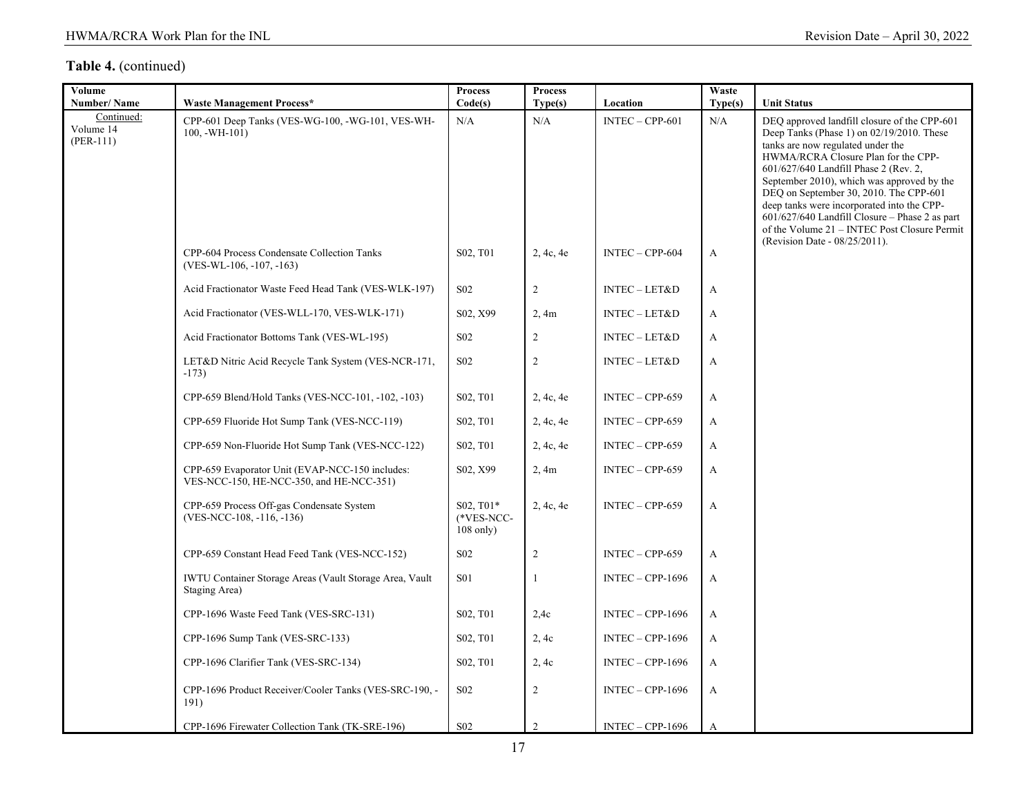**Table 4.** (continued)

| Volume Number/ Name | Waste Management Process* | Process Code(s) | Process Type(s) | Location | Waste Type(s) | Unit Status |
|---|---|---|---|---|---|---|
| Continued: Volume 14 (PER-111) | CPP-601 Deep Tanks (VES-WG-100, -WG-101, VES-WH-100, -WH-101) | N/A | N/A | INTEC – CPP-601 | N/A | DEQ approved landfill closure of the CPP-601 Deep Tanks (Phase 1) on 02/19/2010. These tanks are now regulated under the HWMA/RCRA Closure Plan for the CPP-601/627/640 Landfill Phase 2 (Rev. 2, September 2010), which was approved by the DEQ on September 30, 2010. The CPP-601 deep tanks were incorporated into the CPP-601/627/640 Landfill Closure – Phase 2 as part of the Volume 21 – INTEC Post Closure Permit (Revision Date - 08/25/2011). |
| | CPP-604 Process Condensate Collection Tanks (VES-WL-106, -107, -163) | S02, T01 | 2, 4c, 4e | INTEC – CPP-604 | A | |
| | Acid Fractionator Waste Feed Head Tank (VES-WLK-197) | S02 | 2 | INTEC – LET&D | A | |
| | Acid Fractionator (VES-WLL-170, VES-WLK-171) | S02, X99 | 2, 4m | INTEC – LET&D | A | |
| | Acid Fractionator Bottoms Tank (VES-WL-195) | S02 | 2 | INTEC – LET&D | A | |
| | LET&D Nitric Acid Recycle Tank System (VES-NCR-171, -173) | S02 | 2 | INTEC – LET&D | A | |
| | CPP-659 Blend/Hold Tanks (VES-NCC-101, -102, -103) | S02, T01 | 2, 4c, 4e | INTEC – CPP-659 | A | |
| | CPP-659 Fluoride Hot Sump Tank (VES-NCC-119) | S02, T01 | 2, 4c, 4e | INTEC – CPP-659 | A | |
| | CPP-659 Non-Fluoride Hot Sump Tank (VES-NCC-122) | S02, T01 | 2, 4c, 4e | INTEC – CPP-659 | A | |
| | CPP-659 Evaporator Unit (EVAP-NCC-150 includes: VES-NCC-150, HE-NCC-350, and HE-NCC-351) | S02, X99 | 2, 4m | INTEC – CPP-659 | A | |
| | CPP-659 Process Off-gas Condensate System (VES-NCC-108, -116, -136) | S02, T01* (*VES-NCC-108 only) | 2, 4c, 4e | INTEC – CPP-659 | A | |
| | CPP-659 Constant Head Feed Tank (VES-NCC-152) | S02 | 2 | INTEC – CPP-659 | A | |
| | IWTU Container Storage Areas (Vault Storage Area, Vault Staging Area) | S01 | 1 | INTEC – CPP-1696 | A | |
| | CPP-1696 Waste Feed Tank (VES-SRC-131) | S02, T01 | 2,4c | INTEC – CPP-1696 | A | |
| | CPP-1696 Sump Tank (VES-SRC-133) | S02, T01 | 2, 4c | INTEC – CPP-1696 | A | |
| | CPP-1696 Clarifier Tank (VES-SRC-134) | S02, T01 | 2, 4c | INTEC – CPP-1696 | A | |
| | CPP-1696 Product Receiver/Cooler Tanks (VES-SRC-190, -191) | S02 | 2 | INTEC – CPP-1696 | A | |
| | CPP-1696 Firewater Collection Tank (TK-SRE-196) | S02 | 2 | INTEC – CPP-1696 | A | |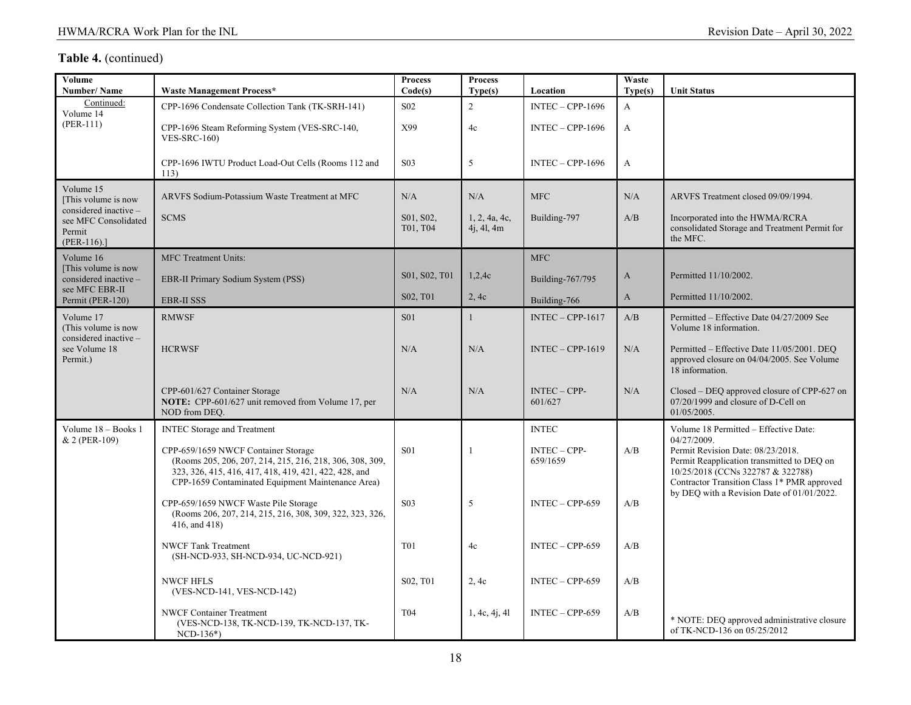**Table 4.** (continued)

| Volume Number/ Name | Waste Management Process* | Process Code(s) | Process Type(s) | Location | Waste Type(s) | Unit Status |
|---|---|---|---|---|---|---|
| Continued: Volume 14 (PER-111) | CPP-1696 Condensate Collection Tank (TK-SRH-141) | S02 | 2 | INTEC – CPP-1696 | A | |
| | CPP-1696 Steam Reforming System (VES-SRC-140, VES-SRC-160) | X99 | 4c | INTEC – CPP-1696 | A | |
| | CPP-1696 IWTU Product Load-Out Cells (Rooms 112 and 113) | S03 | 5 | INTEC – CPP-1696 | A | |
| Volume 15 [This volume is now considered inactive – see MFC Consolidated Permit (PER-116).] | ARVFS Sodium-Potassium Waste Treatment at MFC | N/A | N/A | MFC | N/A | ARVFS Treatment closed 09/09/1994. |
| | SCMS | S01, S02, T01, T04 | 1, 2, 4a, 4c, 4j, 4l, 4m | Building-797 | A/B | Incorporated into the HWMA/RCRA consolidated Storage and Treatment Permit for the MFC. |
| Volume 16 [This volume is now considered inactive – see MFC EBR-II Permit (PER-120) | MFC Treatment Units: | | | MFC | | |
| | EBR-II Primary Sodium System (PSS) | S01, S02, T01 | 1,2,4c | Building-767/795 | A | Permitted 11/10/2002. |
| | EBR-II SSS | S02, T01 | 2, 4c | Building-766 | A | Permitted 11/10/2002. |
| Volume 17 (This volume is now considered inactive – see Volume 18 Permit.) | RMWSF | S01 | 1 | INTEC – CPP-1617 | A/B | Permitted – Effective Date 04/27/2009 See Volume 18 information. |
| | HCRWSF | N/A | N/A | INTEC – CPP-1619 | N/A | Permitted – Effective Date 11/05/2001. DEQ approved closure on 04/04/2005. See Volume 18 information. |
| | CPP-601/627 Container Storage **NOTE:** CPP-601/627 unit removed from Volume 17, per NOD from DEQ. | N/A | N/A | INTEC – CPP-601/627 | N/A | Closed – DEQ approved closure of CPP-627 on 07/20/1999 and closure of D-Cell on 01/05/2005. |
| Volume 18 – Books 1 & 2 (PER-109) | INTEC Storage and Treatment | | | INTEC | | Volume 18 Permitted – Effective Date: 04/27/2009. Permit Revision Date: 08/23/2018. Permit Reapplication transmitted to DEQ on 10/25/2018 (CCNs 322787 & 322788) Contractor Transition Class 1* PMR approved by DEQ with a Revision Date of 01/01/2022. |
| | CPP-659/1659 NWCF Container Storage (Rooms 205, 206, 207, 214, 215, 216, 218, 306, 308, 309, 323, 326, 415, 416, 417, 418, 419, 421, 422, 428, and CPP-1659 Contaminated Equipment Maintenance Area) | S01 | 1 | INTEC – CPP-659/1659 | A/B | |
| | CPP-659/1659 NWCF Waste Pile Storage (Rooms 206, 207, 214, 215, 216, 308, 309, 322, 323, 326, 416, and 418) | S03 | 5 | INTEC – CPP-659 | A/B | |
| | NWCF Tank Treatment (SH-NCD-933, SH-NCD-934, UC-NCD-921) | T01 | 4c | INTEC – CPP-659 | A/B | |
| | NWCF HFLS (VES-NCD-141, VES-NCD-142) | S02, T01 | 2, 4c | INTEC – CPP-659 | A/B | |
| | NWCF Container Treatment (VES-NCD-138, TK-NCD-139, TK-NCD-137, TK-NCD-136*) | T04 | 1, 4c, 4j, 4l | INTEC – CPP-659 | A/B | * NOTE: DEQ approved administrative closure of TK-NCD-136 on 05/25/2012 |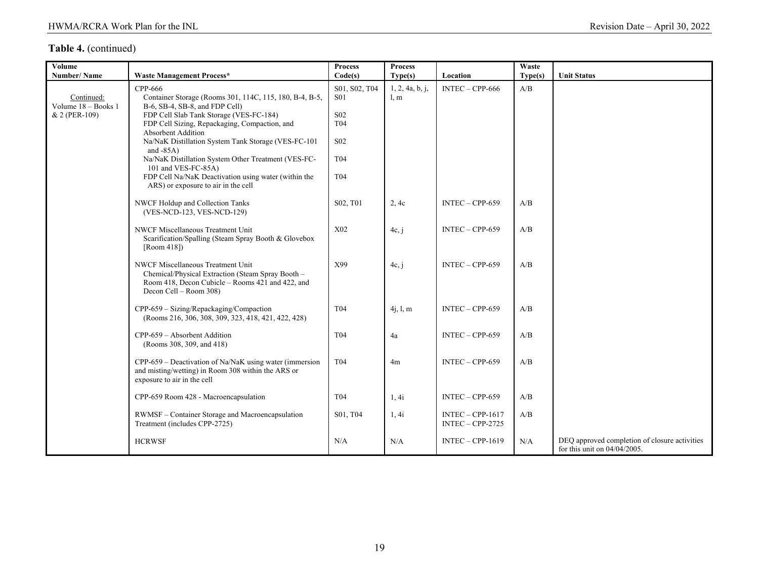**Table 4.** (continued)

| Volume Number/ Name | Waste Management Process* | Process Code(s) | Process Type(s) | Location | Waste Type(s) | Unit Status |
|---|---|---|---|---|---|---|
| Continued: Volume 18 – Books 1 & 2 (PER-109) | CPP-666<br>Container Storage (Rooms 301, 114C, 115, 180, B-4, B-5, B-6, SB-4, SB-8, and FDP Cell)<br>FDP Cell Slab Tank Storage (VES-FC-184)<br>FDP Cell Sizing, Repackaging, Compaction, and Absorbent Addition<br>Na/NaK Distillation System Tank Storage (VES-FC-101 and -85A)<br>Na/NaK Distillation System Other Treatment (VES-FC-101 and VES-FC-85A)<br>FDP Cell Na/NaK Deactivation using water (within the ARS) or exposure to air in the cell | S01, S02, T04<br>S01<br><br>S02<br>T04<br><br>S02<br><br>T04<br><br>T04 | 1, 2, 4a, b, j, l, m | INTEC – CPP-666 | A/B | |
| | NWCF Holdup and Collection Tanks (VES-NCD-123, VES-NCD-129) | S02, T01 | 2, 4c | INTEC – CPP-659 | A/B | |
| | NWCF Miscellaneous Treatment Unit Scarification/Spalling (Steam Spray Booth & Glovebox [Room 418]) | X02 | 4c, j | INTEC – CPP-659 | A/B | |
| | NWCF Miscellaneous Treatment Unit Chemical/Physical Extraction (Steam Spray Booth – Room 418, Decon Cubicle – Rooms 421 and 422, and Decon Cell – Room 308) | X99 | 4c, j | INTEC – CPP-659 | A/B | |
| | CPP-659 – Sizing/Repackaging/Compaction (Rooms 216, 306, 308, 309, 323, 418, 421, 422, 428) | T04 | 4j, l, m | INTEC – CPP-659 | A/B | |
| | CPP-659 – Absorbent Addition (Rooms 308, 309, and 418) | T04 | 4a | INTEC – CPP-659 | A/B | |
| | CPP-659 – Deactivation of Na/NaK using water (immersion and misting/wetting) in Room 308 within the ARS or exposure to air in the cell | T04 | 4m | INTEC – CPP-659 | A/B | |
| | CPP-659 Room 428 - Macroencapsulation | T04 | 1, 4i | INTEC – CPP-659 | A/B | |
| | RWMSF – Container Storage and Macroencapsulation Treatment (includes CPP-2725) | S01, T04 | 1, 4i | INTEC – CPP-1617<br>INTEC – CPP-2725 | A/B | |
| | HCRWSF | N/A | N/A | INTEC – CPP-1619 | N/A | DEQ approved completion of closure activities for this unit on 04/04/2005. |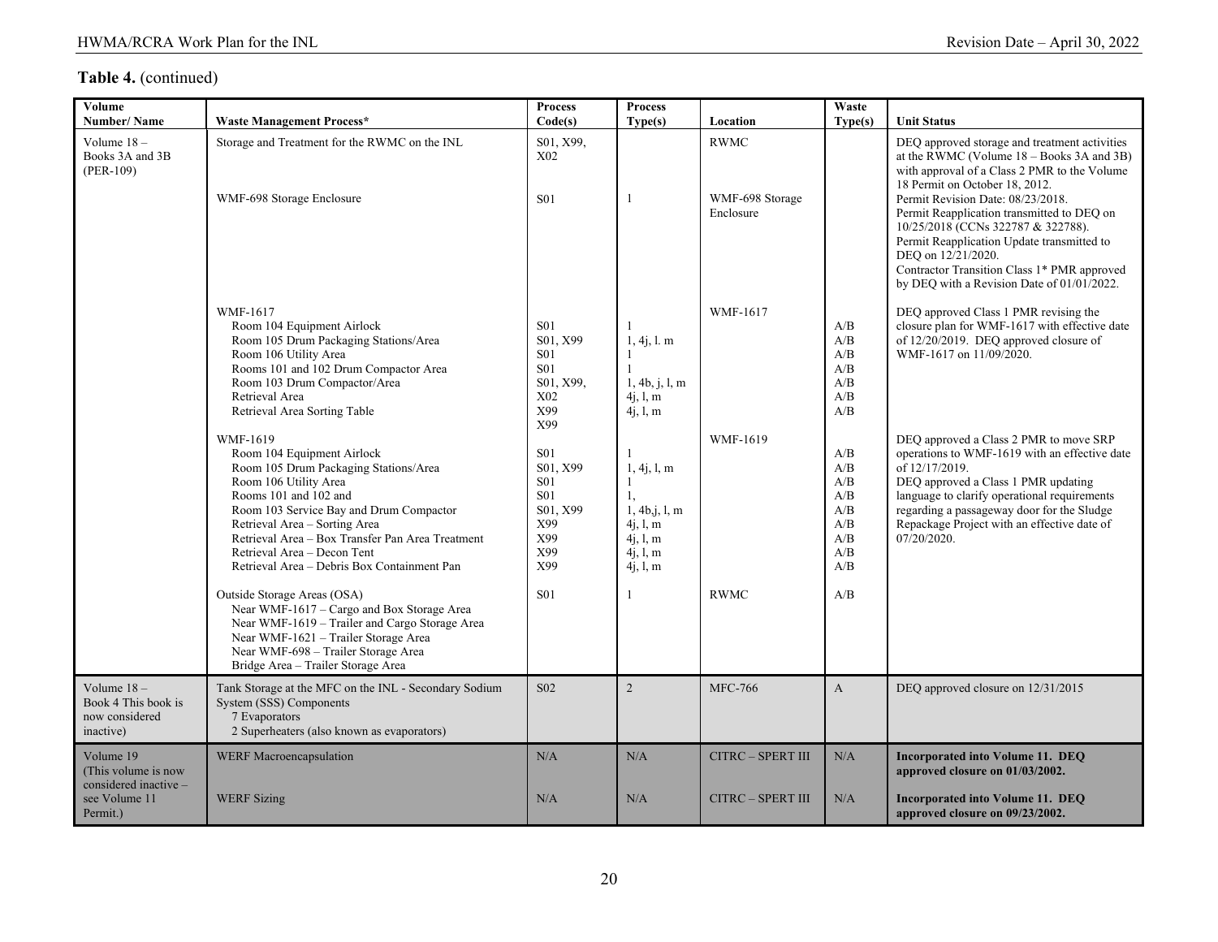**Table 4.** (continued)

| Volume Number/ Name | Waste Management Process* | Process Code(s) | Process Type(s) | Location | Waste Type(s) | Unit Status |
|---|---|---|---|---|---|---|
| Volume 18 – Books 3A and 3B (PER-109) | Storage and Treatment for the RWMC on the INL | S01, X99, X02 | | RWMC | | DEQ approved storage and treatment activities at the RWMC (Volume 18 – Books 3A and 3B) with approval of a Class 2 PMR to the Volume 18 Permit on October 18, 2012. |
| | WMF-698 Storage Enclosure | S01 | 1 | WMF-698 Storage Enclosure | | Permit Revision Date: 08/23/2018.<br>Permit Reapplication transmitted to DEQ on 10/25/2018 (CCNs 322787 & 322788).<br>Permit Reapplication Update transmitted to DEQ on 12/21/2020.<br>Contractor Transition Class 1* PMR approved by DEQ with a Revision Date of 01/01/2022. |
| | WMF-1617<br>Room 104 Equipment Airlock<br>Room 105 Drum Packaging Stations/Area<br>Room 106 Utility Area<br>Rooms 101 and 102 Drum Compactor Area<br>Room 103 Drum Compactor/Area<br>Retrieval Area<br>Retrieval Area Sorting Table | <br>S01<br>S01, X99<br>S01<br>S01<br>S01, X99, X02<br>X99<br>X99 | <br>1<br>1, 4j, l. m<br>1<br>1<br>1, 4b, j, l, m<br>4j, l, m<br>4j, l, m | WMF-1617 | <br>A/B<br>A/B<br>A/B<br>A/B<br>A/B<br>A/B<br>A/B | DEQ approved Class 1 PMR revising the closure plan for WMF-1617 with effective date of 12/20/2019. DEQ approved closure of WMF-1617 on 11/09/2020. |
| | WMF-1619<br>Room 104 Equipment Airlock<br>Room 105 Drum Packaging Stations/Area<br>Room 106 Utility Area<br>Rooms 101 and 102 and<br>Room 103 Service Bay and Drum Compactor<br>Retrieval Area – Sorting Area<br>Retrieval Area – Box Transfer Pan Area Treatment<br>Retrieval Area – Decon Tent<br>Retrieval Area – Debris Box Containment Pan | <br>S01<br>S01, X99<br>S01<br>S01<br>S01, X99<br>X99<br>X99<br>X99<br>X99 | <br>1<br>1, 4j, l, m<br>1<br>1,<br>1, 4b,j, l, m<br>4j, l, m<br>4j, l, m<br>4j, l, m<br>4j, l, m | WMF-1619 | <br>A/B<br>A/B<br>A/B<br>A/B<br>A/B<br>A/B<br>A/B<br>A/B<br>A/B | DEQ approved a Class 2 PMR to move SRP operations to WMF-1619 with an effective date of 12/17/2019.<br>DEQ approved a Class 1 PMR updating language to clarify operational requirements regarding a passageway door for the Sludge Repackage Project with an effective date of 07/20/2020. |
| | Outside Storage Areas (OSA)<br>Near WMF-1617 – Cargo and Box Storage Area<br>Near WMF-1619 – Trailer and Cargo Storage Area<br>Near WMF-1621 – Trailer Storage Area<br>Near WMF-698 – Trailer Storage Area<br>Bridge Area – Trailer Storage Area | S01 | 1 | RWMC | A/B | |
| Volume 18 – Book 4 This book is now considered inactive) | Tank Storage at the MFC on the INL - Secondary Sodium System (SSS) Components<br>7 Evaporators<br>2 Superheaters (also known as evaporators) | S02 | 2 | MFC-766 | A | DEQ approved closure on 12/31/2015 |
| Volume 19 (This volume is now considered inactive – see Volume 11 Permit.) | WERF Macroencapsulation | N/A | N/A | CITRC – SPERT III | N/A | **Incorporated into Volume 11. DEQ approved closure on 01/03/2002.** |
| | WERF Sizing | N/A | N/A | CITRC – SPERT III | N/A | **Incorporated into Volume 11. DEQ approved closure on 09/23/2002.** |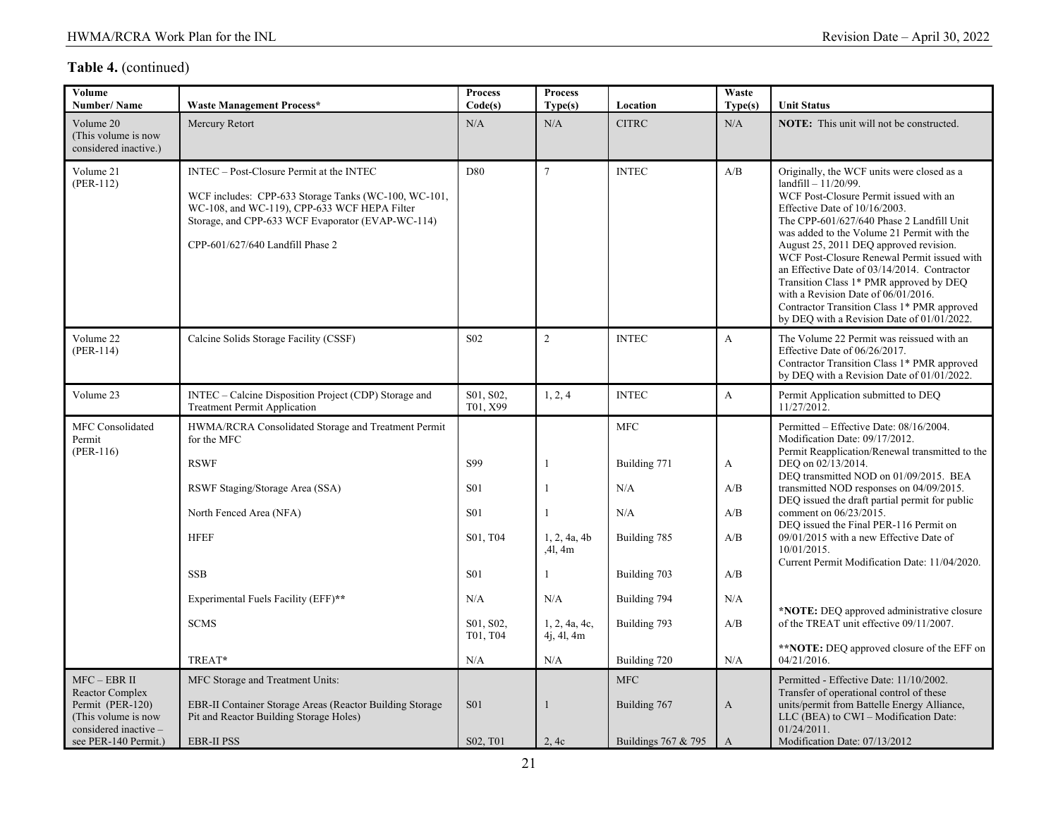**Table 4.** (continued)

| Volume Number/ Name | Waste Management Process* | Process Code(s) | Process Type(s) | Location | Waste Type(s) | Unit Status |
|---|---|---|---|---|---|---|
| Volume 20 (This volume is now considered inactive.) | Mercury Retort | N/A | N/A | CITRC | N/A | **NOTE:** This unit will not be constructed. |
| Volume 21 (PER-112) | INTEC – Post-Closure Permit at the INTEC<br><br>WCF includes: CPP-633 Storage Tanks (WC-100, WC-101, WC-108, and WC-119), CPP-633 WCF HEPA Filter Storage, and CPP-633 WCF Evaporator (EVAP-WC-114)<br><br>CPP-601/627/640 Landfill Phase 2 | D80 | 7 | INTEC | A/B | Originally, the WCF units were closed as a landfill – 11/20/99.<br>WCF Post-Closure Permit issued with an Effective Date of 10/16/2003.<br>The CPP-601/627/640 Phase 2 Landfill Unit was added to the Volume 21 Permit with the August 25, 2011 DEQ approved revision.<br>WCF Post-Closure Renewal Permit issued with an Effective Date of 03/14/2014. Contractor Transition Class 1* PMR approved by DEQ with a Revision Date of 06/01/2016.<br>Contractor Transition Class 1* PMR approved by DEQ with a Revision Date of 01/01/2022. |
| Volume 22 (PER-114) | Calcine Solids Storage Facility (CSSF) | S02 | 2 | INTEC | A | The Volume 22 Permit was reissued with an Effective Date of 06/26/2017.<br>Contractor Transition Class 1* PMR approved by DEQ with a Revision Date of 01/01/2022. |
| Volume 23 | INTEC – Calcine Disposition Project (CDP) Storage and Treatment Permit Application | S01, S02, T01, X99 | 1, 2, 4 | INTEC | A | Permit Application submitted to DEQ 11/27/2012. |
| MFC Consolidated Permit (PER-116) | HWMA/RCRA Consolidated Storage and Treatment Permit for the MFC | | | MFC | | Permitted – Effective Date: 08/16/2004.<br>Modification Date: 09/17/2012.<br>Permit Reapplication/Renewal transmitted to the DEQ on 02/13/2014.<br>DEQ transmitted NOD on 01/09/2015. BEA transmitted NOD responses on 04/09/2015.<br>DEQ issued the draft partial permit for public comment on 06/23/2015.<br>DEQ issued the Final PER-116 Permit on 09/01/2015 with a new Effective Date of 10/01/2015.<br>Current Permit Modification Date: 11/04/2020.<br><br>***NOTE:** DEQ approved administrative closure of the TREAT unit effective 09/11/2007.<br><br>****NOTE:** DEQ approved closure of the EFF on 04/21/2016. |
| | RSWF | S99 | 1 | Building 771 | A | |
| | RSWF Staging/Storage Area (SSA) | S01 | 1 | N/A | A/B | |
| | North Fenced Area (NFA) | S01 | 1 | N/A | A/B | |
| | HFEF | S01, T04 | 1, 2, 4a, 4b ,4l, 4m | Building 785 | A/B | |
| | SSB | S01 | 1 | Building 703 | A/B | |
| | Experimental Fuels Facility (EFF)** | N/A | N/A | Building 794 | N/A | |
| | SCMS | S01, S02, T01, T04 | 1, 2, 4a, 4c, 4j, 4l, 4m | Building 793 | A/B | |
| | TREAT* | N/A | N/A | Building 720 | N/A | |
| MFC – EBR II Reactor Complex Permit (PER-120) (This volume is now considered inactive – see PER-140 Permit.) | MFC Storage and Treatment Units: | | | MFC | | Permitted - Effective Date: 11/10/2002.<br>Transfer of operational control of these units/permit from Battelle Energy Alliance, LLC (BEA) to CWI – Modification Date: 01/24/2011.<br>Modification Date: 07/13/2012 |
| | EBR-II Container Storage Areas (Reactor Building Storage Pit and Reactor Building Storage Holes) | S01 | 1 | Building 767 | A | |
| | EBR-II PSS | S02, T01 | 2, 4c | Buildings 767 & 795 | A | |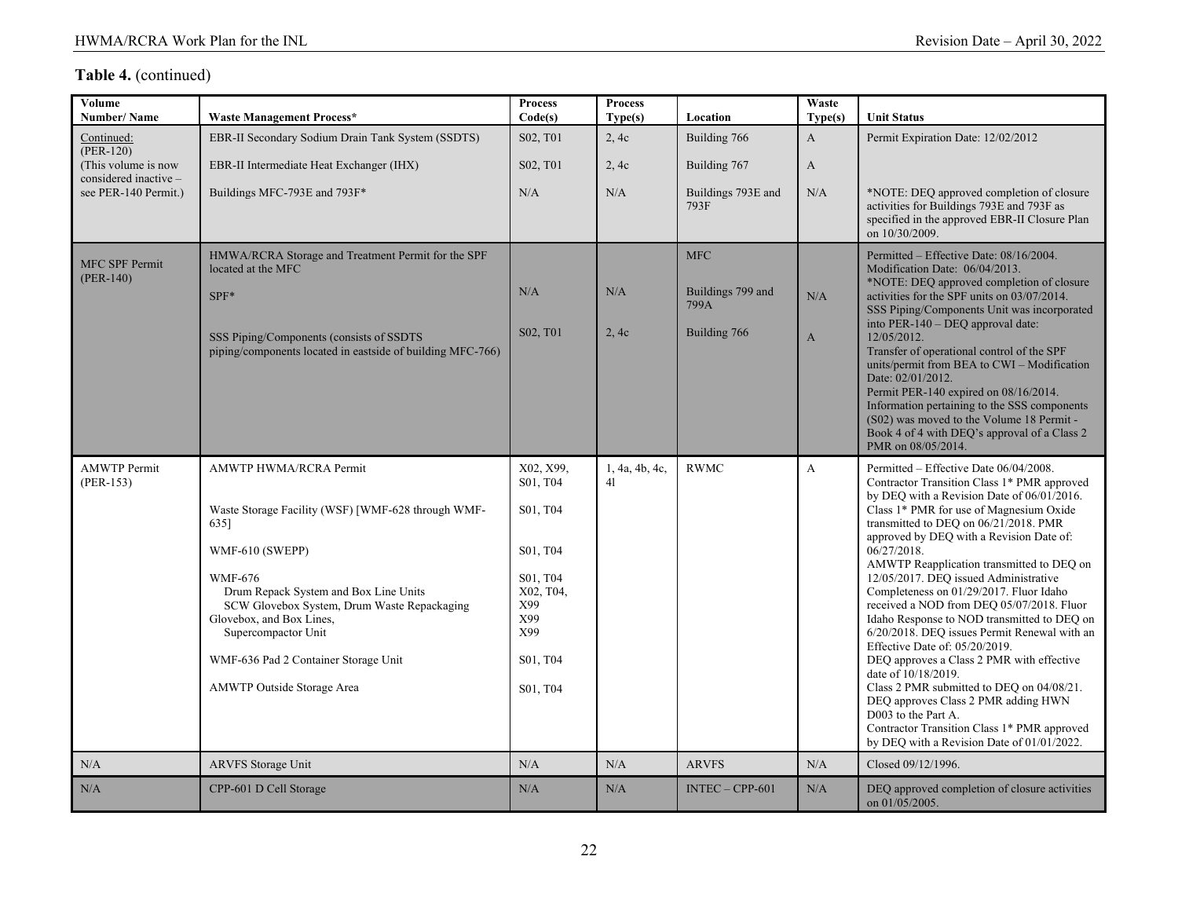**Table 4.** (continued)

| Volume Number/ Name | Waste Management Process* | Process Code(s) | Process Type(s) | Location | Waste Type(s) | Unit Status |
|---|---|---|---|---|---|---|
| Continued: (PER-120) (This volume is now considered inactive – see PER-140 Permit.) | EBR-II Secondary Sodium Drain Tank System (SSDTS)<br><br>EBR-II Intermediate Heat Exchanger (IHX)<br><br>Buildings MFC-793E and 793F* | S02, T01<br><br>S02, T01<br><br>N/A | 2, 4c<br><br>2, 4c<br><br>N/A | Building 766<br><br>Building 767<br><br>Buildings 793E and 793F | A<br><br>A<br><br>N/A | Permit Expiration Date: 12/02/2012<br><br>*NOTE: DEQ approved completion of closure activities for Buildings 793E and 793F as specified in the approved EBR-II Closure Plan on 10/30/2009. |
| MFC SPF Permit (PER-140) | HMWA/RCRA Storage and Treatment Permit for the SPF located at the MFC<br><br>SPF*<br><br>SSS Piping/Components (consists of SSDTS piping/components located in eastside of building MFC-766) | <br><br>N/A<br><br>S02, T01 | <br><br>N/A<br><br>2, 4c | MFC<br><br>Buildings 799 and 799A<br><br>Building 766 | <br><br>N/A<br><br>A | Permitted – Effective Date: 08/16/2004. Modification Date: 06/04/2013.<br>*NOTE: DEQ approved completion of closure activities for the SPF units on 03/07/2014.<br>SSS Piping/Components Unit was incorporated into PER-140 – DEQ approval date: 12/05/2012.<br>Transfer of operational control of the SPF units/permit from BEA to CWI – Modification Date: 02/01/2012.<br>Permit PER-140 expired on 08/16/2014.<br>Information pertaining to the SSS components (S02) was moved to the Volume 18 Permit - Book 4 of 4 with DEQ's approval of a Class 2 PMR on 08/05/2014. |
| AMWTP Permit (PER-153) | AMWTP HWMA/RCRA Permit<br><br>Waste Storage Facility (WSF) [WMF-628 through WMF-635]<br><br>WMF-610 (SWEPP)<br><br>WMF-676<br>Drum Repack System and Box Line Units<br>SCW Glovebox System, Drum Waste Repackaging Glovebox, and Box Lines,<br>Supercompactor Unit<br><br>WMF-636 Pad 2 Container Storage Unit<br><br>AMWTP Outside Storage Area | X02, X99, S01, T04<br><br>S01, T04<br><br>S01, T04<br><br>S01, T04<br>X02, T04, X99<br>X99<br>X99<br><br>S01, T04<br><br>S01, T04 | 1, 4a, 4b, 4c, 4l | RWMC | A | Permitted – Effective Date 06/04/2008.<br>Contractor Transition Class 1* PMR approved by DEQ with a Revision Date of 06/01/2016.<br>Class 1* PMR for use of Magnesium Oxide transmitted to DEQ on 06/21/2018. PMR approved by DEQ with a Revision Date of: 06/27/2018.<br>AMWTP Reapplication transmitted to DEQ on 12/05/2017. DEQ issued Administrative Completeness on 01/29/2017. Fluor Idaho received a NOD from DEQ 05/07/2018. Fluor Idaho Response to NOD transmitted to DEQ on 6/20/2018. DEQ issues Permit Renewal with an Effective Date of: 05/20/2019.<br>DEQ approves a Class 2 PMR with effective date of 10/18/2019.<br>Class 2 PMR submitted to DEQ on 04/08/21. DEQ approves Class 2 PMR adding HWN D003 to the Part A.<br>Contractor Transition Class 1* PMR approved by DEQ with a Revision Date of 01/01/2022. |
| N/A | ARVFS Storage Unit | N/A | N/A | ARVFS | N/A | Closed 09/12/1996. |
| N/A | CPP-601 D Cell Storage | N/A | N/A | INTEC – CPP-601 | N/A | DEQ approved completion of closure activities on 01/05/2005. |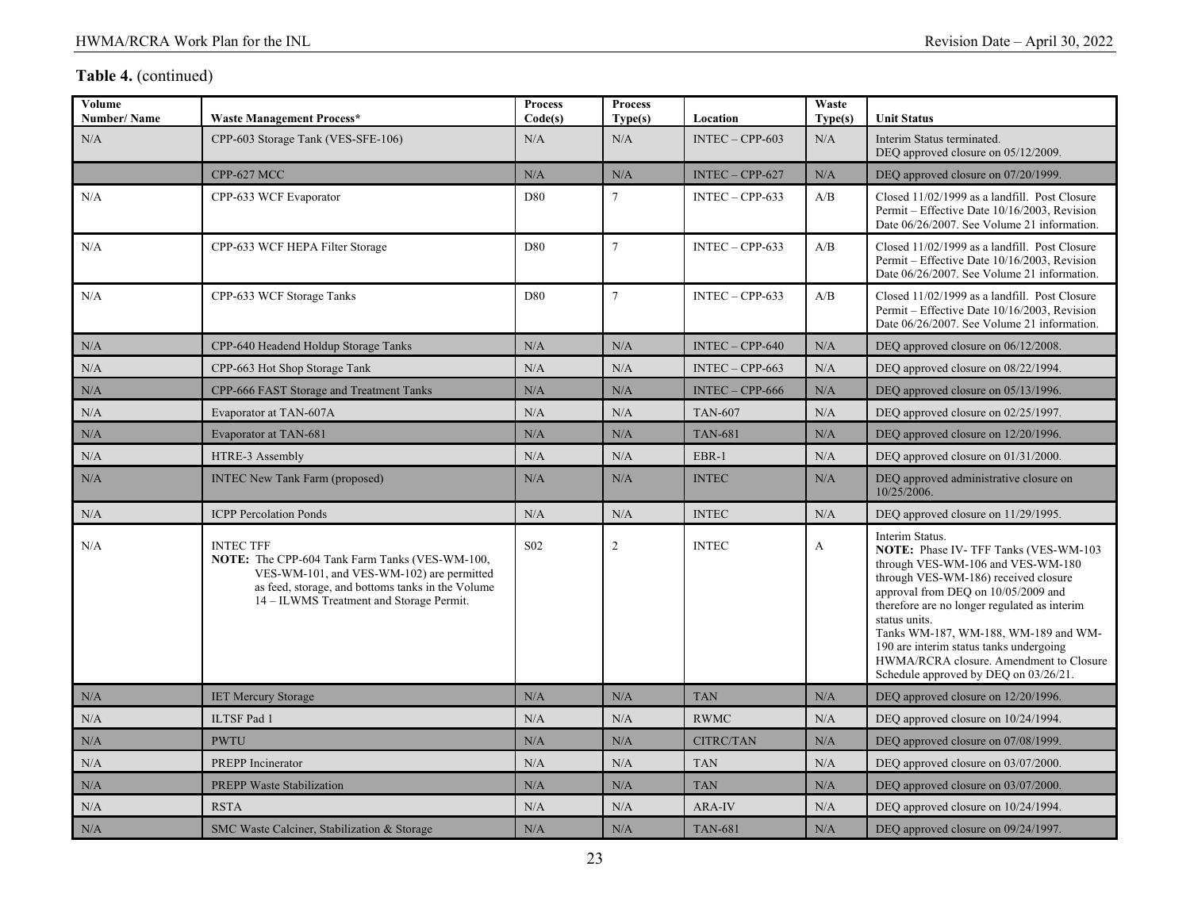**Table 4.** (continued)

| Volume Number/ Name | Waste Management Process* | Process Code(s) | Process Type(s) | Location | Waste Type(s) | Unit Status |
|---|---|---|---|---|---|---|
| N/A | CPP-603 Storage Tank (VES-SFE-106) | N/A | N/A | INTEC – CPP-603 | N/A | Interim Status terminated. DEQ approved closure on 05/12/2009. |
| | CPP-627 MCC | N/A | N/A | INTEC – CPP-627 | N/A | DEQ approved closure on 07/20/1999. |
| N/A | CPP-633 WCF Evaporator | D80 | 7 | INTEC – CPP-633 | A/B | Closed 11/02/1999 as a landfill. Post Closure Permit – Effective Date 10/16/2003, Revision Date 06/26/2007. See Volume 21 information. |
| N/A | CPP-633 WCF HEPA Filter Storage | D80 | 7 | INTEC – CPP-633 | A/B | Closed 11/02/1999 as a landfill. Post Closure Permit – Effective Date 10/16/2003, Revision Date 06/26/2007. See Volume 21 information. |
| N/A | CPP-633 WCF Storage Tanks | D80 | 7 | INTEC – CPP-633 | A/B | Closed 11/02/1999 as a landfill. Post Closure Permit – Effective Date 10/16/2003, Revision Date 06/26/2007. See Volume 21 information. |
| N/A | CPP-640 Headend Holdup Storage Tanks | N/A | N/A | INTEC – CPP-640 | N/A | DEQ approved closure on 06/12/2008. |
| N/A | CPP-663 Hot Shop Storage Tank | N/A | N/A | INTEC – CPP-663 | N/A | DEQ approved closure on 08/22/1994. |
| N/A | CPP-666 FAST Storage and Treatment Tanks | N/A | N/A | INTEC – CPP-666 | N/A | DEQ approved closure on 05/13/1996. |
| N/A | Evaporator at TAN-607A | N/A | N/A | TAN-607 | N/A | DEQ approved closure on 02/25/1997. |
| N/A | Evaporator at TAN-681 | N/A | N/A | TAN-681 | N/A | DEQ approved closure on 12/20/1996. |
| N/A | HTRE-3 Assembly | N/A | N/A | EBR-1 | N/A | DEQ approved closure on 01/31/2000. |
| N/A | INTEC New Tank Farm (proposed) | N/A | N/A | INTEC | N/A | DEQ approved administrative closure on 10/25/2006. |
| N/A | ICPP Percolation Ponds | N/A | N/A | INTEC | N/A | DEQ approved closure on 11/29/1995. |
| N/A | INTEC TFF **NOTE:** The CPP-604 Tank Farm Tanks (VES-WM-100, VES-WM-101, and VES-WM-102) are permitted as feed, storage, and bottoms tanks in the Volume 14 – ILWMS Treatment and Storage Permit. | S02 | 2 | INTEC | A | Interim Status. **NOTE:** Phase IV- TFF Tanks (VES-WM-103 through VES-WM-106 and VES-WM-180 through VES-WM-186) received closure approval from DEQ on 10/05/2009 and therefore are no longer regulated as interim status units. Tanks WM-187, WM-188, WM-189 and WM-190 are interim status tanks undergoing HWMA/RCRA closure. Amendment to Closure Schedule approved by DEQ on 03/26/21. |
| N/A | IET Mercury Storage | N/A | N/A | TAN | N/A | DEQ approved closure on 12/20/1996. |
| N/A | ILTSF Pad 1 | N/A | N/A | RWMC | N/A | DEQ approved closure on 10/24/1994. |
| N/A | PWTU | N/A | N/A | CITRC/TAN | N/A | DEQ approved closure on 07/08/1999. |
| N/A | PREPP Incinerator | N/A | N/A | TAN | N/A | DEQ approved closure on 03/07/2000. |
| N/A | PREPP Waste Stabilization | N/A | N/A | TAN | N/A | DEQ approved closure on 03/07/2000. |
| N/A | RSTA | N/A | N/A | ARA-IV | N/A | DEQ approved closure on 10/24/1994. |
| N/A | SMC Waste Calciner, Stabilization & Storage | N/A | N/A | TAN-681 | N/A | DEQ approved closure on 09/24/1997. |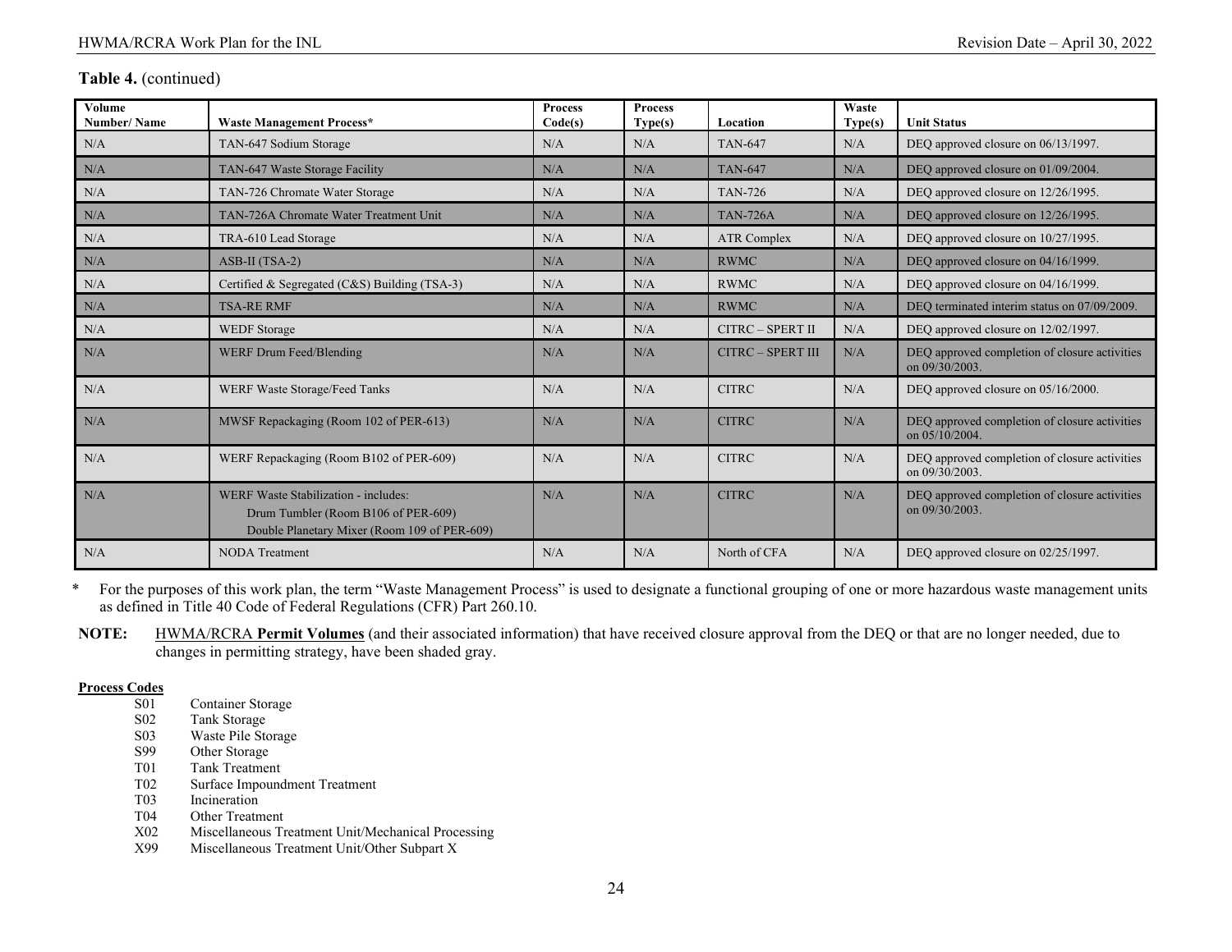**Table 4.** (continued)

| Volume Number/ Name | Waste Management Process* | Process Code(s) | Process Type(s) | Location | Waste Type(s) | Unit Status |
|---|---|---|---|---|---|---|
| N/A | TAN-647 Sodium Storage | N/A | N/A | TAN-647 | N/A | DEQ approved closure on 06/13/1997. |
| N/A | TAN-647 Waste Storage Facility | N/A | N/A | TAN-647 | N/A | DEQ approved closure on 01/09/2004. |
| N/A | TAN-726 Chromate Water Storage | N/A | N/A | TAN-726 | N/A | DEQ approved closure on 12/26/1995. |
| N/A | TAN-726A Chromate Water Treatment Unit | N/A | N/A | TAN-726A | N/A | DEQ approved closure on 12/26/1995. |
| N/A | TRA-610 Lead Storage | N/A | N/A | ATR Complex | N/A | DEQ approved closure on 10/27/1995. |
| N/A | ASB-II (TSA-2) | N/A | N/A | RWMC | N/A | DEQ approved closure on 04/16/1999. |
| N/A | Certified & Segregated (C&S) Building (TSA-3) | N/A | N/A | RWMC | N/A | DEQ approved closure on 04/16/1999. |
| N/A | TSA-RE RMF | N/A | N/A | RWMC | N/A | DEQ terminated interim status on 07/09/2009. |
| N/A | WEDF Storage | N/A | N/A | CITRC – SPERT II | N/A | DEQ approved closure on 12/02/1997. |
| N/A | WERF Drum Feed/Blending | N/A | N/A | CITRC – SPERT III | N/A | DEQ approved completion of closure activities on 09/30/2003. |
| N/A | WERF Waste Storage/Feed Tanks | N/A | N/A | CITRC | N/A | DEQ approved closure on 05/16/2000. |
| N/A | MWSF Repackaging (Room 102 of PER-613) | N/A | N/A | CITRC | N/A | DEQ approved completion of closure activities on 05/10/2004. |
| N/A | WERF Repackaging (Room B102 of PER-609) | N/A | N/A | CITRC | N/A | DEQ approved completion of closure activities on 09/30/2003. |
| N/A | WERF Waste Stabilization - includes: Drum Tumbler (Room B106 of PER-609) Double Planetary Mixer (Room 109 of PER-609) | N/A | N/A | CITRC | N/A | DEQ approved completion of closure activities on 09/30/2003. |
| N/A | NODA Treatment | N/A | N/A | North of CFA | N/A | DEQ approved closure on 02/25/1997. |

\* For the purposes of this work plan, the term "Waste Management Process" is used to designate a functional grouping of one or more hazardous waste management units as defined in Title 40 Code of Federal Regulations (CFR) Part 260.10.

**NOTE:** HWMA/RCRA **Permit Volumes** (and their associated information) that have received closure approval from the DEQ or that are no longer needed, due to changes in permitting strategy, have been shaded gray.

**Process Codes**

- S01 Container Storage
- S02 Tank Storage
- S03 Waste Pile Storage
- S99 Other Storage
- T01 Tank Treatment
- T02 Surface Impoundment Treatment
- T03 Incineration
- T04 Other Treatment
- X02 Miscellaneous Treatment Unit/Mechanical Processing
- X99 Miscellaneous Treatment Unit/Other Subpart X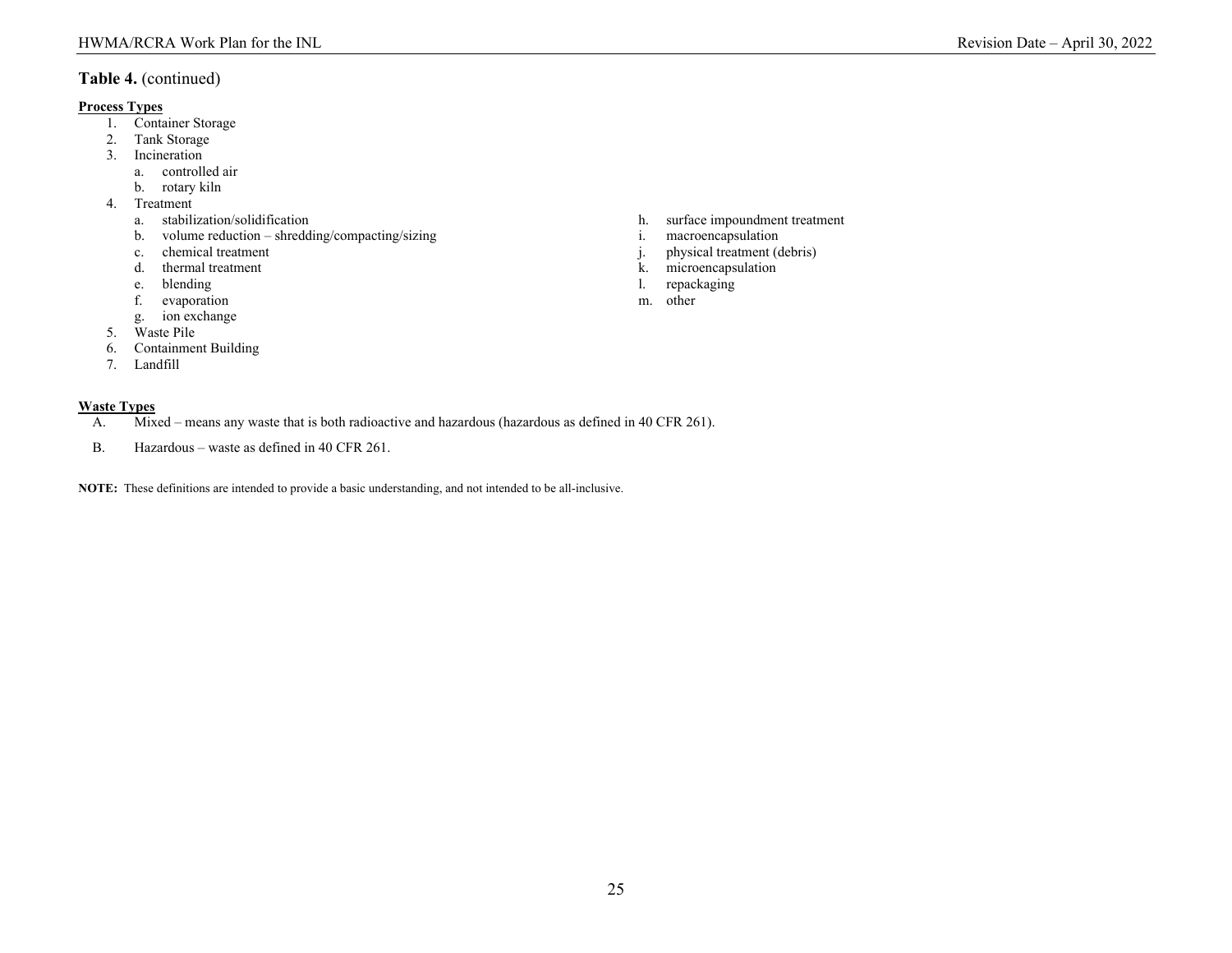**Table 4.** (continued)

**Process Types**

1. Container Storage
2. Tank Storage
3. Incineration
   a. controlled air
   b. rotary kiln
4. Treatment
   a. stabilization/solidification
   b. volume reduction – shredding/compacting/sizing
   c. chemical treatment
   d. thermal treatment
   e. blending
   f. evaporation
   g. ion exchange
   h. surface impoundment treatment
   i. macroencapsulation
   j. physical treatment (debris)
   k. microencapsulation
   l. repackaging
   m. other
5. Waste Pile
6. Containment Building
7. Landfill

**Waste Types**

A. Mixed – means any waste that is both radioactive and hazardous (hazardous as defined in 40 CFR 261).

B. Hazardous – waste as defined in 40 CFR 261.

**NOTE:** These definitions are intended to provide a basic understanding, and not intended to be all-inclusive.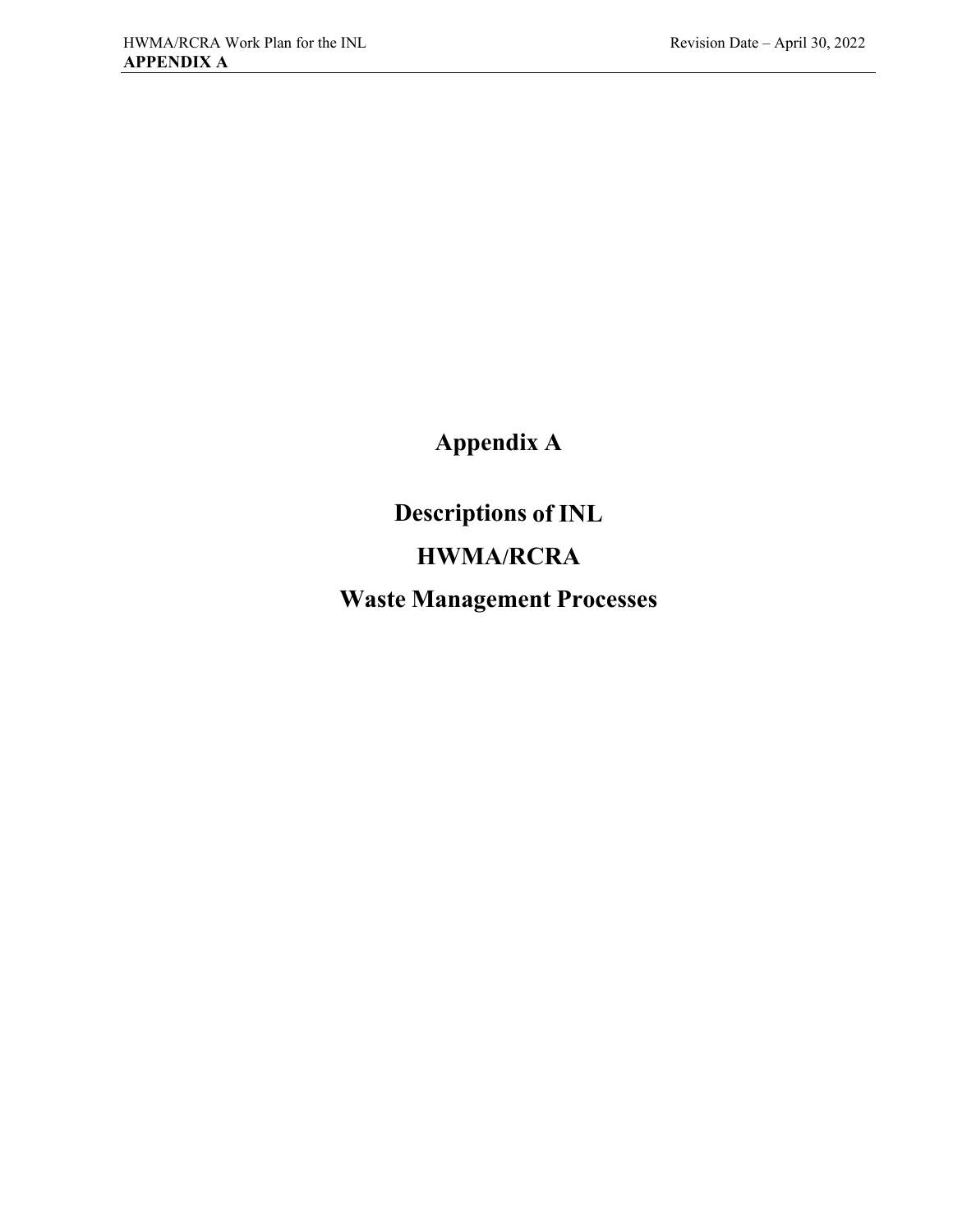# Appendix A

# Descriptions of INL HWMA/RCRA Waste Management Processes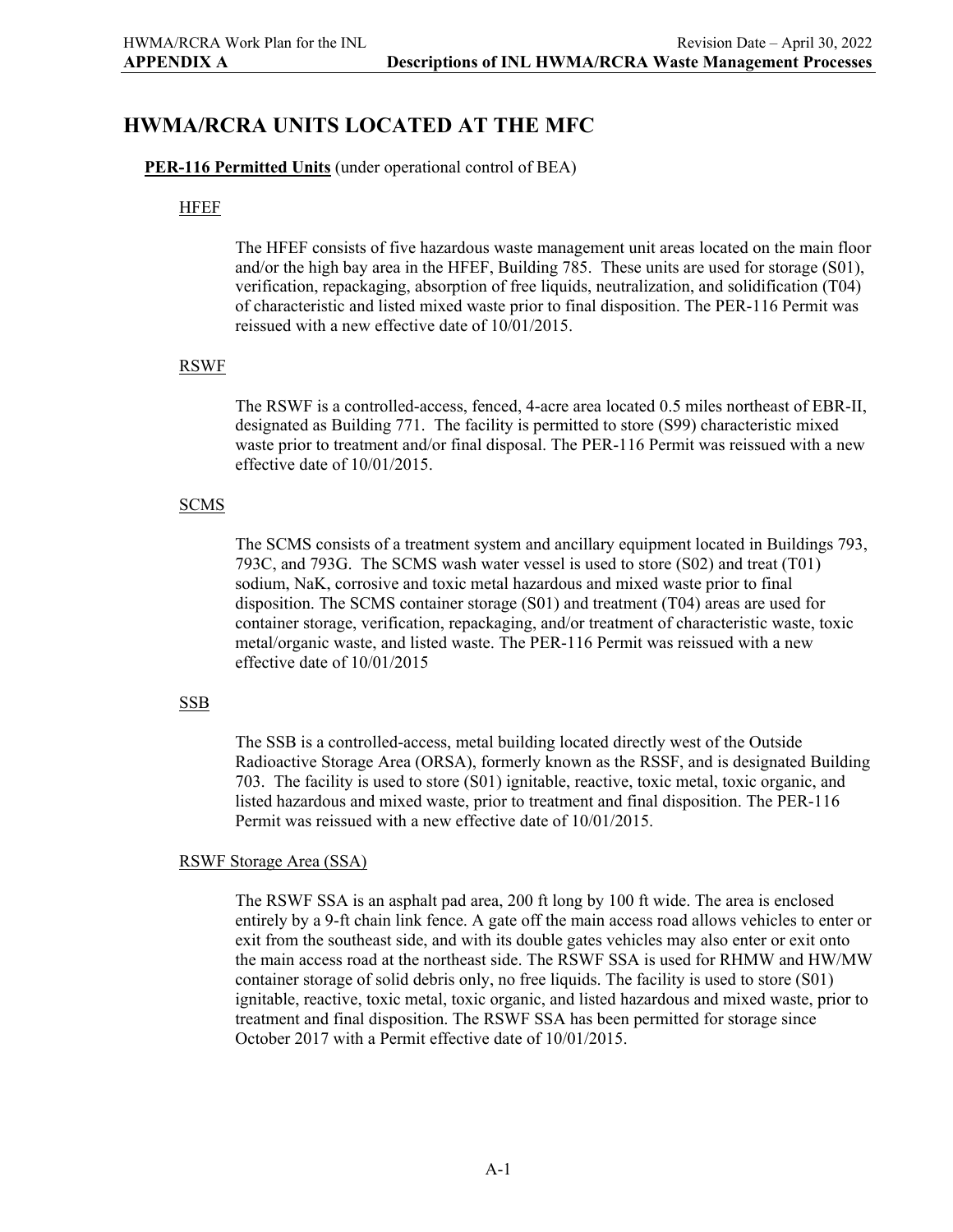# HWMA/RCRA UNITS LOCATED AT THE MFC

**PER-116 Permitted Units** (under operational control of BEA)

## HFEF

The HFEF consists of five hazardous waste management unit areas located on the main floor and/or the high bay area in the HFEF, Building 785. These units are used for storage (S01), verification, repackaging, absorption of free liquids, neutralization, and solidification (T04) of characteristic and listed mixed waste prior to final disposition. The PER-116 Permit was reissued with a new effective date of 10/01/2015.

## RSWF

The RSWF is a controlled-access, fenced, 4-acre area located 0.5 miles northeast of EBR-II, designated as Building 771. The facility is permitted to store (S99) characteristic mixed waste prior to treatment and/or final disposal. The PER-116 Permit was reissued with a new effective date of 10/01/2015.

## SCMS

The SCMS consists of a treatment system and ancillary equipment located in Buildings 793, 793C, and 793G. The SCMS wash water vessel is used to store (S02) and treat (T01) sodium, NaK, corrosive and toxic metal hazardous and mixed waste prior to final disposition. The SCMS container storage (S01) and treatment (T04) areas are used for container storage, verification, repackaging, and/or treatment of characteristic waste, toxic metal/organic waste, and listed waste. The PER-116 Permit was reissued with a new effective date of 10/01/2015

## SSB

The SSB is a controlled-access, metal building located directly west of the Outside Radioactive Storage Area (ORSA), formerly known as the RSSF, and is designated Building 703. The facility is used to store (S01) ignitable, reactive, toxic metal, toxic organic, and listed hazardous and mixed waste, prior to treatment and final disposition. The PER-116 Permit was reissued with a new effective date of 10/01/2015.

## RSWF Storage Area (SSA)

The RSWF SSA is an asphalt pad area, 200 ft long by 100 ft wide. The area is enclosed entirely by a 9-ft chain link fence. A gate off the main access road allows vehicles to enter or exit from the southeast side, and with its double gates vehicles may also enter or exit onto the main access road at the northeast side. The RSWF SSA is used for RHMW and HW/MW container storage of solid debris only, no free liquids. The facility is used to store (S01) ignitable, reactive, toxic metal, toxic organic, and listed hazardous and mixed waste, prior to treatment and final disposition. The RSWF SSA has been permitted for storage since October 2017 with a Permit effective date of 10/01/2015.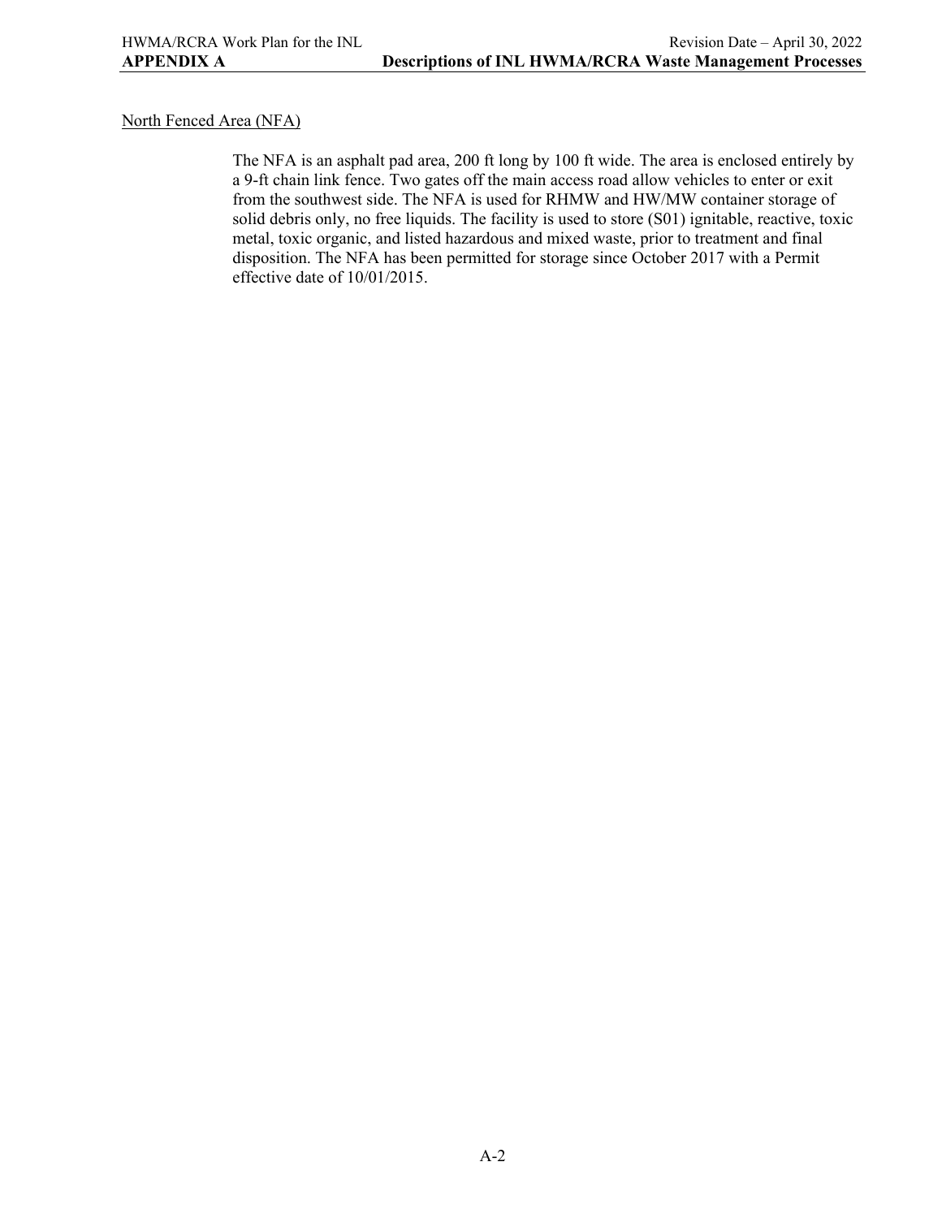North Fenced Area (NFA)

The NFA is an asphalt pad area, 200 ft long by 100 ft wide. The area is enclosed entirely by a 9-ft chain link fence. Two gates off the main access road allow vehicles to enter or exit from the southwest side. The NFA is used for RHMW and HW/MW container storage of solid debris only, no free liquids. The facility is used to store (S01) ignitable, reactive, toxic metal, toxic organic, and listed hazardous and mixed waste, prior to treatment and final disposition. The NFA has been permitted for storage since October 2017 with a Permit effective date of 10/01/2015.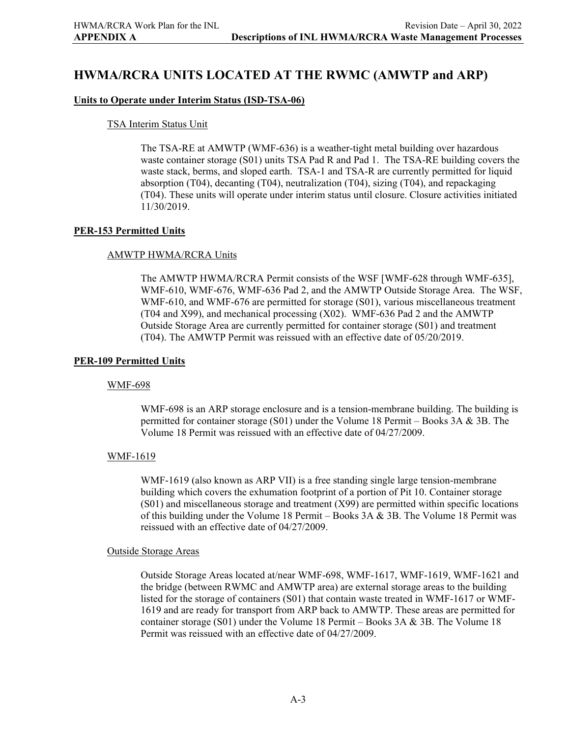# HWMA/RCRA UNITS LOCATED AT THE RWMC (AMWTP and ARP)

## Units to Operate under Interim Status (ISD-TSA-06)

### TSA Interim Status Unit

The TSA-RE at AMWTP (WMF-636) is a weather-tight metal building over hazardous waste container storage (S01) units TSA Pad R and Pad 1. The TSA-RE building covers the waste stack, berms, and sloped earth. TSA-1 and TSA-R are currently permitted for liquid absorption (T04), decanting (T04), neutralization (T04), sizing (T04), and repackaging (T04). These units will operate under interim status until closure. Closure activities initiated 11/30/2019.

## PER-153 Permitted Units

### AMWTP HWMA/RCRA Units

The AMWTP HWMA/RCRA Permit consists of the WSF [WMF-628 through WMF-635], WMF-610, WMF-676, WMF-636 Pad 2, and the AMWTP Outside Storage Area. The WSF, WMF-610, and WMF-676 are permitted for storage (S01), various miscellaneous treatment (T04 and X99), and mechanical processing (X02). WMF-636 Pad 2 and the AMWTP Outside Storage Area are currently permitted for container storage (S01) and treatment (T04). The AMWTP Permit was reissued with an effective date of 05/20/2019.

## PER-109 Permitted Units

### WMF-698

WMF-698 is an ARP storage enclosure and is a tension-membrane building. The building is permitted for container storage (S01) under the Volume 18 Permit – Books 3A & 3B. The Volume 18 Permit was reissued with an effective date of 04/27/2009.

### WMF-1619

WMF-1619 (also known as ARP VII) is a free standing single large tension-membrane building which covers the exhumation footprint of a portion of Pit 10. Container storage (S01) and miscellaneous storage and treatment (X99) are permitted within specific locations of this building under the Volume 18 Permit – Books 3A & 3B. The Volume 18 Permit was reissued with an effective date of 04/27/2009.

### Outside Storage Areas

Outside Storage Areas located at/near WMF-698, WMF-1617, WMF-1619, WMF-1621 and the bridge (between RWMC and AMWTP area) are external storage areas to the building listed for the storage of containers (S01) that contain waste treated in WMF-1617 or WMF-1619 and are ready for transport from ARP back to AMWTP. These areas are permitted for container storage (S01) under the Volume 18 Permit – Books 3A & 3B. The Volume 18 Permit was reissued with an effective date of 04/27/2009.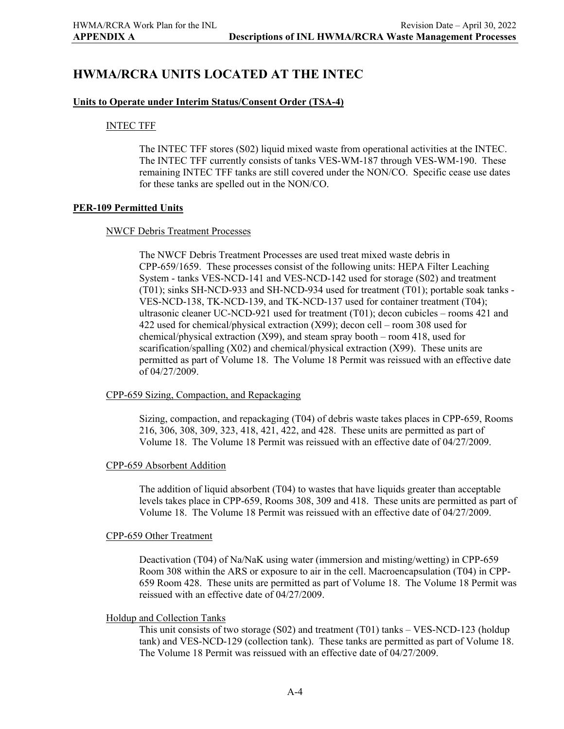# HWMA/RCRA UNITS LOCATED AT THE INTEC

## Units to Operate under Interim Status/Consent Order (TSA-4)

### INTEC TFF

The INTEC TFF stores (S02) liquid mixed waste from operational activities at the INTEC. The INTEC TFF currently consists of tanks VES-WM-187 through VES-WM-190. These remaining INTEC TFF tanks are still covered under the NON/CO. Specific cease use dates for these tanks are spelled out in the NON/CO.

## PER-109 Permitted Units

### NWCF Debris Treatment Processes

The NWCF Debris Treatment Processes are used treat mixed waste debris in CPP-659/1659. These processes consist of the following units: HEPA Filter Leaching System - tanks VES-NCD-141 and VES-NCD-142 used for storage (S02) and treatment (T01); sinks SH-NCD-933 and SH-NCD-934 used for treatment (T01); portable soak tanks - VES-NCD-138, TK-NCD-139, and TK-NCD-137 used for container treatment (T04); ultrasonic cleaner UC-NCD-921 used for treatment (T01); decon cubicles – rooms 421 and 422 used for chemical/physical extraction (X99); decon cell – room 308 used for chemical/physical extraction (X99), and steam spray booth – room 418, used for scarification/spalling (X02) and chemical/physical extraction (X99). These units are permitted as part of Volume 18. The Volume 18 Permit was reissued with an effective date of 04/27/2009.

### CPP-659 Sizing, Compaction, and Repackaging

Sizing, compaction, and repackaging (T04) of debris waste takes places in CPP-659, Rooms 216, 306, 308, 309, 323, 418, 421, 422, and 428. These units are permitted as part of Volume 18. The Volume 18 Permit was reissued with an effective date of 04/27/2009.

### CPP-659 Absorbent Addition

The addition of liquid absorbent (T04) to wastes that have liquids greater than acceptable levels takes place in CPP-659, Rooms 308, 309 and 418. These units are permitted as part of Volume 18. The Volume 18 Permit was reissued with an effective date of 04/27/2009.

### CPP-659 Other Treatment

Deactivation (T04) of Na/NaK using water (immersion and misting/wetting) in CPP-659 Room 308 within the ARS or exposure to air in the cell. Macroencapsulation (T04) in CPP-659 Room 428. These units are permitted as part of Volume 18. The Volume 18 Permit was reissued with an effective date of 04/27/2009.

### Holdup and Collection Tanks

This unit consists of two storage (S02) and treatment (T01) tanks – VES-NCD-123 (holdup tank) and VES-NCD-129 (collection tank). These tanks are permitted as part of Volume 18. The Volume 18 Permit was reissued with an effective date of 04/27/2009.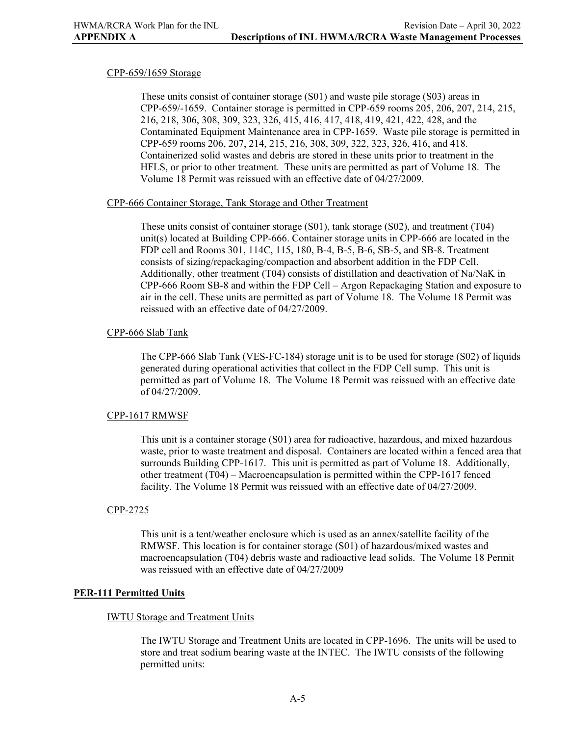CPP-659/1659 Storage

These units consist of container storage (S01) and waste pile storage (S03) areas in CPP-659/-1659. Container storage is permitted in CPP-659 rooms 205, 206, 207, 214, 215, 216, 218, 306, 308, 309, 323, 326, 415, 416, 417, 418, 419, 421, 422, 428, and the Contaminated Equipment Maintenance area in CPP-1659. Waste pile storage is permitted in CPP-659 rooms 206, 207, 214, 215, 216, 308, 309, 322, 323, 326, 416, and 418. Containerized solid wastes and debris are stored in these units prior to treatment in the HFLS, or prior to other treatment. These units are permitted as part of Volume 18. The Volume 18 Permit was reissued with an effective date of 04/27/2009.

CPP-666 Container Storage, Tank Storage and Other Treatment

These units consist of container storage (S01), tank storage (S02), and treatment (T04) unit(s) located at Building CPP-666. Container storage units in CPP-666 are located in the FDP cell and Rooms 301, 114C, 115, 180, B-4, B-5, B-6, SB-5, and SB-8. Treatment consists of sizing/repackaging/compaction and absorbent addition in the FDP Cell. Additionally, other treatment (T04) consists of distillation and deactivation of Na/NaK in CPP-666 Room SB-8 and within the FDP Cell – Argon Repackaging Station and exposure to air in the cell. These units are permitted as part of Volume 18. The Volume 18 Permit was reissued with an effective date of 04/27/2009.

CPP-666 Slab Tank

The CPP-666 Slab Tank (VES-FC-184) storage unit is to be used for storage (S02) of liquids generated during operational activities that collect in the FDP Cell sump. This unit is permitted as part of Volume 18. The Volume 18 Permit was reissued with an effective date of 04/27/2009.

CPP-1617 RMWSF

This unit is a container storage (S01) area for radioactive, hazardous, and mixed hazardous waste, prior to waste treatment and disposal. Containers are located within a fenced area that surrounds Building CPP-1617. This unit is permitted as part of Volume 18. Additionally, other treatment (T04) – Macroencapsulation is permitted within the CPP-1617 fenced facility. The Volume 18 Permit was reissued with an effective date of 04/27/2009.

CPP-2725

This unit is a tent/weather enclosure which is used as an annex/satellite facility of the RMWSF. This location is for container storage (S01) of hazardous/mixed wastes and macroencapsulation (T04) debris waste and radioactive lead solids. The Volume 18 Permit was reissued with an effective date of 04/27/2009

**PER-111 Permitted Units**

IWTU Storage and Treatment Units

The IWTU Storage and Treatment Units are located in CPP-1696. The units will be used to store and treat sodium bearing waste at the INTEC. The IWTU consists of the following permitted units: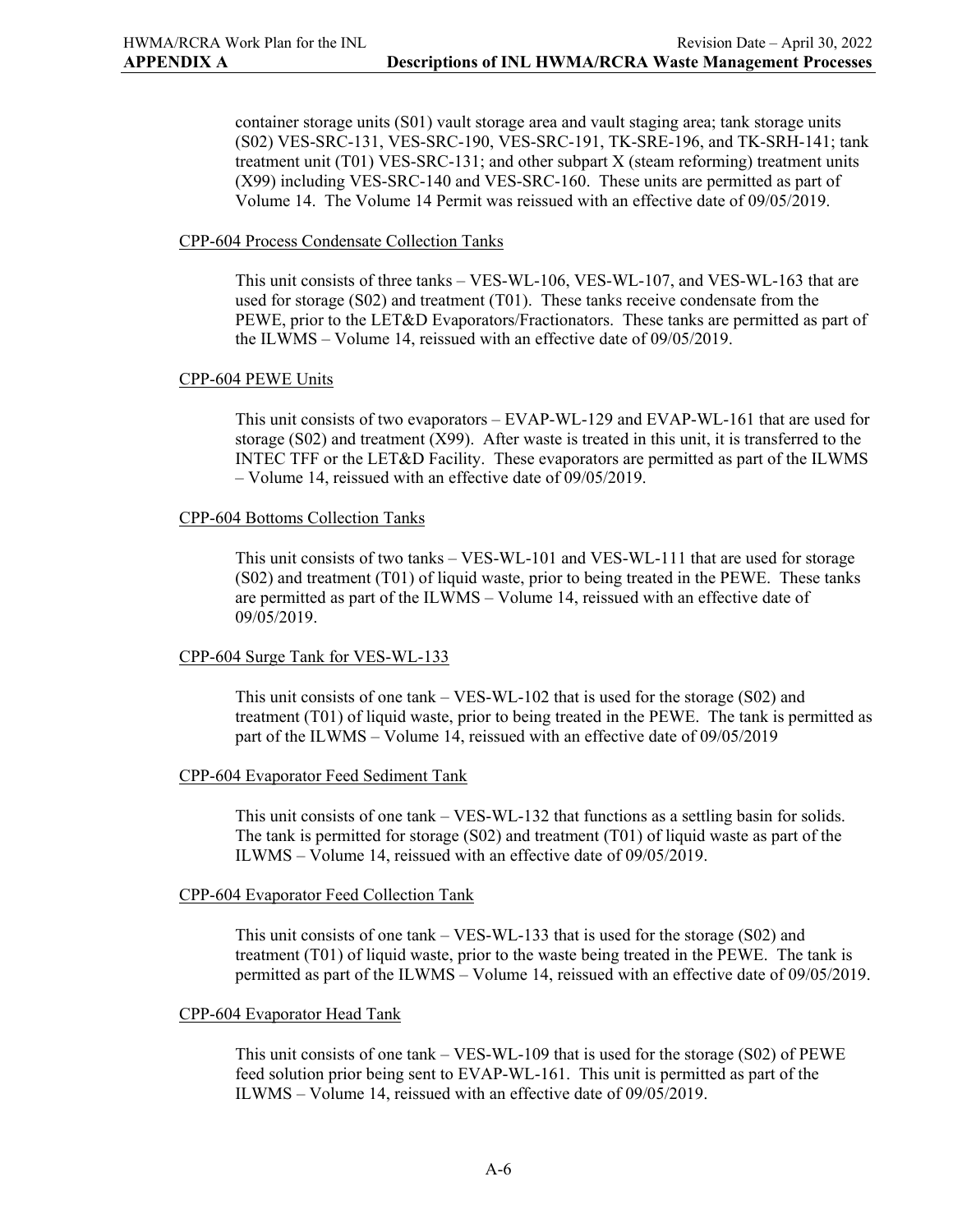container storage units (S01) vault storage area and vault staging area; tank storage units (S02) VES-SRC-131, VES-SRC-190, VES-SRC-191, TK-SRE-196, and TK-SRH-141; tank treatment unit (T01) VES-SRC-131; and other subpart X (steam reforming) treatment units (X99) including VES-SRC-140 and VES-SRC-160. These units are permitted as part of Volume 14. The Volume 14 Permit was reissued with an effective date of 09/05/2019.

CPP-604 Process Condensate Collection Tanks

This unit consists of three tanks – VES-WL-106, VES-WL-107, and VES-WL-163 that are used for storage (S02) and treatment (T01). These tanks receive condensate from the PEWE, prior to the LET&D Evaporators/Fractionators. These tanks are permitted as part of the ILWMS – Volume 14, reissued with an effective date of 09/05/2019.

CPP-604 PEWE Units

This unit consists of two evaporators – EVAP-WL-129 and EVAP-WL-161 that are used for storage (S02) and treatment (X99). After waste is treated in this unit, it is transferred to the INTEC TFF or the LET&D Facility. These evaporators are permitted as part of the ILWMS – Volume 14, reissued with an effective date of 09/05/2019.

CPP-604 Bottoms Collection Tanks

This unit consists of two tanks – VES-WL-101 and VES-WL-111 that are used for storage (S02) and treatment (T01) of liquid waste, prior to being treated in the PEWE. These tanks are permitted as part of the ILWMS – Volume 14, reissued with an effective date of 09/05/2019.

CPP-604 Surge Tank for VES-WL-133

This unit consists of one tank – VES-WL-102 that is used for the storage (S02) and treatment (T01) of liquid waste, prior to being treated in the PEWE. The tank is permitted as part of the ILWMS – Volume 14, reissued with an effective date of 09/05/2019

CPP-604 Evaporator Feed Sediment Tank

This unit consists of one tank – VES-WL-132 that functions as a settling basin for solids. The tank is permitted for storage (S02) and treatment (T01) of liquid waste as part of the ILWMS – Volume 14, reissued with an effective date of 09/05/2019.

CPP-604 Evaporator Feed Collection Tank

This unit consists of one tank – VES-WL-133 that is used for the storage (S02) and treatment (T01) of liquid waste, prior to the waste being treated in the PEWE. The tank is permitted as part of the ILWMS – Volume 14, reissued with an effective date of 09/05/2019.

CPP-604 Evaporator Head Tank

This unit consists of one tank – VES-WL-109 that is used for the storage (S02) of PEWE feed solution prior being sent to EVAP-WL-161. This unit is permitted as part of the ILWMS – Volume 14, reissued with an effective date of 09/05/2019.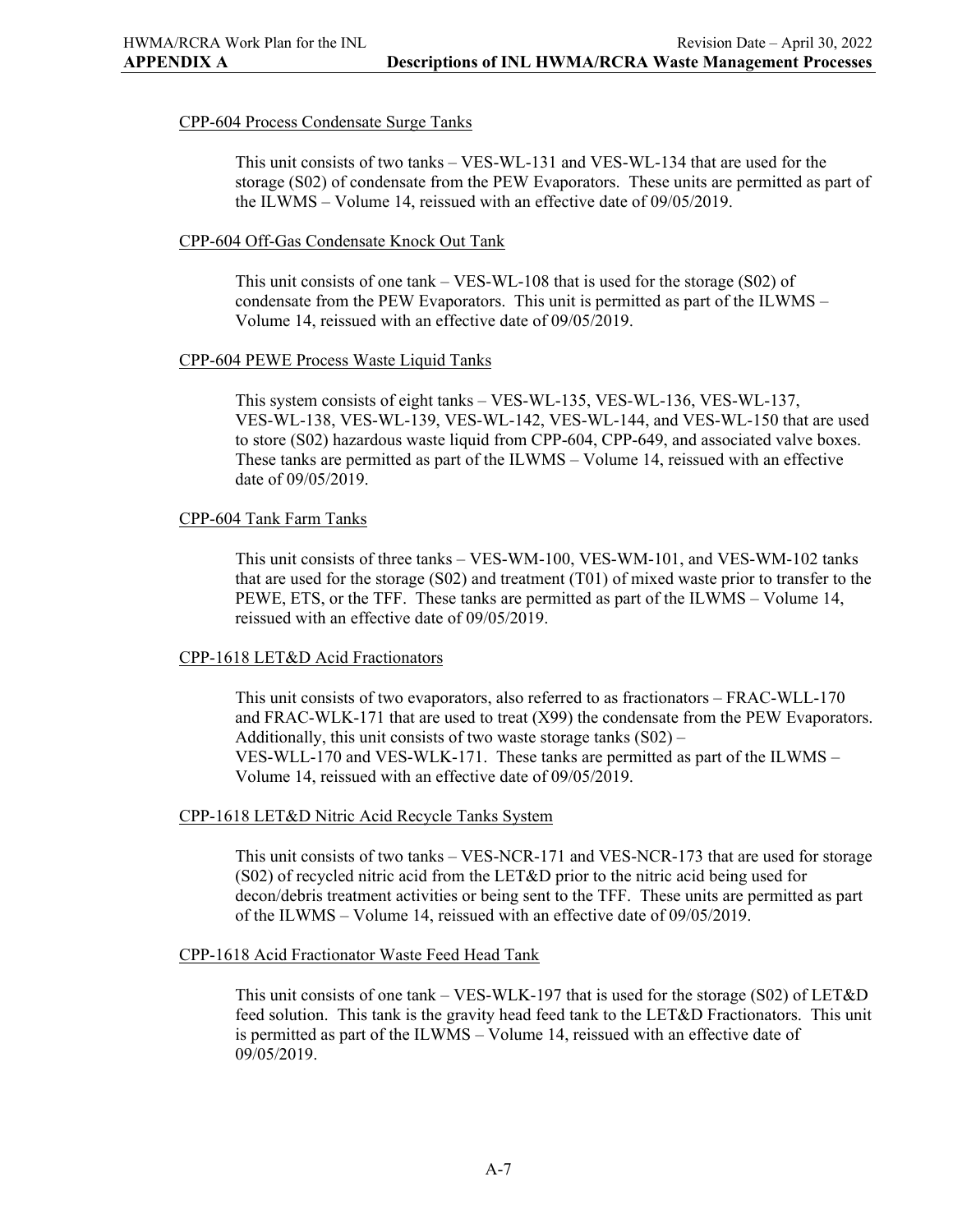CPP-604 Process Condensate Surge Tanks

This unit consists of two tanks – VES-WL-131 and VES-WL-134 that are used for the storage (S02) of condensate from the PEW Evaporators. These units are permitted as part of the ILWMS – Volume 14, reissued with an effective date of 09/05/2019.

CPP-604 Off-Gas Condensate Knock Out Tank

This unit consists of one tank – VES-WL-108 that is used for the storage (S02) of condensate from the PEW Evaporators. This unit is permitted as part of the ILWMS – Volume 14, reissued with an effective date of 09/05/2019.

CPP-604 PEWE Process Waste Liquid Tanks

This system consists of eight tanks – VES-WL-135, VES-WL-136, VES-WL-137, VES-WL-138, VES-WL-139, VES-WL-142, VES-WL-144, and VES-WL-150 that are used to store (S02) hazardous waste liquid from CPP-604, CPP-649, and associated valve boxes. These tanks are permitted as part of the ILWMS – Volume 14, reissued with an effective date of 09/05/2019.

CPP-604 Tank Farm Tanks

This unit consists of three tanks – VES-WM-100, VES-WM-101, and VES-WM-102 tanks that are used for the storage (S02) and treatment (T01) of mixed waste prior to transfer to the PEWE, ETS, or the TFF. These tanks are permitted as part of the ILWMS – Volume 14, reissued with an effective date of 09/05/2019.

CPP-1618 LET&D Acid Fractionators

This unit consists of two evaporators, also referred to as fractionators – FRAC-WLL-170 and FRAC-WLK-171 that are used to treat (X99) the condensate from the PEW Evaporators. Additionally, this unit consists of two waste storage tanks (S02) – VES-WLL-170 and VES-WLK-171. These tanks are permitted as part of the ILWMS – Volume 14, reissued with an effective date of 09/05/2019.

CPP-1618 LET&D Nitric Acid Recycle Tanks System

This unit consists of two tanks – VES-NCR-171 and VES-NCR-173 that are used for storage (S02) of recycled nitric acid from the LET&D prior to the nitric acid being used for decon/debris treatment activities or being sent to the TFF. These units are permitted as part of the ILWMS – Volume 14, reissued with an effective date of 09/05/2019.

CPP-1618 Acid Fractionator Waste Feed Head Tank

This unit consists of one tank – VES-WLK-197 that is used for the storage (S02) of LET&D feed solution. This tank is the gravity head feed tank to the LET&D Fractionators. This unit is permitted as part of the ILWMS – Volume 14, reissued with an effective date of 09/05/2019.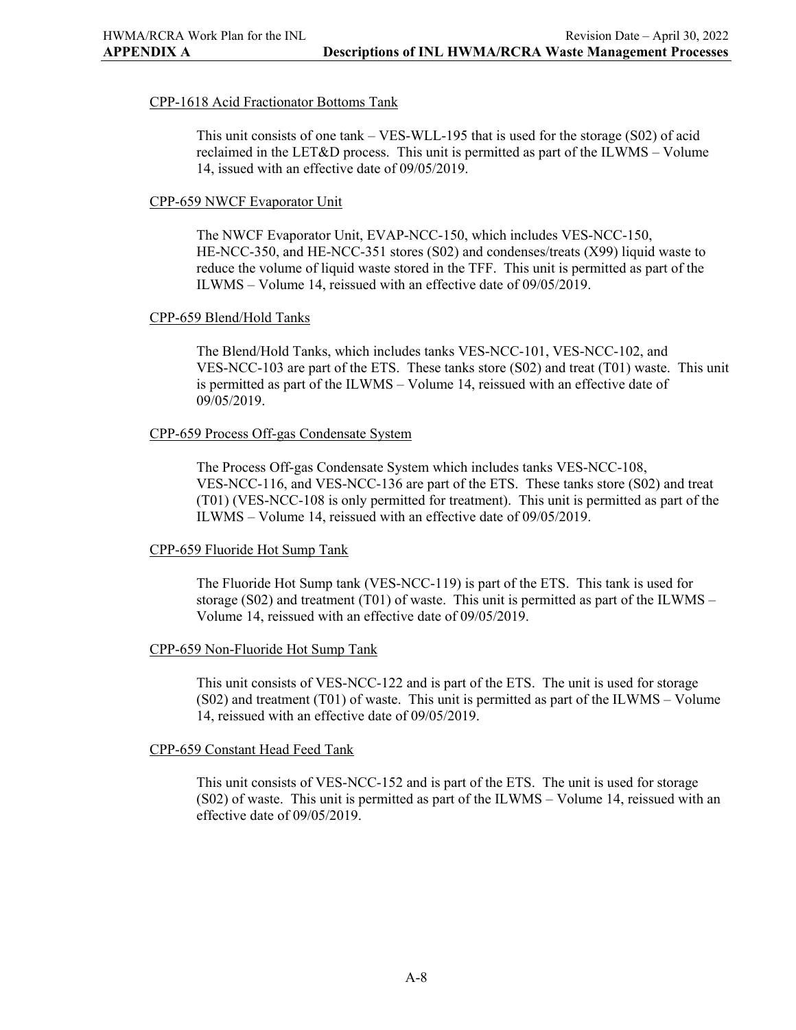CPP-1618 Acid Fractionator Bottoms Tank

This unit consists of one tank – VES-WLL-195 that is used for the storage (S02) of acid reclaimed in the LET&D process. This unit is permitted as part of the ILWMS – Volume 14, issued with an effective date of 09/05/2019.

CPP-659 NWCF Evaporator Unit

The NWCF Evaporator Unit, EVAP-NCC-150, which includes VES-NCC-150, HE-NCC-350, and HE-NCC-351 stores (S02) and condenses/treats (X99) liquid waste to reduce the volume of liquid waste stored in the TFF. This unit is permitted as part of the ILWMS – Volume 14, reissued with an effective date of 09/05/2019.

CPP-659 Blend/Hold Tanks

The Blend/Hold Tanks, which includes tanks VES-NCC-101, VES-NCC-102, and VES-NCC-103 are part of the ETS. These tanks store (S02) and treat (T01) waste. This unit is permitted as part of the ILWMS – Volume 14, reissued with an effective date of 09/05/2019.

CPP-659 Process Off-gas Condensate System

The Process Off-gas Condensate System which includes tanks VES-NCC-108, VES-NCC-116, and VES-NCC-136 are part of the ETS. These tanks store (S02) and treat (T01) (VES-NCC-108 is only permitted for treatment). This unit is permitted as part of the ILWMS – Volume 14, reissued with an effective date of 09/05/2019.

CPP-659 Fluoride Hot Sump Tank

The Fluoride Hot Sump tank (VES-NCC-119) is part of the ETS. This tank is used for storage (S02) and treatment (T01) of waste. This unit is permitted as part of the ILWMS – Volume 14, reissued with an effective date of 09/05/2019.

CPP-659 Non-Fluoride Hot Sump Tank

This unit consists of VES-NCC-122 and is part of the ETS. The unit is used for storage (S02) and treatment (T01) of waste. This unit is permitted as part of the ILWMS – Volume 14, reissued with an effective date of 09/05/2019.

CPP-659 Constant Head Feed Tank

This unit consists of VES-NCC-152 and is part of the ETS. The unit is used for storage (S02) of waste. This unit is permitted as part of the ILWMS – Volume 14, reissued with an effective date of 09/05/2019.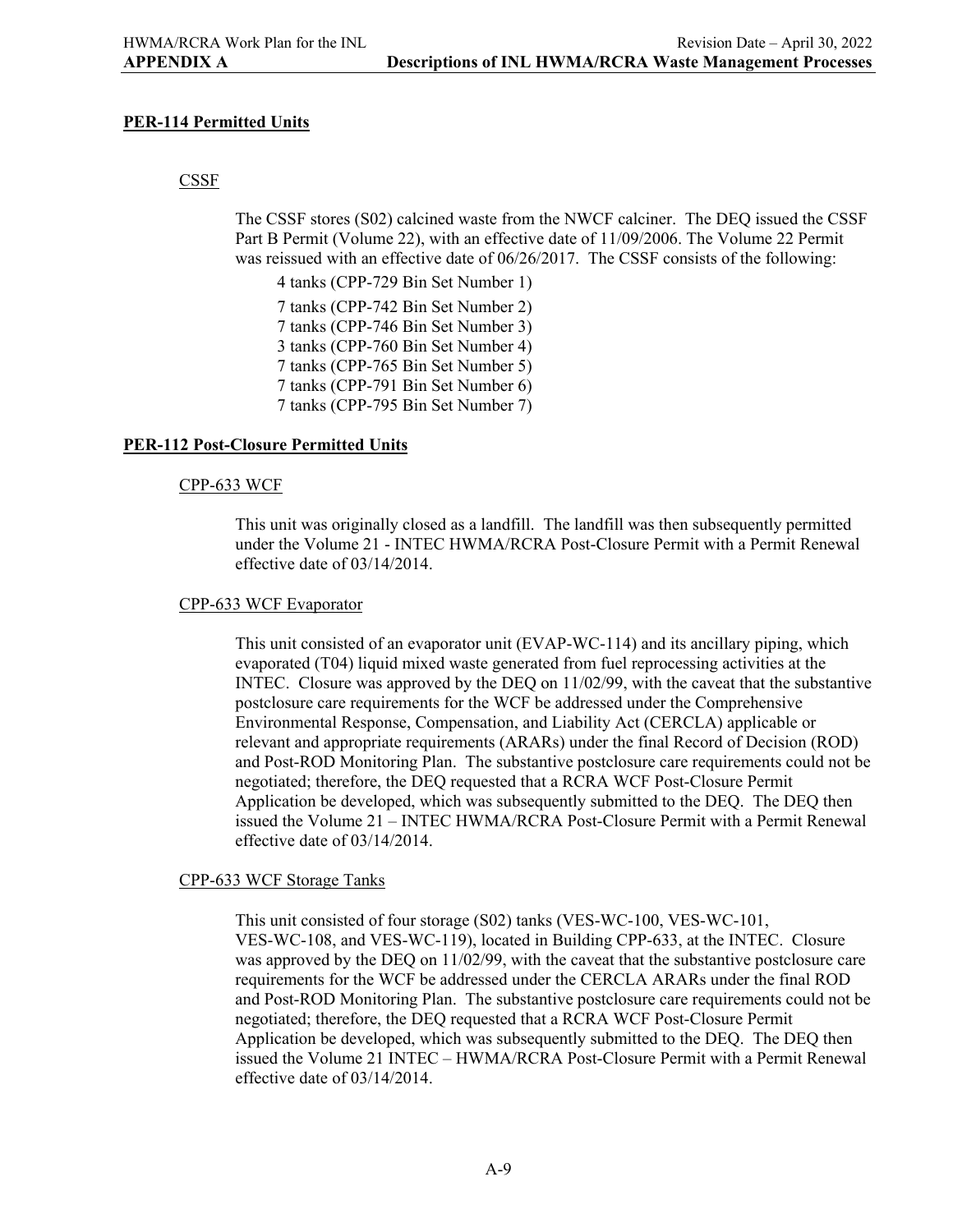## PER-114 Permitted Units

### CSSF

The CSSF stores (S02) calcined waste from the NWCF calciner. The DEQ issued the CSSF Part B Permit (Volume 22), with an effective date of 11/09/2006. The Volume 22 Permit was reissued with an effective date of 06/26/2017. The CSSF consists of the following:

4 tanks (CPP-729 Bin Set Number 1)

7 tanks (CPP-742 Bin Set Number 2)
7 tanks (CPP-746 Bin Set Number 3)
3 tanks (CPP-760 Bin Set Number 4)
7 tanks (CPP-765 Bin Set Number 5)
7 tanks (CPP-791 Bin Set Number 6)
7 tanks (CPP-795 Bin Set Number 7)

## PER-112 Post-Closure Permitted Units

### CPP-633 WCF

This unit was originally closed as a landfill. The landfill was then subsequently permitted under the Volume 21 - INTEC HWMA/RCRA Post-Closure Permit with a Permit Renewal effective date of 03/14/2014.

### CPP-633 WCF Evaporator

This unit consisted of an evaporator unit (EVAP-WC-114) and its ancillary piping, which evaporated (T04) liquid mixed waste generated from fuel reprocessing activities at the INTEC. Closure was approved by the DEQ on 11/02/99, with the caveat that the substantive postclosure care requirements for the WCF be addressed under the Comprehensive Environmental Response, Compensation, and Liability Act (CERCLA) applicable or relevant and appropriate requirements (ARARs) under the final Record of Decision (ROD) and Post-ROD Monitoring Plan. The substantive postclosure care requirements could not be negotiated; therefore, the DEQ requested that a RCRA WCF Post-Closure Permit Application be developed, which was subsequently submitted to the DEQ. The DEQ then issued the Volume 21 – INTEC HWMA/RCRA Post-Closure Permit with a Permit Renewal effective date of 03/14/2014.

### CPP-633 WCF Storage Tanks

This unit consisted of four storage (S02) tanks (VES-WC-100, VES-WC-101, VES-WC-108, and VES-WC-119), located in Building CPP-633, at the INTEC. Closure was approved by the DEQ on 11/02/99, with the caveat that the substantive postclosure care requirements for the WCF be addressed under the CERCLA ARARs under the final ROD and Post-ROD Monitoring Plan. The substantive postclosure care requirements could not be negotiated; therefore, the DEQ requested that a RCRA WCF Post-Closure Permit Application be developed, which was subsequently submitted to the DEQ. The DEQ then issued the Volume 21 INTEC – HWMA/RCRA Post-Closure Permit with a Permit Renewal effective date of 03/14/2014.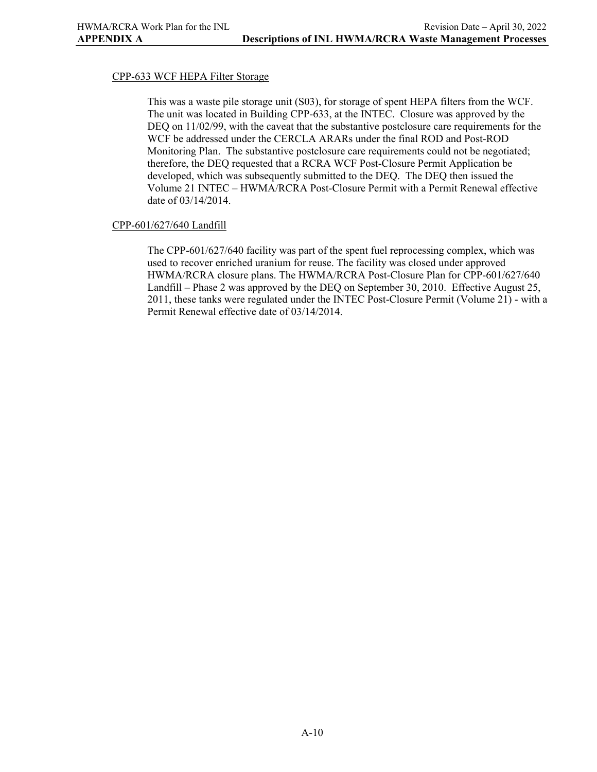CPP-633 WCF HEPA Filter Storage

This was a waste pile storage unit (S03), for storage of spent HEPA filters from the WCF. The unit was located in Building CPP-633, at the INTEC. Closure was approved by the DEQ on 11/02/99, with the caveat that the substantive postclosure care requirements for the WCF be addressed under the CERCLA ARARs under the final ROD and Post-ROD Monitoring Plan. The substantive postclosure care requirements could not be negotiated; therefore, the DEQ requested that a RCRA WCF Post-Closure Permit Application be developed, which was subsequently submitted to the DEQ. The DEQ then issued the Volume 21 INTEC – HWMA/RCRA Post-Closure Permit with a Permit Renewal effective date of 03/14/2014.

CPP-601/627/640 Landfill

The CPP-601/627/640 facility was part of the spent fuel reprocessing complex, which was used to recover enriched uranium for reuse. The facility was closed under approved HWMA/RCRA closure plans. The HWMA/RCRA Post-Closure Plan for CPP-601/627/640 Landfill – Phase 2 was approved by the DEQ on September 30, 2010. Effective August 25, 2011, these tanks were regulated under the INTEC Post-Closure Permit (Volume 21) - with a Permit Renewal effective date of 03/14/2014.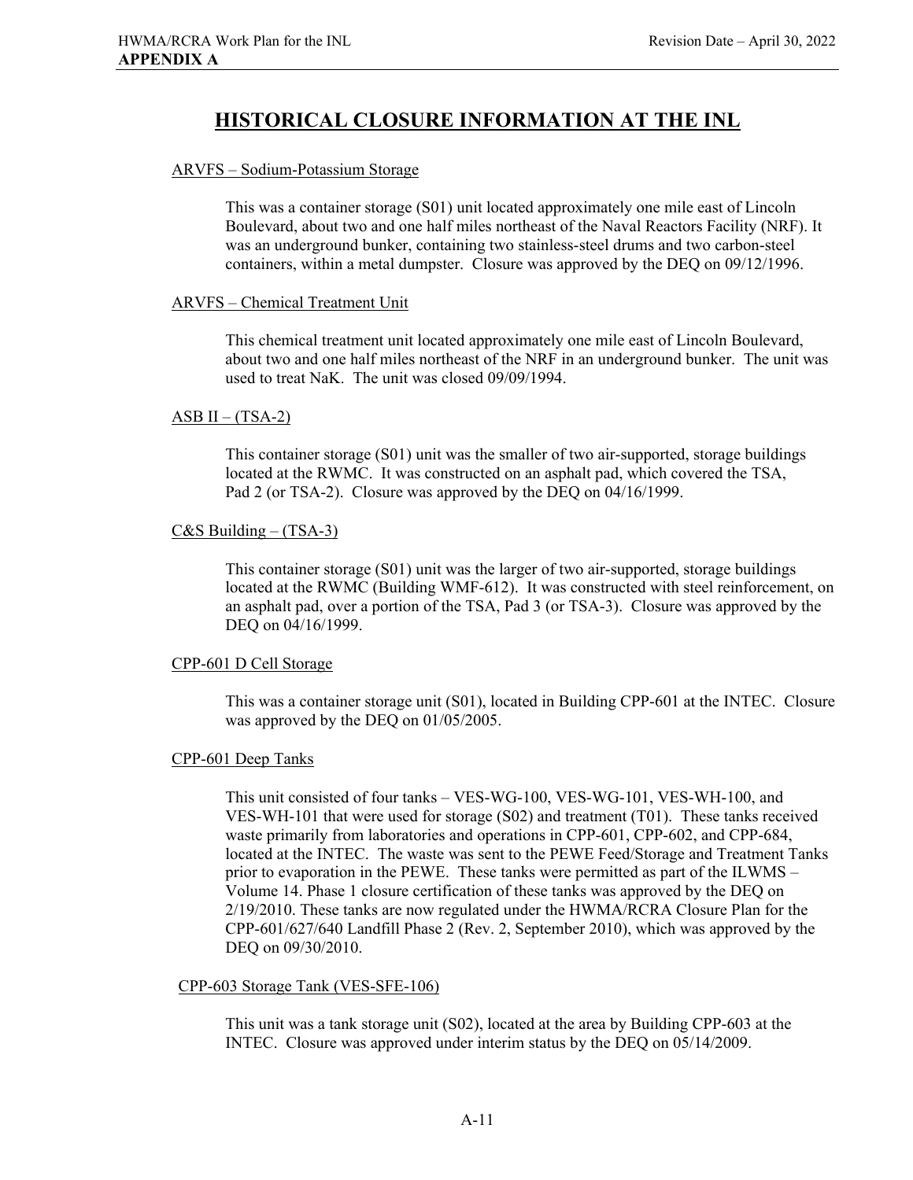# HISTORICAL CLOSURE INFORMATION AT THE INL

ARVFS – Sodium-Potassium Storage

This was a container storage (S01) unit located approximately one mile east of Lincoln Boulevard, about two and one half miles northeast of the Naval Reactors Facility (NRF). It was an underground bunker, containing two stainless-steel drums and two carbon-steel containers, within a metal dumpster. Closure was approved by the DEQ on 09/12/1996.

ARVFS – Chemical Treatment Unit

This chemical treatment unit located approximately one mile east of Lincoln Boulevard, about two and one half miles northeast of the NRF in an underground bunker. The unit was used to treat NaK. The unit was closed 09/09/1994.

ASB II – (TSA-2)

This container storage (S01) unit was the smaller of two air-supported, storage buildings located at the RWMC. It was constructed on an asphalt pad, which covered the TSA, Pad 2 (or TSA-2). Closure was approved by the DEQ on 04/16/1999.

C&S Building – (TSA-3)

This container storage (S01) unit was the larger of two air-supported, storage buildings located at the RWMC (Building WMF-612). It was constructed with steel reinforcement, on an asphalt pad, over a portion of the TSA, Pad 3 (or TSA-3). Closure was approved by the DEQ on 04/16/1999.

CPP-601 D Cell Storage

This was a container storage unit (S01), located in Building CPP-601 at the INTEC. Closure was approved by the DEQ on 01/05/2005.

CPP-601 Deep Tanks

This unit consisted of four tanks – VES-WG-100, VES-WG-101, VES-WH-100, and VES-WH-101 that were used for storage (S02) and treatment (T01). These tanks received waste primarily from laboratories and operations in CPP-601, CPP-602, and CPP-684, located at the INTEC. The waste was sent to the PEWE Feed/Storage and Treatment Tanks prior to evaporation in the PEWE. These tanks were permitted as part of the ILWMS – Volume 14. Phase 1 closure certification of these tanks was approved by the DEQ on 2/19/2010. These tanks are now regulated under the HWMA/RCRA Closure Plan for the CPP-601/627/640 Landfill Phase 2 (Rev. 2, September 2010), which was approved by the DEQ on 09/30/2010.

CPP-603 Storage Tank (VES-SFE-106)

This unit was a tank storage unit (S02), located at the area by Building CPP-603 at the INTEC. Closure was approved under interim status by the DEQ on 05/14/2009.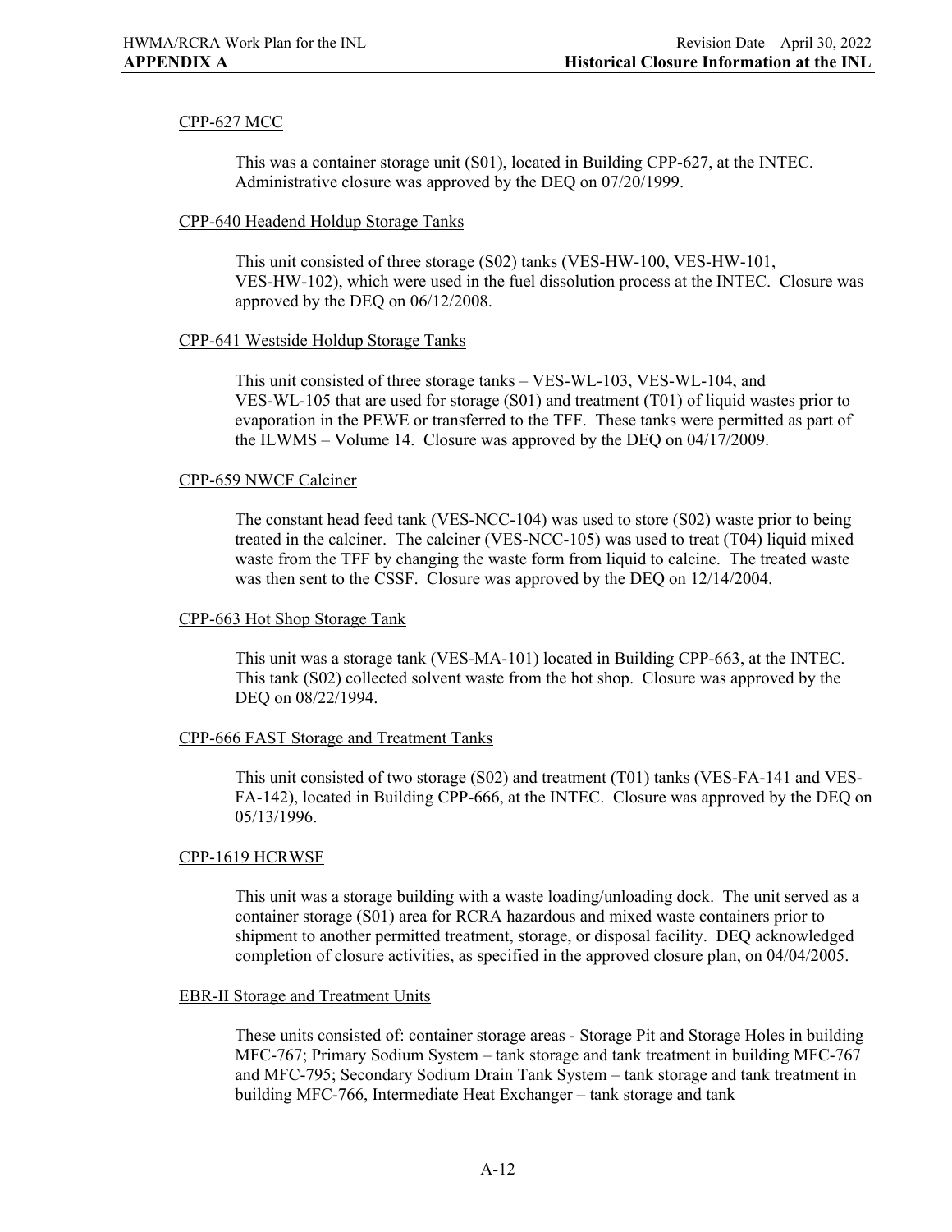<u>CPP-627 MCC</u>

This was a container storage unit (S01), located in Building CPP-627, at the INTEC. Administrative closure was approved by the DEQ on 07/20/1999.

<u>CPP-640 Headend Holdup Storage Tanks</u>

This unit consisted of three storage (S02) tanks (VES-HW-100, VES-HW-101, VES-HW-102), which were used in the fuel dissolution process at the INTEC. Closure was approved by the DEQ on 06/12/2008.

<u>CPP-641 Westside Holdup Storage Tanks</u>

This unit consisted of three storage tanks – VES-WL-103, VES-WL-104, and VES-WL-105 that are used for storage (S01) and treatment (T01) of liquid wastes prior to evaporation in the PEWE or transferred to the TFF. These tanks were permitted as part of the ILWMS – Volume 14. Closure was approved by the DEQ on 04/17/2009.

<u>CPP-659 NWCF Calciner</u>

The constant head feed tank (VES-NCC-104) was used to store (S02) waste prior to being treated in the calciner. The calciner (VES-NCC-105) was used to treat (T04) liquid mixed waste from the TFF by changing the waste form from liquid to calcine. The treated waste was then sent to the CSSF. Closure was approved by the DEQ on 12/14/2004.

<u>CPP-663 Hot Shop Storage Tank</u>

This unit was a storage tank (VES-MA-101) located in Building CPP-663, at the INTEC. This tank (S02) collected solvent waste from the hot shop. Closure was approved by the DEQ on 08/22/1994.

<u>CPP-666 FAST Storage and Treatment Tanks</u>

This unit consisted of two storage (S02) and treatment (T01) tanks (VES-FA-141 and VES-FA-142), located in Building CPP-666, at the INTEC. Closure was approved by the DEQ on 05/13/1996.

<u>CPP-1619 HCRWSF</u>

This unit was a storage building with a waste loading/unloading dock. The unit served as a container storage (S01) area for RCRA hazardous and mixed waste containers prior to shipment to another permitted treatment, storage, or disposal facility. DEQ acknowledged completion of closure activities, as specified in the approved closure plan, on 04/04/2005.

<u>EBR-II Storage and Treatment Units</u>

These units consisted of: container storage areas - Storage Pit and Storage Holes in building MFC-767; Primary Sodium System – tank storage and tank treatment in building MFC-767 and MFC-795; Secondary Sodium Drain Tank System – tank storage and tank treatment in building MFC-766, Intermediate Heat Exchanger – tank storage and tank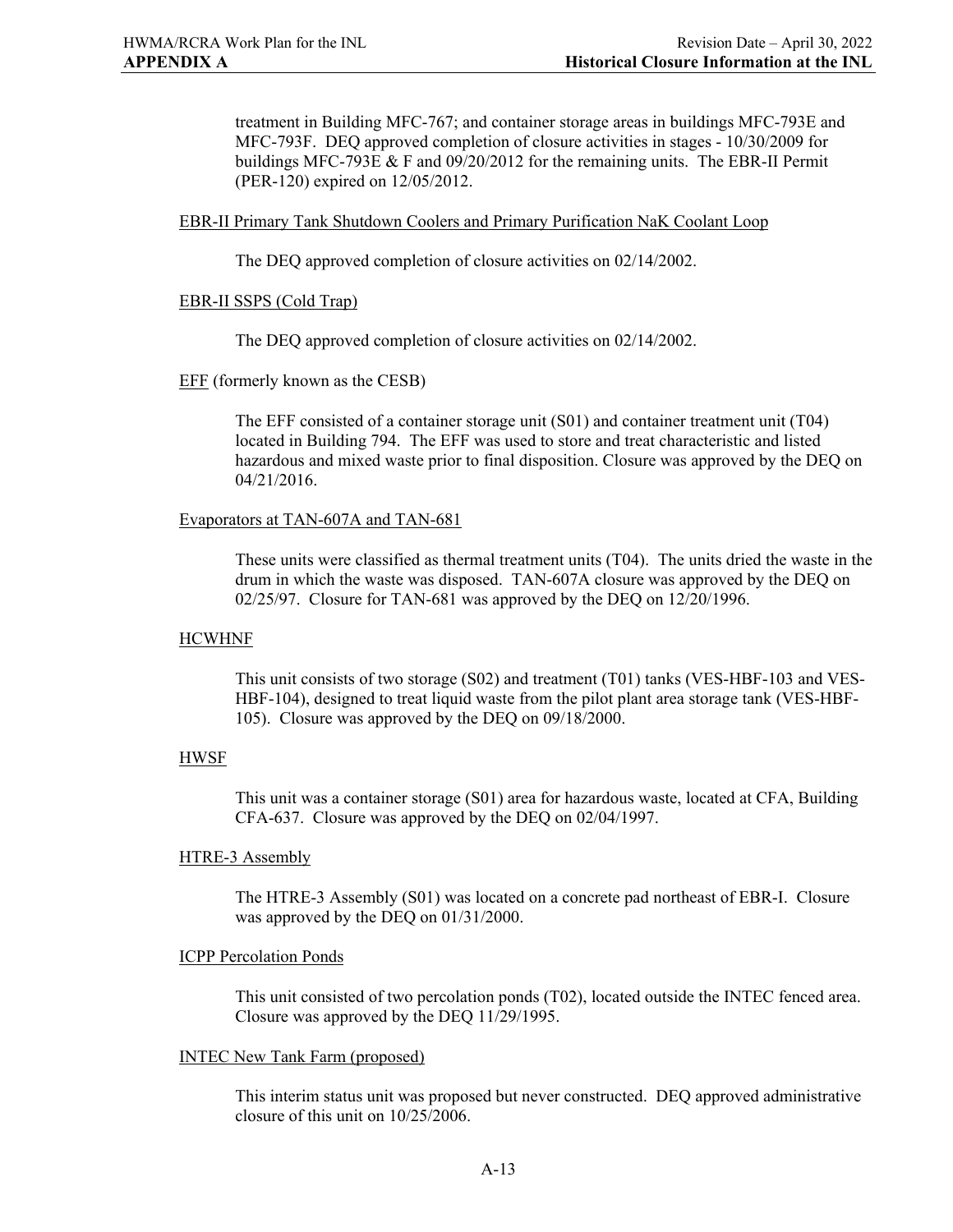treatment in Building MFC-767; and container storage areas in buildings MFC-793E and MFC-793F. DEQ approved completion of closure activities in stages - 10/30/2009 for buildings MFC-793E & F and 09/20/2012 for the remaining units. The EBR-II Permit (PER-120) expired on 12/05/2012.

EBR-II Primary Tank Shutdown Coolers and Primary Purification NaK Coolant Loop

The DEQ approved completion of closure activities on 02/14/2002.

EBR-II SSPS (Cold Trap)

The DEQ approved completion of closure activities on 02/14/2002.

EFF (formerly known as the CESB)

The EFF consisted of a container storage unit (S01) and container treatment unit (T04) located in Building 794. The EFF was used to store and treat characteristic and listed hazardous and mixed waste prior to final disposition. Closure was approved by the DEQ on 04/21/2016.

Evaporators at TAN-607A and TAN-681

These units were classified as thermal treatment units (T04). The units dried the waste in the drum in which the waste was disposed. TAN-607A closure was approved by the DEQ on 02/25/97. Closure for TAN-681 was approved by the DEQ on 12/20/1996.

HCWHNF

This unit consists of two storage (S02) and treatment (T01) tanks (VES-HBF-103 and VES-HBF-104), designed to treat liquid waste from the pilot plant area storage tank (VES-HBF-105). Closure was approved by the DEQ on 09/18/2000.

HWSF

This unit was a container storage (S01) area for hazardous waste, located at CFA, Building CFA-637. Closure was approved by the DEQ on 02/04/1997.

HTRE-3 Assembly

The HTRE-3 Assembly (S01) was located on a concrete pad northeast of EBR-I. Closure was approved by the DEQ on 01/31/2000.

ICPP Percolation Ponds

This unit consisted of two percolation ponds (T02), located outside the INTEC fenced area. Closure was approved by the DEQ 11/29/1995.

INTEC New Tank Farm (proposed)

This interim status unit was proposed but never constructed. DEQ approved administrative closure of this unit on 10/25/2006.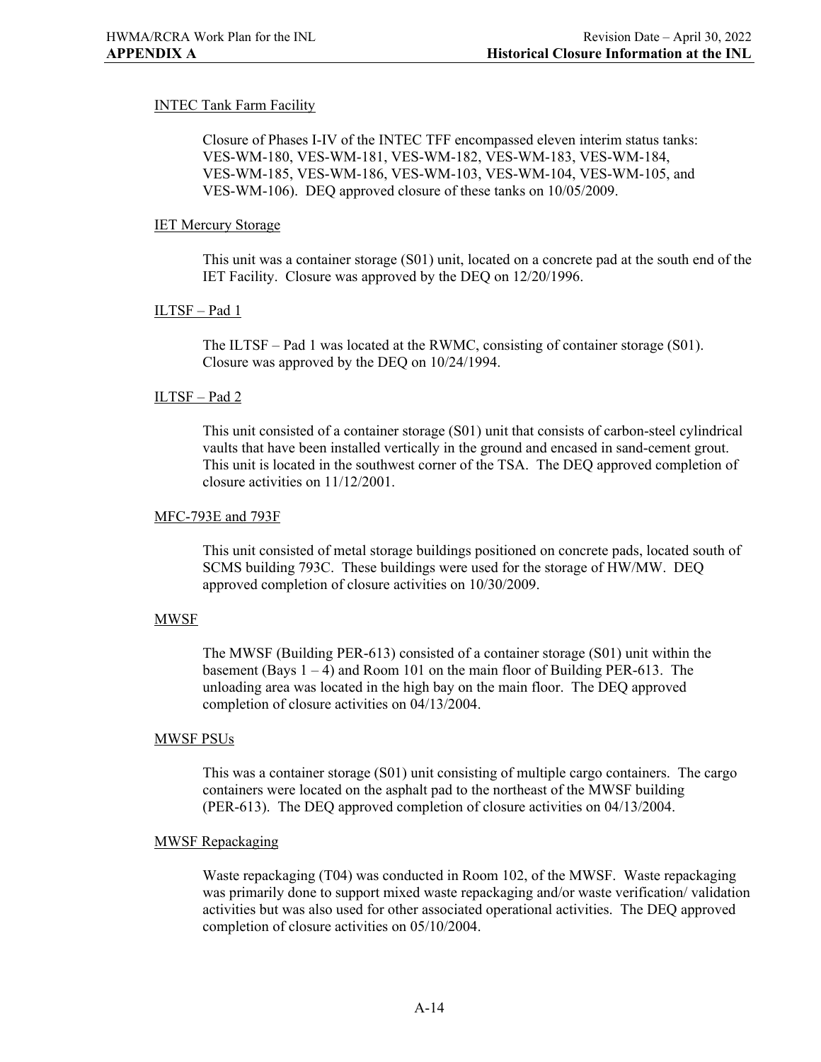INTEC Tank Farm Facility

Closure of Phases I-IV of the INTEC TFF encompassed eleven interim status tanks: VES-WM-180, VES-WM-181, VES-WM-182, VES-WM-183, VES-WM-184, VES-WM-185, VES-WM-186, VES-WM-103, VES-WM-104, VES-WM-105, and VES-WM-106). DEQ approved closure of these tanks on 10/05/2009.

IET Mercury Storage

This unit was a container storage (S01) unit, located on a concrete pad at the south end of the IET Facility. Closure was approved by the DEQ on 12/20/1996.

ILTSF – Pad 1

The ILTSF – Pad 1 was located at the RWMC, consisting of container storage (S01). Closure was approved by the DEQ on 10/24/1994.

ILTSF – Pad 2

This unit consisted of a container storage (S01) unit that consists of carbon-steel cylindrical vaults that have been installed vertically in the ground and encased in sand-cement grout. This unit is located in the southwest corner of the TSA. The DEQ approved completion of closure activities on 11/12/2001.

MFC-793E and 793F

This unit consisted of metal storage buildings positioned on concrete pads, located south of SCMS building 793C. These buildings were used for the storage of HW/MW. DEQ approved completion of closure activities on 10/30/2009.

MWSF

The MWSF (Building PER-613) consisted of a container storage (S01) unit within the basement (Bays 1 – 4) and Room 101 on the main floor of Building PER-613. The unloading area was located in the high bay on the main floor. The DEQ approved completion of closure activities on 04/13/2004.

MWSF PSUs

This was a container storage (S01) unit consisting of multiple cargo containers. The cargo containers were located on the asphalt pad to the northeast of the MWSF building (PER-613). The DEQ approved completion of closure activities on 04/13/2004.

MWSF Repackaging

Waste repackaging (T04) was conducted in Room 102, of the MWSF. Waste repackaging was primarily done to support mixed waste repackaging and/or waste verification/ validation activities but was also used for other associated operational activities. The DEQ approved completion of closure activities on 05/10/2004.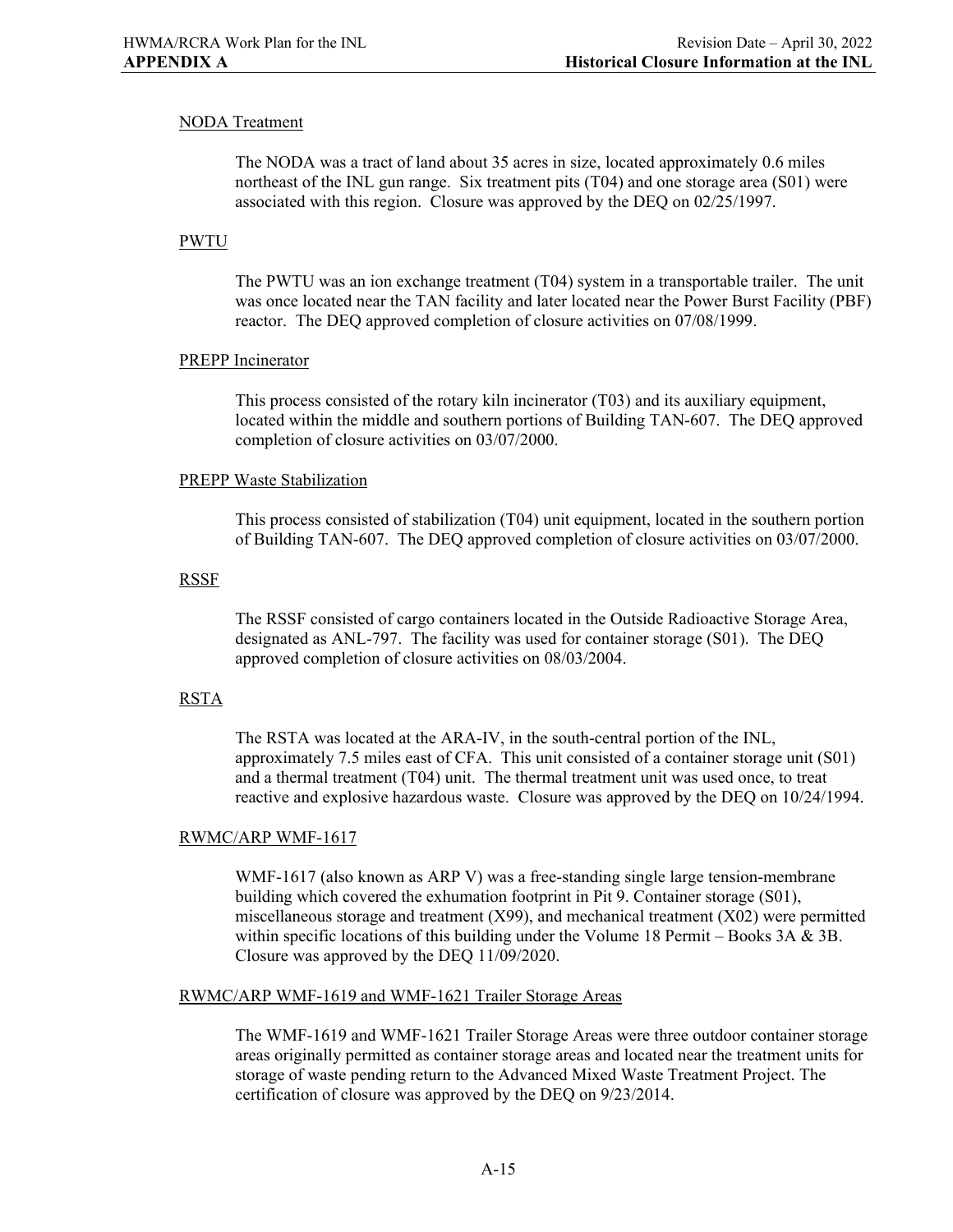### NODA Treatment

The NODA was a tract of land about 35 acres in size, located approximately 0.6 miles northeast of the INL gun range. Six treatment pits (T04) and one storage area (S01) were associated with this region. Closure was approved by the DEQ on 02/25/1997.

### PWTU

The PWTU was an ion exchange treatment (T04) system in a transportable trailer. The unit was once located near the TAN facility and later located near the Power Burst Facility (PBF) reactor. The DEQ approved completion of closure activities on 07/08/1999.

### PREPP Incinerator

This process consisted of the rotary kiln incinerator (T03) and its auxiliary equipment, located within the middle and southern portions of Building TAN-607. The DEQ approved completion of closure activities on 03/07/2000.

### PREPP Waste Stabilization

This process consisted of stabilization (T04) unit equipment, located in the southern portion of Building TAN-607. The DEQ approved completion of closure activities on 03/07/2000.

### RSSF

The RSSF consisted of cargo containers located in the Outside Radioactive Storage Area, designated as ANL-797. The facility was used for container storage (S01). The DEQ approved completion of closure activities on 08/03/2004.

### RSTA

The RSTA was located at the ARA-IV, in the south-central portion of the INL, approximately 7.5 miles east of CFA. This unit consisted of a container storage unit (S01) and a thermal treatment (T04) unit. The thermal treatment unit was used once, to treat reactive and explosive hazardous waste. Closure was approved by the DEQ on 10/24/1994.

### RWMC/ARP WMF-1617

WMF-1617 (also known as ARP V) was a free-standing single large tension-membrane building which covered the exhumation footprint in Pit 9. Container storage (S01), miscellaneous storage and treatment (X99), and mechanical treatment (X02) were permitted within specific locations of this building under the Volume 18 Permit – Books 3A & 3B. Closure was approved by the DEQ 11/09/2020.

### RWMC/ARP WMF-1619 and WMF-1621 Trailer Storage Areas

The WMF-1619 and WMF-1621 Trailer Storage Areas were three outdoor container storage areas originally permitted as container storage areas and located near the treatment units for storage of waste pending return to the Advanced Mixed Waste Treatment Project. The certification of closure was approved by the DEQ on 9/23/2014.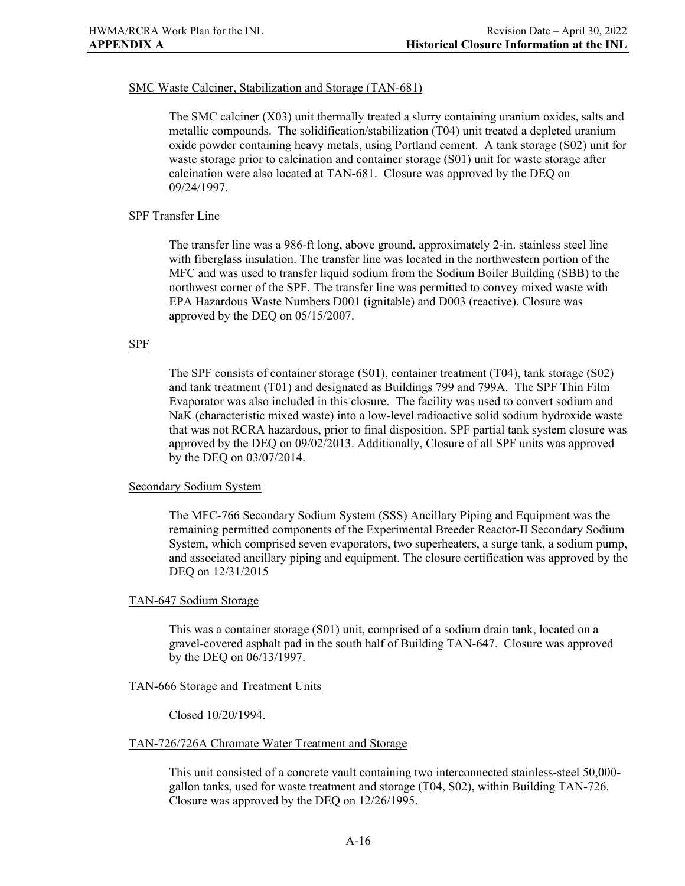SMC Waste Calciner, Stabilization and Storage (TAN-681)

The SMC calciner (X03) unit thermally treated a slurry containing uranium oxides, salts and metallic compounds. The solidification/stabilization (T04) unit treated a depleted uranium oxide powder containing heavy metals, using Portland cement. A tank storage (S02) unit for waste storage prior to calcination and container storage (S01) unit for waste storage after calcination were also located at TAN-681. Closure was approved by the DEQ on 09/24/1997.

SPF Transfer Line

The transfer line was a 986-ft long, above ground, approximately 2-in. stainless steel line with fiberglass insulation. The transfer line was located in the northwestern portion of the MFC and was used to transfer liquid sodium from the Sodium Boiler Building (SBB) to the northwest corner of the SPF. The transfer line was permitted to convey mixed waste with EPA Hazardous Waste Numbers D001 (ignitable) and D003 (reactive). Closure was approved by the DEQ on 05/15/2007.

SPF

The SPF consists of container storage (S01), container treatment (T04), tank storage (S02) and tank treatment (T01) and designated as Buildings 799 and 799A. The SPF Thin Film Evaporator was also included in this closure. The facility was used to convert sodium and NaK (characteristic mixed waste) into a low-level radioactive solid sodium hydroxide waste that was not RCRA hazardous, prior to final disposition. SPF partial tank system closure was approved by the DEQ on 09/02/2013. Additionally, Closure of all SPF units was approved by the DEQ on 03/07/2014.

Secondary Sodium System

The MFC-766 Secondary Sodium System (SSS) Ancillary Piping and Equipment was the remaining permitted components of the Experimental Breeder Reactor-II Secondary Sodium System, which comprised seven evaporators, two superheaters, a surge tank, a sodium pump, and associated ancillary piping and equipment. The closure certification was approved by the DEQ on 12/31/2015

TAN-647 Sodium Storage

This was a container storage (S01) unit, comprised of a sodium drain tank, located on a gravel-covered asphalt pad in the south half of Building TAN-647. Closure was approved by the DEQ on 06/13/1997.

TAN-666 Storage and Treatment Units

Closed 10/20/1994.

TAN-726/726A Chromate Water Treatment and Storage

This unit consisted of a concrete vault containing two interconnected stainless-steel 50,000-gallon tanks, used for waste treatment and storage (T04, S02), within Building TAN-726. Closure was approved by the DEQ on 12/26/1995.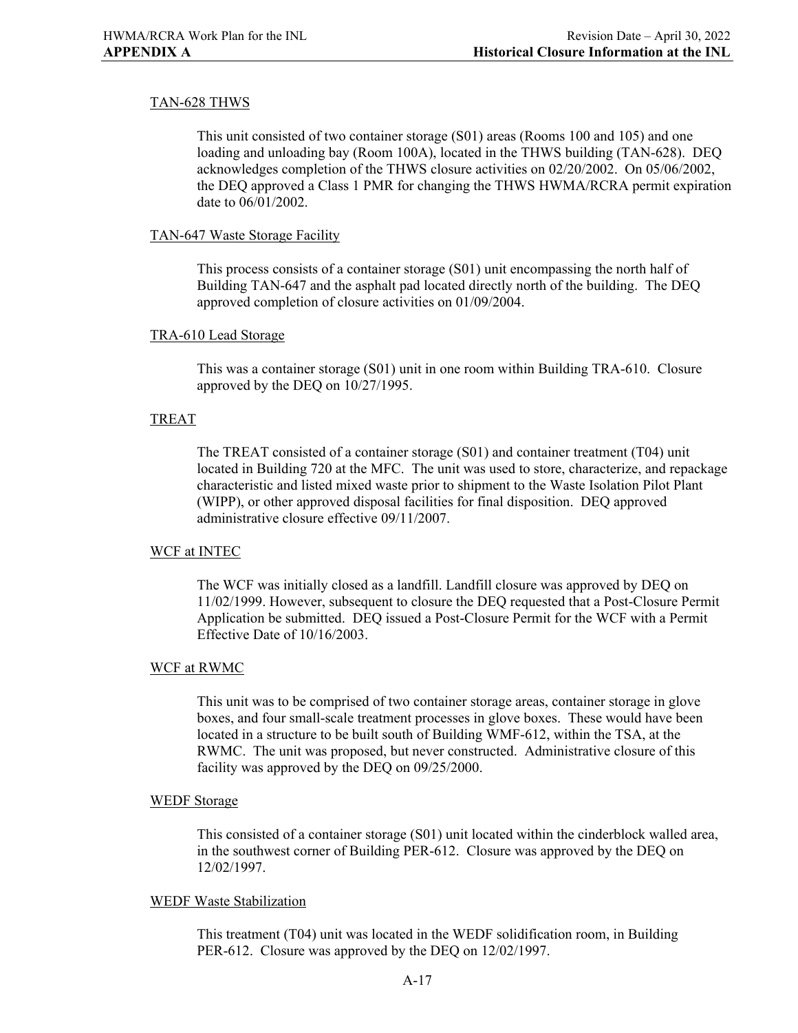### TAN-628 THWS

This unit consisted of two container storage (S01) areas (Rooms 100 and 105) and one loading and unloading bay (Room 100A), located in the THWS building (TAN-628). DEQ acknowledges completion of the THWS closure activities on 02/20/2002. On 05/06/2002, the DEQ approved a Class 1 PMR for changing the THWS HWMA/RCRA permit expiration date to 06/01/2002.

### TAN-647 Waste Storage Facility

This process consists of a container storage (S01) unit encompassing the north half of Building TAN-647 and the asphalt pad located directly north of the building. The DEQ approved completion of closure activities on 01/09/2004.

### TRA-610 Lead Storage

This was a container storage (S01) unit in one room within Building TRA-610. Closure approved by the DEQ on 10/27/1995.

### TREAT

The TREAT consisted of a container storage (S01) and container treatment (T04) unit located in Building 720 at the MFC. The unit was used to store, characterize, and repackage characteristic and listed mixed waste prior to shipment to the Waste Isolation Pilot Plant (WIPP), or other approved disposal facilities for final disposition. DEQ approved administrative closure effective 09/11/2007.

### WCF at INTEC

The WCF was initially closed as a landfill. Landfill closure was approved by DEQ on 11/02/1999. However, subsequent to closure the DEQ requested that a Post-Closure Permit Application be submitted. DEQ issued a Post-Closure Permit for the WCF with a Permit Effective Date of 10/16/2003.

### WCF at RWMC

This unit was to be comprised of two container storage areas, container storage in glove boxes, and four small-scale treatment processes in glove boxes. These would have been located in a structure to be built south of Building WMF-612, within the TSA, at the RWMC. The unit was proposed, but never constructed. Administrative closure of this facility was approved by the DEQ on 09/25/2000.

### WEDF Storage

This consisted of a container storage (S01) unit located within the cinderblock walled area, in the southwest corner of Building PER-612. Closure was approved by the DEQ on 12/02/1997.

### WEDF Waste Stabilization

This treatment (T04) unit was located in the WEDF solidification room, in Building PER-612. Closure was approved by the DEQ on 12/02/1997.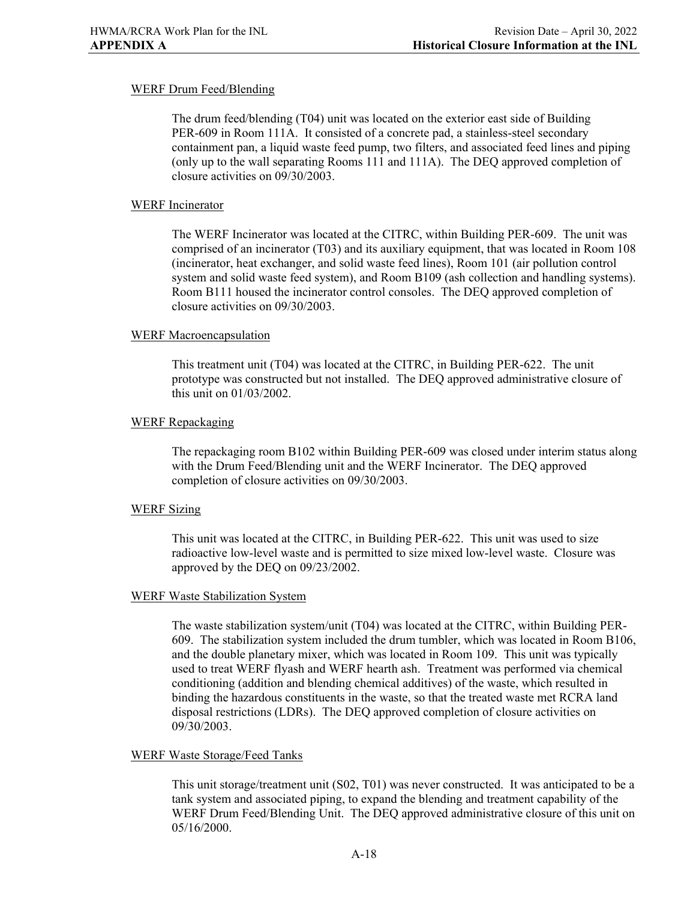WERF Drum Feed/Blending

The drum feed/blending (T04) unit was located on the exterior east side of Building PER-609 in Room 111A. It consisted of a concrete pad, a stainless-steel secondary containment pan, a liquid waste feed pump, two filters, and associated feed lines and piping (only up to the wall separating Rooms 111 and 111A). The DEQ approved completion of closure activities on 09/30/2003.

WERF Incinerator

The WERF Incinerator was located at the CITRC, within Building PER-609. The unit was comprised of an incinerator (T03) and its auxiliary equipment, that was located in Room 108 (incinerator, heat exchanger, and solid waste feed lines), Room 101 (air pollution control system and solid waste feed system), and Room B109 (ash collection and handling systems). Room B111 housed the incinerator control consoles. The DEQ approved completion of closure activities on 09/30/2003.

WERF Macroencapsulation

This treatment unit (T04) was located at the CITRC, in Building PER-622. The unit prototype was constructed but not installed. The DEQ approved administrative closure of this unit on 01/03/2002.

WERF Repackaging

The repackaging room B102 within Building PER-609 was closed under interim status along with the Drum Feed/Blending unit and the WERF Incinerator. The DEQ approved completion of closure activities on 09/30/2003.

WERF Sizing

This unit was located at the CITRC, in Building PER-622. This unit was used to size radioactive low-level waste and is permitted to size mixed low-level waste. Closure was approved by the DEQ on 09/23/2002.

WERF Waste Stabilization System

The waste stabilization system/unit (T04) was located at the CITRC, within Building PER-609. The stabilization system included the drum tumbler, which was located in Room B106, and the double planetary mixer, which was located in Room 109. This unit was typically used to treat WERF flyash and WERF hearth ash. Treatment was performed via chemical conditioning (addition and blending chemical additives) of the waste, which resulted in binding the hazardous constituents in the waste, so that the treated waste met RCRA land disposal restrictions (LDRs). The DEQ approved completion of closure activities on 09/30/2003.

WERF Waste Storage/Feed Tanks

This unit storage/treatment unit (S02, T01) was never constructed. It was anticipated to be a tank system and associated piping, to expand the blending and treatment capability of the WERF Drum Feed/Blending Unit. The DEQ approved administrative closure of this unit on 05/16/2000.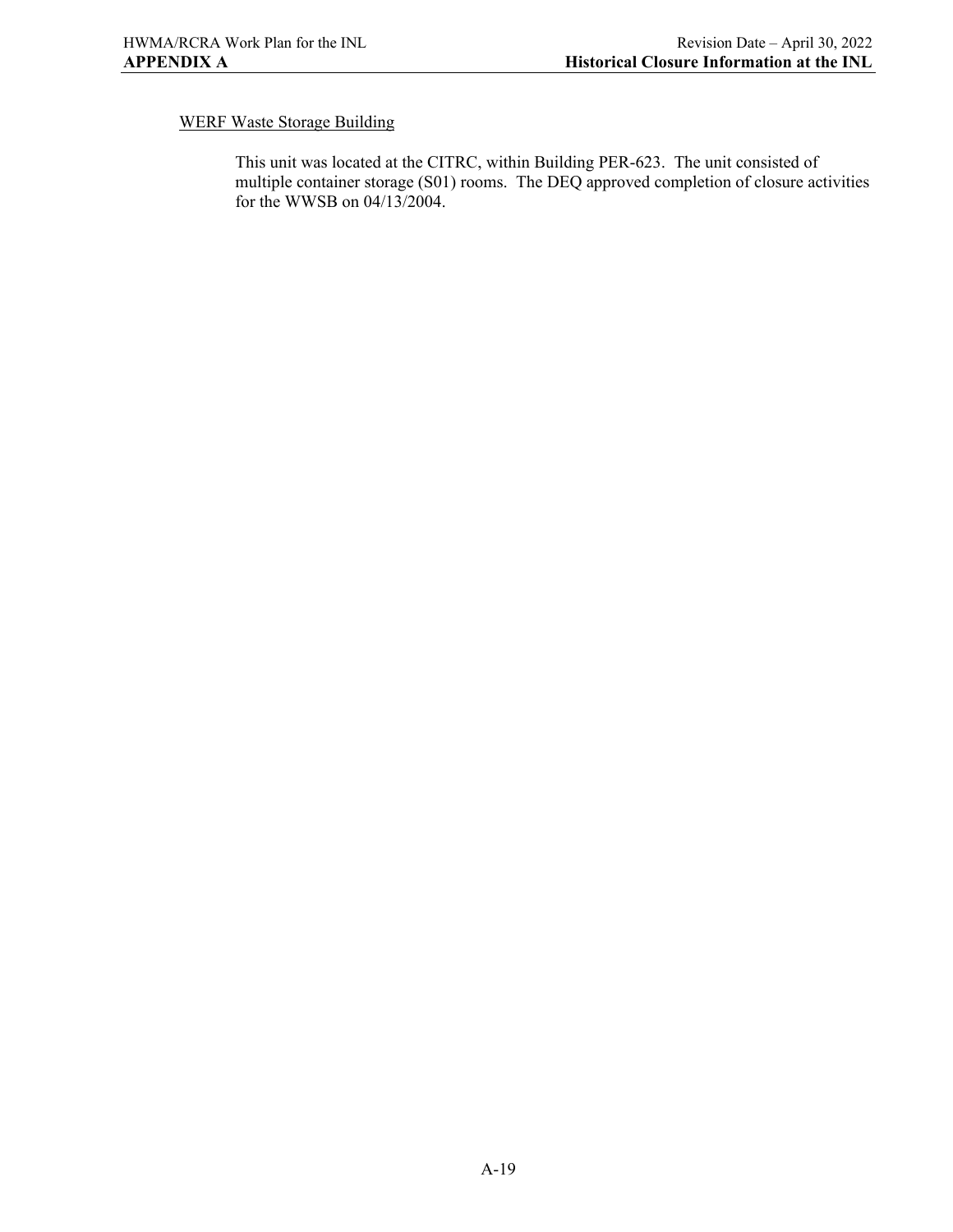WERF Waste Storage Building

This unit was located at the CITRC, within Building PER-623. The unit consisted of multiple container storage (S01) rooms. The DEQ approved completion of closure activities for the WWSB on 04/13/2004.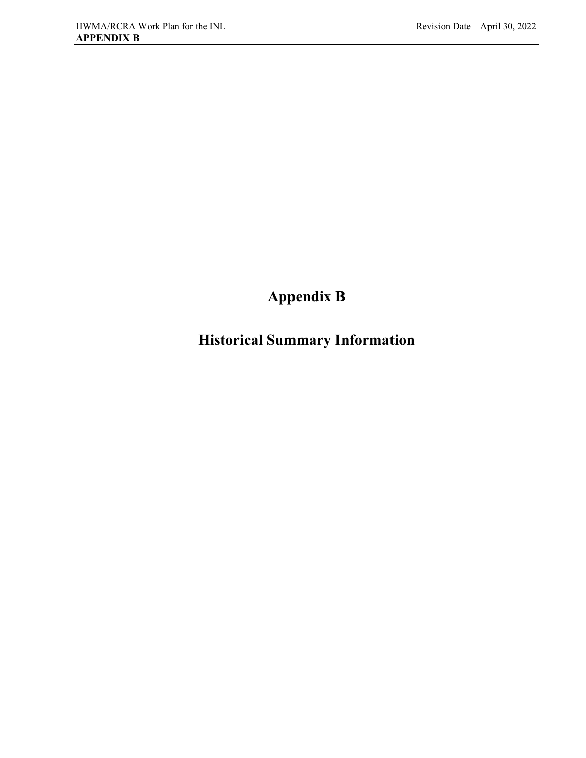# Appendix B

# Historical Summary Information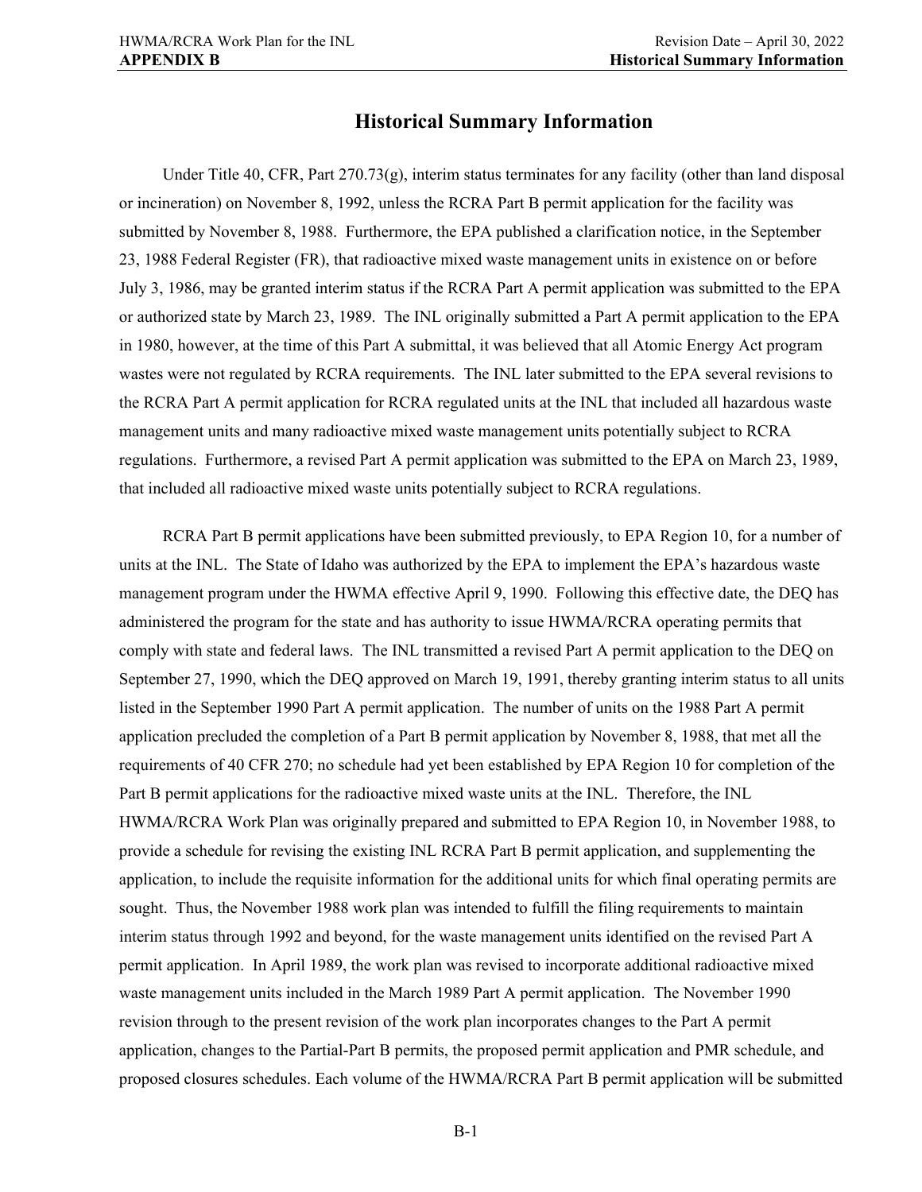# Historical Summary Information

Under Title 40, CFR, Part 270.73(g), interim status terminates for any facility (other than land disposal or incineration) on November 8, 1992, unless the RCRA Part B permit application for the facility was submitted by November 8, 1988. Furthermore, the EPA published a clarification notice, in the September 23, 1988 Federal Register (FR), that radioactive mixed waste management units in existence on or before July 3, 1986, may be granted interim status if the RCRA Part A permit application was submitted to the EPA or authorized state by March 23, 1989. The INL originally submitted a Part A permit application to the EPA in 1980, however, at the time of this Part A submittal, it was believed that all Atomic Energy Act program wastes were not regulated by RCRA requirements. The INL later submitted to the EPA several revisions to the RCRA Part A permit application for RCRA regulated units at the INL that included all hazardous waste management units and many radioactive mixed waste management units potentially subject to RCRA regulations. Furthermore, a revised Part A permit application was submitted to the EPA on March 23, 1989, that included all radioactive mixed waste units potentially subject to RCRA regulations.

RCRA Part B permit applications have been submitted previously, to EPA Region 10, for a number of units at the INL. The State of Idaho was authorized by the EPA to implement the EPA's hazardous waste management program under the HWMA effective April 9, 1990. Following this effective date, the DEQ has administered the program for the state and has authority to issue HWMA/RCRA operating permits that comply with state and federal laws. The INL transmitted a revised Part A permit application to the DEQ on September 27, 1990, which the DEQ approved on March 19, 1991, thereby granting interim status to all units listed in the September 1990 Part A permit application. The number of units on the 1988 Part A permit application precluded the completion of a Part B permit application by November 8, 1988, that met all the requirements of 40 CFR 270; no schedule had yet been established by EPA Region 10 for completion of the Part B permit applications for the radioactive mixed waste units at the INL. Therefore, the INL HWMA/RCRA Work Plan was originally prepared and submitted to EPA Region 10, in November 1988, to provide a schedule for revising the existing INL RCRA Part B permit application, and supplementing the application, to include the requisite information for the additional units for which final operating permits are sought. Thus, the November 1988 work plan was intended to fulfill the filing requirements to maintain interim status through 1992 and beyond, for the waste management units identified on the revised Part A permit application. In April 1989, the work plan was revised to incorporate additional radioactive mixed waste management units included in the March 1989 Part A permit application. The November 1990 revision through to the present revision of the work plan incorporates changes to the Part A permit application, changes to the Partial-Part B permits, the proposed permit application and PMR schedule, and proposed closures schedules. Each volume of the HWMA/RCRA Part B permit application will be submitted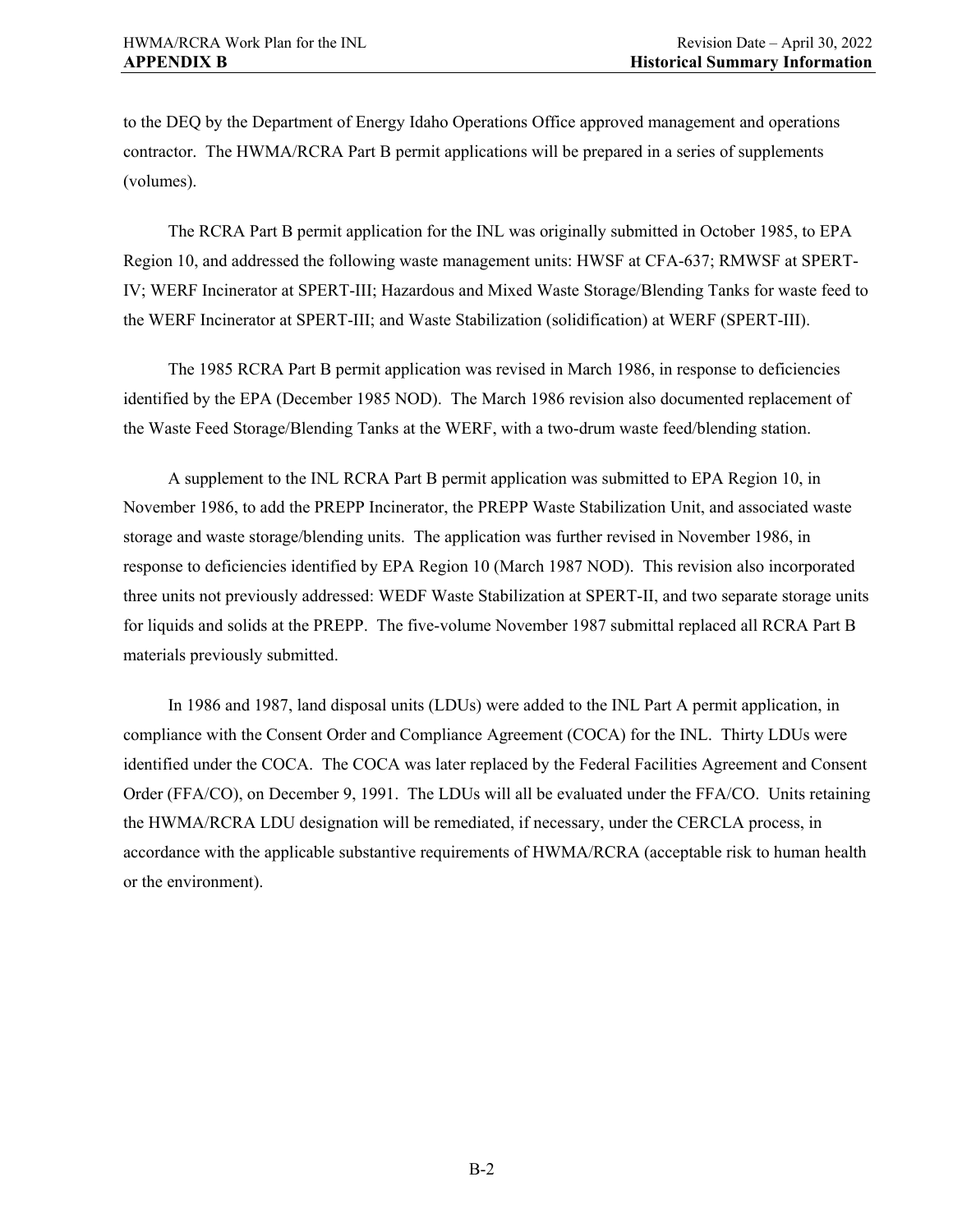to the DEQ by the Department of Energy Idaho Operations Office approved management and operations contractor. The HWMA/RCRA Part B permit applications will be prepared in a series of supplements (volumes).

The RCRA Part B permit application for the INL was originally submitted in October 1985, to EPA Region 10, and addressed the following waste management units: HWSF at CFA-637; RMWSF at SPERT-IV; WERF Incinerator at SPERT-III; Hazardous and Mixed Waste Storage/Blending Tanks for waste feed to the WERF Incinerator at SPERT-III; and Waste Stabilization (solidification) at WERF (SPERT-III).

The 1985 RCRA Part B permit application was revised in March 1986, in response to deficiencies identified by the EPA (December 1985 NOD). The March 1986 revision also documented replacement of the Waste Feed Storage/Blending Tanks at the WERF, with a two-drum waste feed/blending station.

A supplement to the INL RCRA Part B permit application was submitted to EPA Region 10, in November 1986, to add the PREPP Incinerator, the PREPP Waste Stabilization Unit, and associated waste storage and waste storage/blending units. The application was further revised in November 1986, in response to deficiencies identified by EPA Region 10 (March 1987 NOD). This revision also incorporated three units not previously addressed: WEDF Waste Stabilization at SPERT-II, and two separate storage units for liquids and solids at the PREPP. The five-volume November 1987 submittal replaced all RCRA Part B materials previously submitted.

In 1986 and 1987, land disposal units (LDUs) were added to the INL Part A permit application, in compliance with the Consent Order and Compliance Agreement (COCA) for the INL. Thirty LDUs were identified under the COCA. The COCA was later replaced by the Federal Facilities Agreement and Consent Order (FFA/CO), on December 9, 1991. The LDUs will all be evaluated under the FFA/CO. Units retaining the HWMA/RCRA LDU designation will be remediated, if necessary, under the CERCLA process, in accordance with the applicable substantive requirements of HWMA/RCRA (acceptable risk to human health or the environment).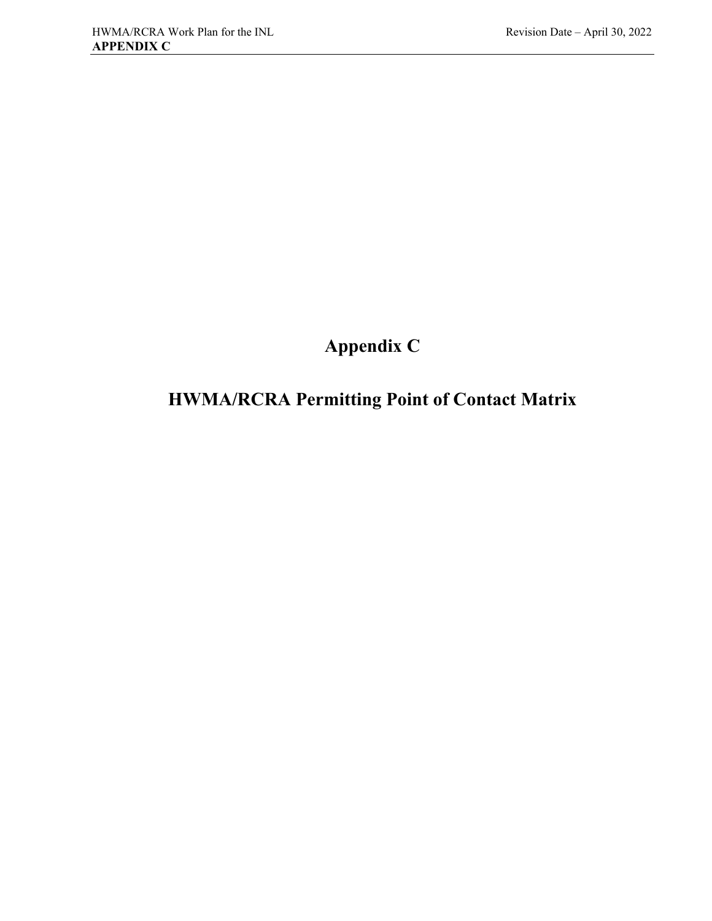# Appendix C

# HWMA/RCRA Permitting Point of Contact Matrix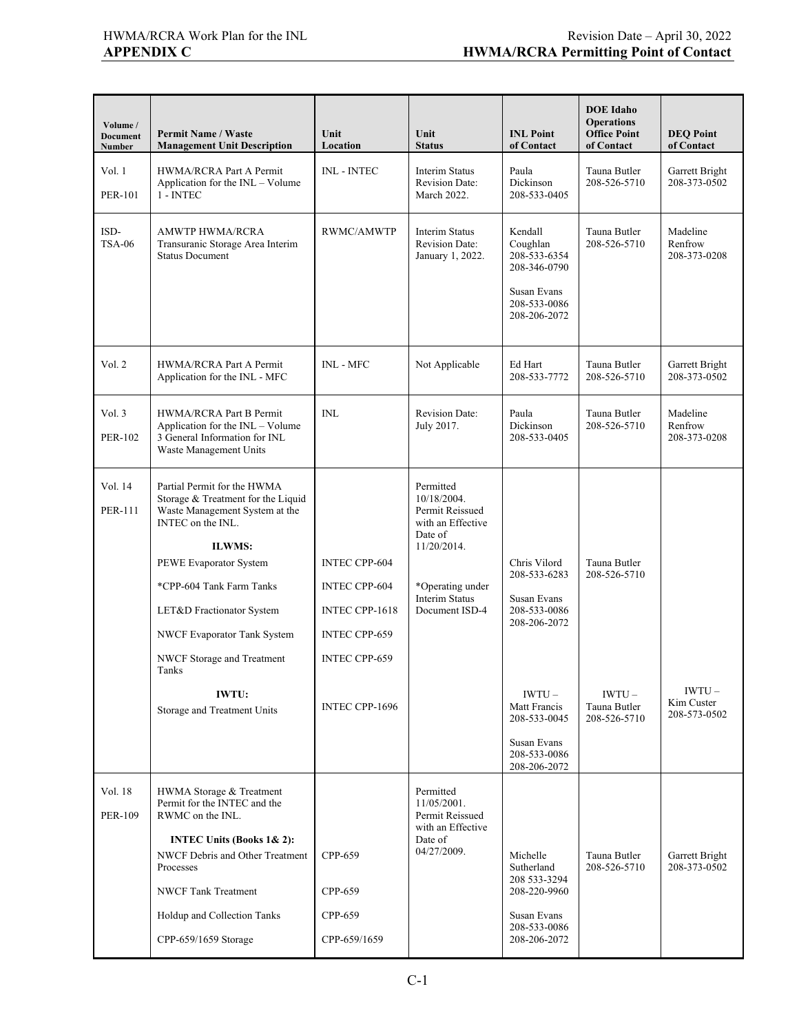| Volume / Document Number | Permit Name / Waste Management Unit Description | Unit Location | Unit Status | INL Point of Contact | DOE Idaho Operations Office Point of Contact | DEQ Point of Contact |
|---|---|---|---|---|---|---|
| Vol. 1<br>PER-101 | HWMA/RCRA Part A Permit Application for the INL – Volume 1 - INTEC | INL - INTEC | Interim Status Revision Date: March 2022. | Paula Dickinson 208-533-0405 | Tauna Butler 208-526-5710 | Garrett Bright 208-373-0502 |
| ISD-TSA-06 | AMWTP HWMA/RCRA Transuranic Storage Area Interim Status Document | RWMC/AMWTP | Interim Status Revision Date: January 1, 2022. | Kendall Coughlan 208-533-6354 208-346-0790<br>Susan Evans 208-533-0086 208-206-2072 | Tauna Butler 208-526-5710 | Madeline Renfrow 208-373-0208 |
| Vol. 2 | HWMA/RCRA Part A Permit Application for the INL - MFC | INL - MFC | Not Applicable | Ed Hart 208-533-7772 | Tauna Butler 208-526-5710 | Garrett Bright 208-373-0502 |
| Vol. 3<br>PER-102 | HWMA/RCRA Part B Permit Application for the INL – Volume 3 General Information for INL Waste Management Units | INL | Revision Date: July 2017. | Paula Dickinson 208-533-0405 | Tauna Butler 208-526-5710 | Madeline Renfrow 208-373-0208 |
| Vol. 14<br>PER-111 | Partial Permit for the HWMA Storage & Treatment for the Liquid Waste Management System at the INTEC on the INL.<br>**ILWMS:**<br>PEWE Evaporator System<br>*CPP-604 Tank Farm Tanks<br>LET&D Fractionator System<br>NWCF Evaporator Tank System<br>NWCF Storage and Treatment Tanks | <br><br>INTEC CPP-604<br>INTEC CPP-604<br>INTEC CPP-1618<br>INTEC CPP-659<br>INTEC CPP-659 | Permitted 10/18/2004. Permit Reissued with an Effective Date of 11/20/2014.<br>*Operating under Interim Status Document ISD-4 | Chris Vilord 208-533-6283<br>Susan Evans 208-533-0086 208-206-2072 | Tauna Butler 208-526-5710 | |
| | **IWTU:**<br>Storage and Treatment Units | INTEC CPP-1696 | | IWTU – Matt Francis 208-533-0045<br>Susan Evans 208-533-0086 208-206-2072 | IWTU – Tauna Butler 208-526-5710 | IWTU – Kim Custer 208-573-0502 |
| Vol. 18<br>PER-109 | HWMA Storage & Treatment Permit for the INTEC and the RWMC on the INL.<br>**INTEC Units (Books 1& 2):**<br>NWCF Debris and Other Treatment Processes<br>NWCF Tank Treatment<br>Holdup and Collection Tanks<br>CPP-659/1659 Storage | <br><br>CPP-659<br>CPP-659<br>CPP-659<br>CPP-659/1659 | Permitted 11/05/2001. Permit Reissued with an Effective Date of 04/27/2009. | Michelle Sutherland 208 533-3294 208-220-9960<br>Susan Evans 208-533-0086 208-206-2072 | Tauna Butler 208-526-5710 | Garrett Bright 208-373-0502 |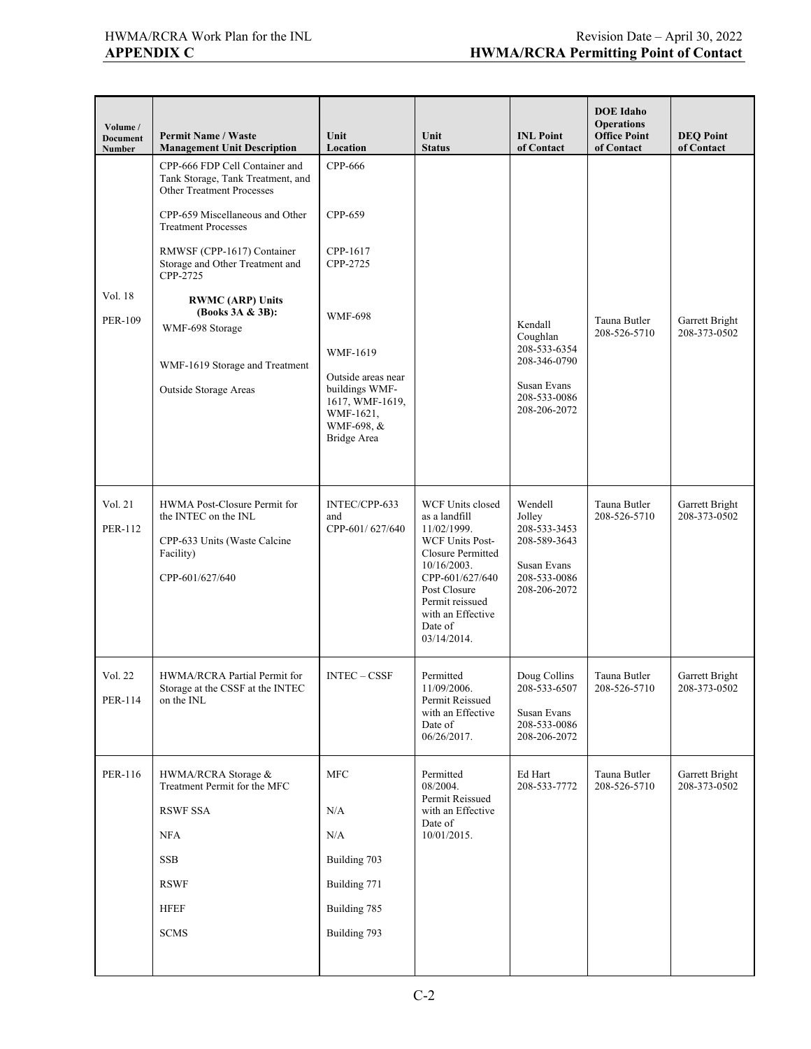| Volume / Document Number | Permit Name / Waste Management Unit Description | Unit Location | Unit Status | INL Point of Contact | DOE Idaho Operations Office Point of Contact | DEQ Point of Contact |
|---|---|---|---|---|---|---|
| Vol. 18<br>PER-109 | CPP-666 FDP Cell Container and Tank Storage, Tank Treatment, and Other Treatment Processes<br><br>CPP-659 Miscellaneous and Other Treatment Processes<br><br>RMWSF (CPP-1617) Container Storage and Other Treatment and CPP-2725<br><br>**RWMC (ARP) Units (Books 3A & 3B):**<br>WMF-698 Storage<br><br>WMF-1619 Storage and Treatment<br><br>Outside Storage Areas | CPP-666<br><br>CPP-659<br><br>CPP-1617<br>CPP-2725<br><br>WMF-698<br><br>WMF-1619<br><br>Outside areas near buildings WMF-1617, WMF-1619, WMF-1621, WMF-698, & Bridge Area | | Kendall Coughlan<br>208-533-6354<br>208-346-0790<br><br>Susan Evans<br>208-533-0086<br>208-206-2072 | Tauna Butler<br>208-526-5710 | Garrett Bright<br>208-373-0502 |
| Vol. 21<br>PER-112 | HWMA Post-Closure Permit for the INTEC on the INL<br><br>CPP-633 Units (Waste Calcine Facility)<br><br>CPP-601/627/640 | INTEC/CPP-633 and<br>CPP-601/ 627/640 | WCF Units closed as a landfill 11/02/1999.<br>WCF Units Post-Closure Permitted 10/16/2003.<br>CPP-601/627/640 Post Closure Permit reissued with an Effective Date of 03/14/2014. | Wendell Jolley<br>208-533-3453<br>208-589-3643<br><br>Susan Evans<br>208-533-0086<br>208-206-2072 | Tauna Butler<br>208-526-5710 | Garrett Bright<br>208-373-0502 |
| Vol. 22<br>PER-114 | HWMA/RCRA Partial Permit for Storage at the CSSF at the INTEC on the INL | INTEC – CSSF | Permitted 11/09/2006.<br>Permit Reissued with an Effective Date of 06/26/2017. | Doug Collins<br>208-533-6507<br><br>Susan Evans<br>208-533-0086<br>208-206-2072 | Tauna Butler<br>208-526-5710 | Garrett Bright<br>208-373-0502 |
| PER-116 | HWMA/RCRA Storage & Treatment Permit for the MFC<br><br>RSWF SSA<br><br>NFA<br><br>SSB<br><br>RSWF<br><br>HFEF<br><br>SCMS | MFC<br><br>N/A<br><br>N/A<br><br>Building 703<br><br>Building 771<br><br>Building 785<br><br>Building 793 | Permitted 08/2004.<br>Permit Reissued with an Effective Date of 10/01/2015. | Ed Hart<br>208-533-7772 | Tauna Butler<br>208-526-5710 | Garrett Bright<br>208-373-0502 |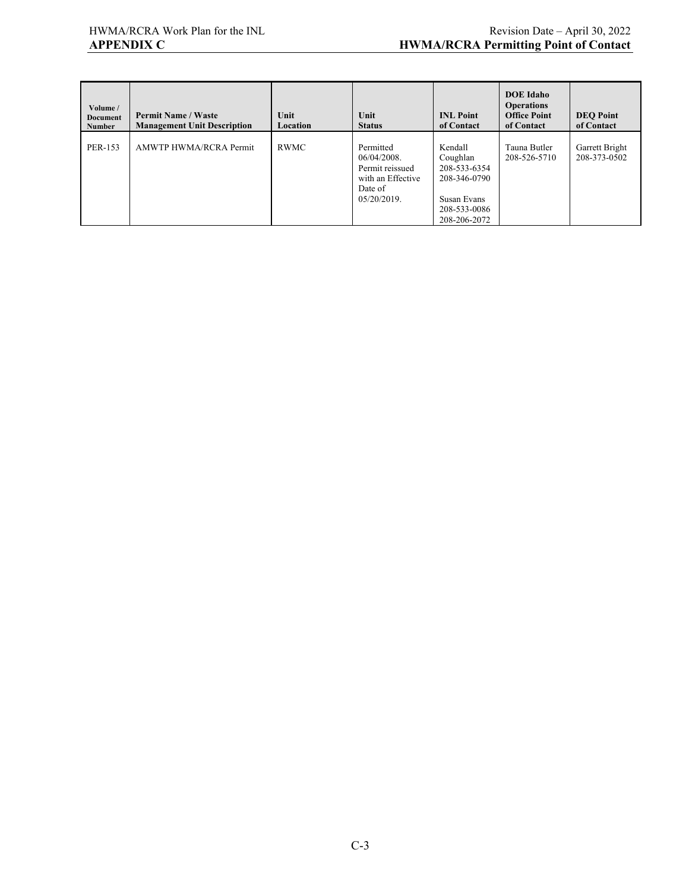| Volume / Document Number | Permit Name / Waste Management Unit Description | Unit Location | Unit Status | INL Point of Contact | DOE Idaho Operations Office Point of Contact | DEQ Point of Contact |
|---|---|---|---|---|---|---|
| PER-153 | AMWTP HWMA/RCRA Permit | RWMC | Permitted 06/04/2008. Permit reissued with an Effective Date of 05/20/2019. | Kendall Coughlan 208-533-6354 208-346-0790<br><br>Susan Evans 208-533-0086 208-206-2072 | Tauna Butler 208-526-5710 | Garrett Bright 208-373-0502 |